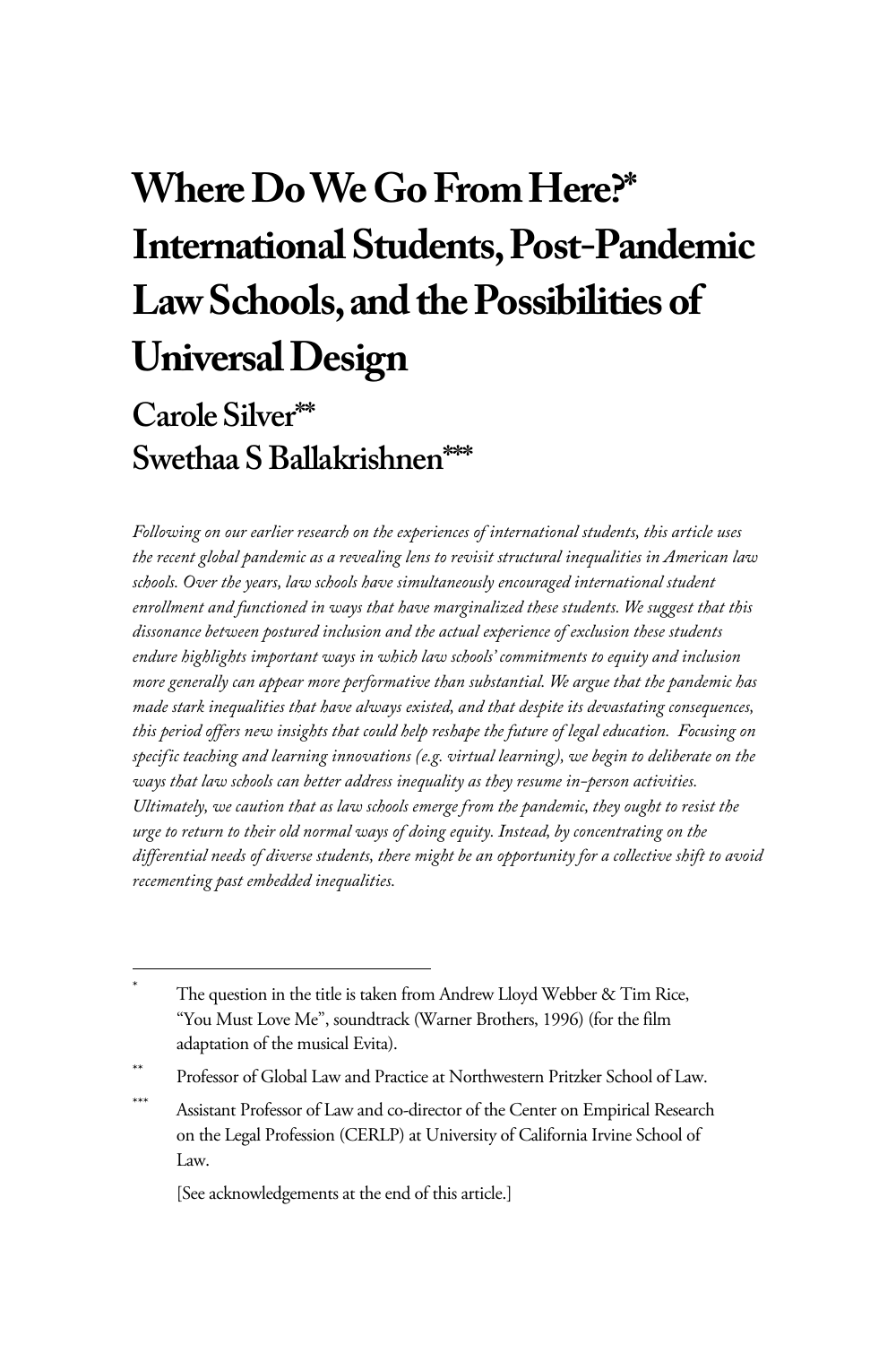# Where Do We Go From Here?* International Students, Post-Pandemic Law Schools, and the Possibilities of Universal Design

## Carole Silver**
## Swethaa S Ballakrishnen***

*Following on our earlier research on the experiences of international students, this article uses the recent global pandemic as a revealing lens to revisit structural inequalities in American law schools. Over the years, law schools have simultaneously encouraged international student enrollment and functioned in ways that have marginalized these students. We suggest that this dissonance between postured inclusion and the actual experience of exclusion these students endure highlights important ways in which law schools' commitments to equity and inclusion more generally can appear more performative than substantial. We argue that the pandemic has made stark inequalities that have always existed, and that despite its devastating consequences, this period offers new insights that could help reshape the future of legal education. Focusing on specific teaching and learning innovations (e.g. virtual learning), we begin to deliberate on the ways that law schools can better address inequality as they resume in-person activities. Ultimately, we caution that as law schools emerge from the pandemic, they ought to resist the urge to return to their old normal ways of doing equity. Instead, by concentrating on the differential needs of diverse students, there might be an opportunity for a collective shift to avoid recementing past embedded inequalities.*

---

\* The question in the title is taken from Andrew Lloyd Webber & Tim Rice, "You Must Love Me", soundtrack (Warner Brothers, 1996) (for the film adaptation of the musical Evita).

\*\* Professor of Global Law and Practice at Northwestern Pritzker School of Law.

\*\*\* Assistant Professor of Law and co-director of the Center on Empirical Research on the Legal Profession (CERLP) at University of California Irvine School of Law.

[See acknowledgements at the end of this article.]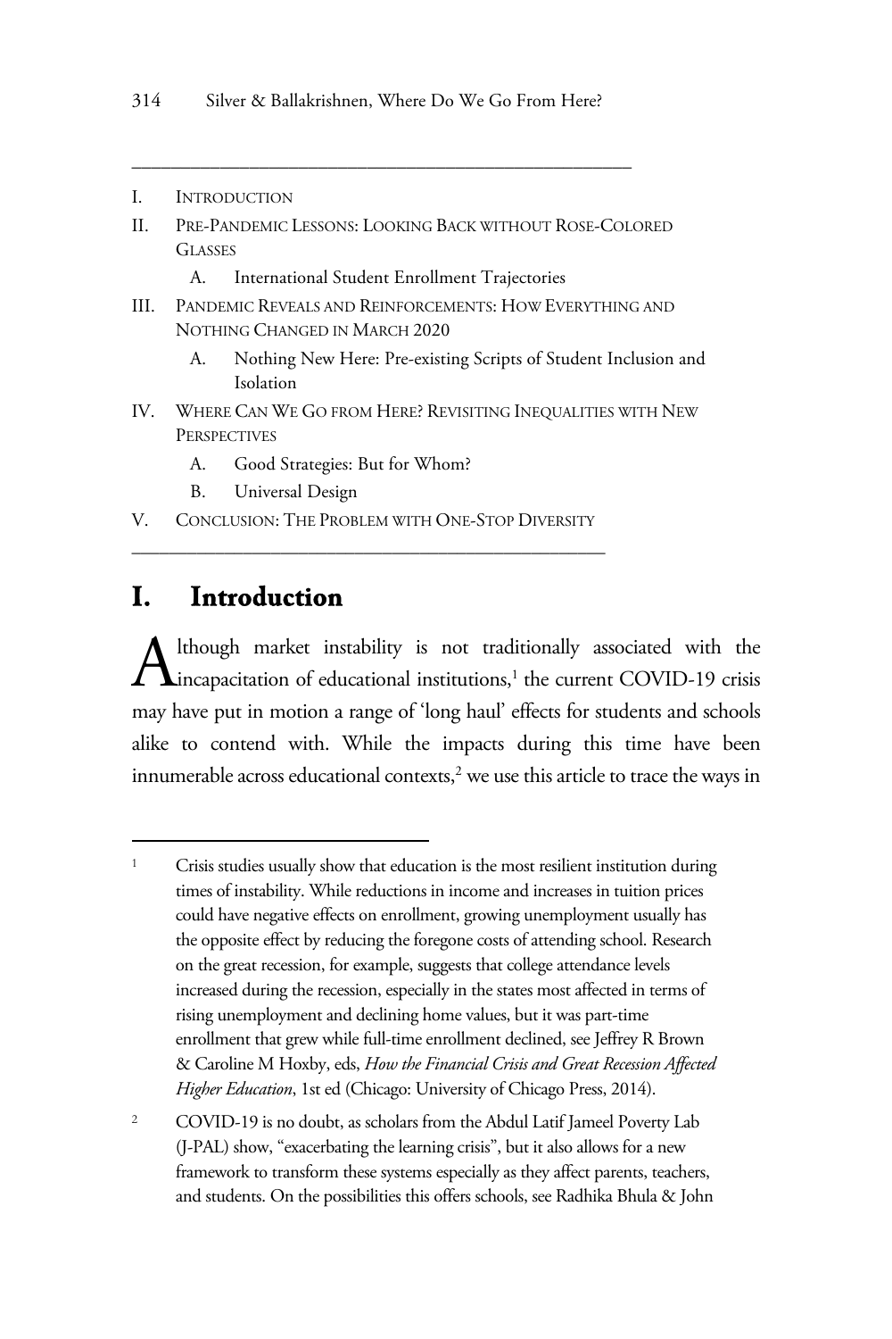I. INTRODUCTION
II. PRE-PANDEMIC LESSONS: LOOKING BACK WITHOUT ROSE-COLORED GLASSES
    A. International Student Enrollment Trajectories
III. PANDEMIC REVEALS AND REINFORCEMENTS: HOW EVERYTHING AND NOTHING CHANGED IN MARCH 2020
    A. Nothing New Here: Pre-existing Scripts of Student Inclusion and Isolation
IV. WHERE CAN WE GO FROM HERE? REVISITING INEQUALITIES WITH NEW PERSPECTIVES
    A. Good Strategies: But for Whom?
    B. Universal Design
V. CONCLUSION: THE PROBLEM WITH ONE-STOP DIVERSITY

# I. Introduction

Although market instability is not traditionally associated with the incapacitation of educational institutions,[1] the current COVID-19 crisis may have put in motion a range of 'long haul' effects for students and schools alike to contend with. While the impacts during this time have been innumerable across educational contexts,[2] we use this article to trace the ways in

[1] Crisis studies usually show that education is the most resilient institution during times of instability. While reductions in income and increases in tuition prices could have negative effects on enrollment, growing unemployment usually has the opposite effect by reducing the foregone costs of attending school. Research on the great recession, for example, suggests that college attendance levels increased during the recession, especially in the states most affected in terms of rising unemployment and declining home values, but it was part-time enrollment that grew while full-time enrollment declined, see Jeffrey R Brown & Caroline M Hoxby, eds, *How the Financial Crisis and Great Recession Affected Higher Education*, 1st ed (Chicago: University of Chicago Press, 2014).

[2] COVID-19 is no doubt, as scholars from the Abdul Latif Jameel Poverty Lab (J-PAL) show, "exacerbating the learning crisis", but it also allows for a new framework to transform these systems especially as they affect parents, teachers, and students. On the possibilities this offers schools, see Radhika Bhula & John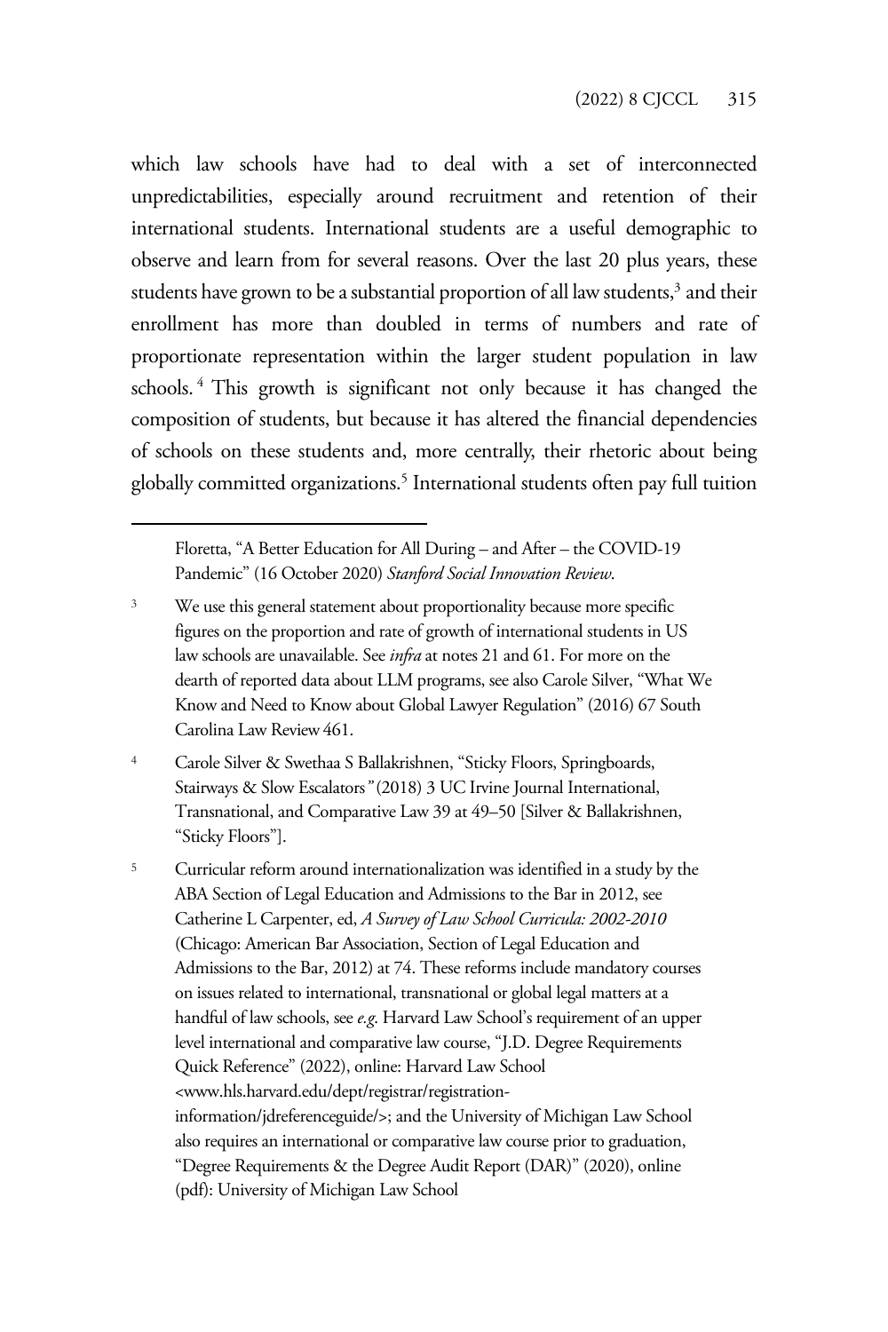which law schools have had to deal with a set of interconnected unpredictabilities, especially around recruitment and retention of their international students. International students are a useful demographic to observe and learn from for several reasons. Over the last 20 plus years, these students have grown to be a substantial proportion of all law students,[3] and their enrollment has more than doubled in terms of numbers and rate of proportionate representation within the larger student population in law schools.[4] This growth is significant not only because it has changed the composition of students, but because it has altered the financial dependencies of schools on these students and, more centrally, their rhetoric about being globally committed organizations.[5] International students often pay full tuition

---

Floretta, "A Better Education for All During – and After – the COVID-19 Pandemic" (16 October 2020) *Stanford Social Innovation Review*.

[3] We use this general statement about proportionality because more specific figures on the proportion and rate of growth of international students in US law schools are unavailable. See *infra* at notes 21 and 61. For more on the dearth of reported data about LLM programs, see also Carole Silver, "What We Know and Need to Know about Global Lawyer Regulation" (2016) 67 South Carolina Law Review 461.

[4] Carole Silver & Swethaa S Ballakrishnen, "Sticky Floors, Springboards, Stairways & Slow Escalators*"* (2018) 3 UC Irvine Journal International, Transnational, and Comparative Law 39 at 49–50 [Silver & Ballakrishnen, "Sticky Floors"].

[5] Curricular reform around internationalization was identified in a study by the ABA Section of Legal Education and Admissions to the Bar in 2012, see Catherine L Carpenter, ed, *A Survey of Law School Curricula: 2002-2010* (Chicago: American Bar Association, Section of Legal Education and Admissions to the Bar, 2012) at 74. These reforms include mandatory courses on issues related to international, transnational or global legal matters at a handful of law schools, see *e.g.* Harvard Law School's requirement of an upper level international and comparative law course, "J.D. Degree Requirements Quick Reference" (2022), online: Harvard Law School <www.hls.harvard.edu/dept/registrar/registration-information/jdreferenceguide/>; and the University of Michigan Law School also requires an international or comparative law course prior to graduation, "Degree Requirements & the Degree Audit Report (DAR)" (2020), online (pdf): University of Michigan Law School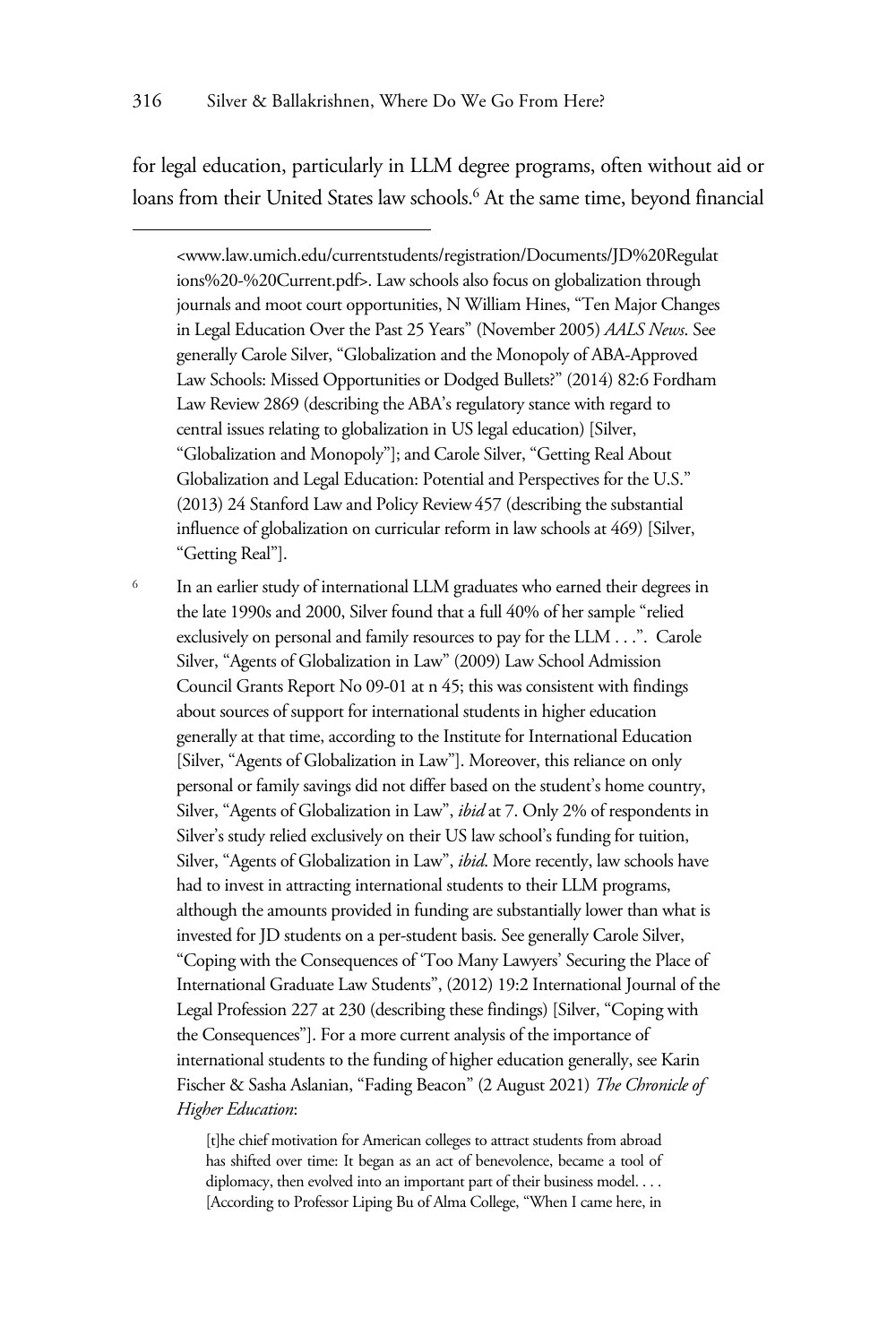for legal education, particularly in LLM degree programs, often without aid or loans from their United States law schools.[6] At the same time, beyond financial

---

<www.law.umich.edu/currentstudents/registration/Documents/JD%20Regulations%20-%20Current.pdf>. Law schools also focus on globalization through journals and moot court opportunities, N William Hines, "Ten Major Changes in Legal Education Over the Past 25 Years" (November 2005) *AALS News*. See generally Carole Silver, "Globalization and the Monopoly of ABA-Approved Law Schools: Missed Opportunities or Dodged Bullets?" (2014) 82:6 Fordham Law Review 2869 (describing the ABA's regulatory stance with regard to central issues relating to globalization in US legal education) [Silver, "Globalization and Monopoly"]; and Carole Silver, "Getting Real About Globalization and Legal Education: Potential and Perspectives for the U.S." (2013) 24 Stanford Law and Policy Review 457 (describing the substantial influence of globalization on curricular reform in law schools at 469) [Silver, "Getting Real"].

[6] In an earlier study of international LLM graduates who earned their degrees in the late 1990s and 2000, Silver found that a full 40% of her sample "relied exclusively on personal and family resources to pay for the LLM . . .". Carole Silver, "Agents of Globalization in Law" (2009) Law School Admission Council Grants Report No 09-01 at n 45; this was consistent with findings about sources of support for international students in higher education generally at that time, according to the Institute for International Education [Silver, "Agents of Globalization in Law"]. Moreover, this reliance on only personal or family savings did not differ based on the student's home country, Silver, "Agents of Globalization in Law", *ibid* at 7. Only 2% of respondents in Silver's study relied exclusively on their US law school's funding for tuition, Silver, "Agents of Globalization in Law", *ibid*. More recently, law schools have had to invest in attracting international students to their LLM programs, although the amounts provided in funding are substantially lower than what is invested for JD students on a per-student basis. See generally Carole Silver, "Coping with the Consequences of 'Too Many Lawyers' Securing the Place of International Graduate Law Students", (2012) 19:2 International Journal of the Legal Profession 227 at 230 (describing these findings) [Silver, "Coping with the Consequences"]. For a more current analysis of the importance of international students to the funding of higher education generally, see Karin Fischer & Sasha Aslanian, "Fading Beacon" (2 August 2021) *The Chronicle of Higher Education*:

> [t]he chief motivation for American colleges to attract students from abroad has shifted over time: It began as an act of benevolence, became a tool of diplomacy, then evolved into an important part of their business model. . . . [According to Professor Liping Bu of Alma College, "When I came here, in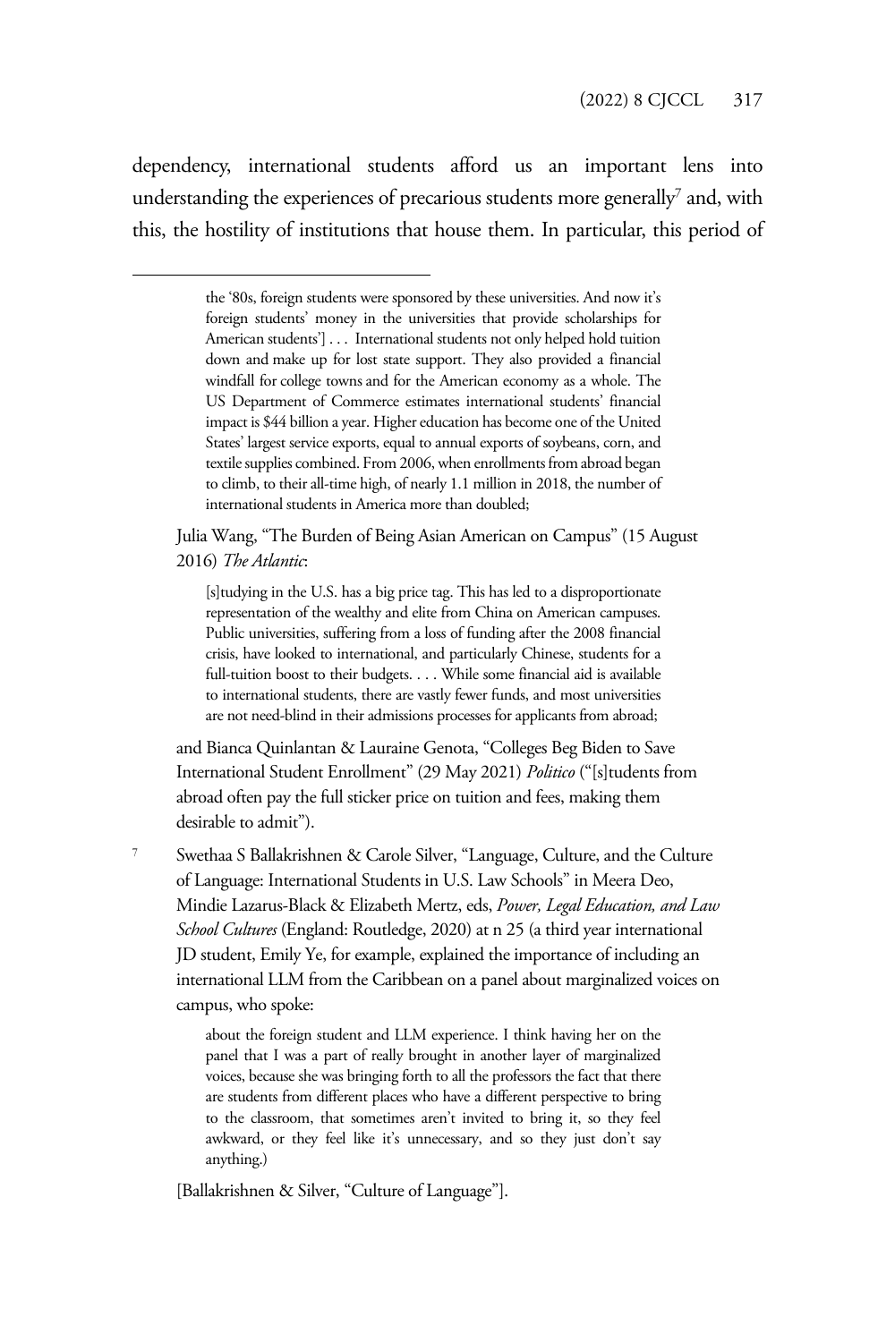dependency, international students afford us an important lens into understanding the experiences of precarious students more generally[7] and, with this, the hostility of institutions that house them. In particular, this period of

---

> the '80s, foreign students were sponsored by these universities. And now it's foreign students' money in the universities that provide scholarships for American students'] . . . International students not only helped hold tuition down and make up for lost state support. They also provided a financial windfall for college towns and for the American economy as a whole. The US Department of Commerce estimates international students' financial impact is $44 billion a year. Higher education has become one of the United States' largest service exports, equal to annual exports of soybeans, corn, and textile supplies combined. From 2006, when enrollments from abroad began to climb, to their all-time high, of nearly 1.1 million in 2018, the number of international students in America more than doubled;

Julia Wang, "The Burden of Being Asian American on Campus" (15 August 2016) *The Atlantic*:

> [s]tudying in the U.S. has a big price tag. This has led to a disproportionate representation of the wealthy and elite from China on American campuses. Public universities, suffering from a loss of funding after the 2008 financial crisis, have looked to international, and particularly Chinese, students for a full-tuition boost to their budgets. . . . While some financial aid is available to international students, there are vastly fewer funds, and most universities are not need-blind in their admissions processes for applicants from abroad;

and Bianca Quinlantan & Lauraine Genota, "Colleges Beg Biden to Save International Student Enrollment" (29 May 2021) *Politico* ("[s]tudents from abroad often pay the full sticker price on tuition and fees, making them desirable to admit").

[7] Swethaa S Ballakrishnen & Carole Silver, "Language, Culture, and the Culture of Language: International Students in U.S. Law Schools" in Meera Deo, Mindie Lazarus-Black & Elizabeth Mertz, eds, *Power, Legal Education, and Law School Cultures* (England: Routledge, 2020) at n 25 (a third year international JD student, Emily Ye, for example, explained the importance of including an international LLM from the Caribbean on a panel about marginalized voices on campus, who spoke:

> about the foreign student and LLM experience. I think having her on the panel that I was a part of really brought in another layer of marginalized voices, because she was bringing forth to all the professors the fact that there are students from different places who have a different perspective to bring to the classroom, that sometimes aren't invited to bring it, so they feel awkward, or they feel like it's unnecessary, and so they just don't say anything.)

[Ballakrishnen & Silver, "Culture of Language"].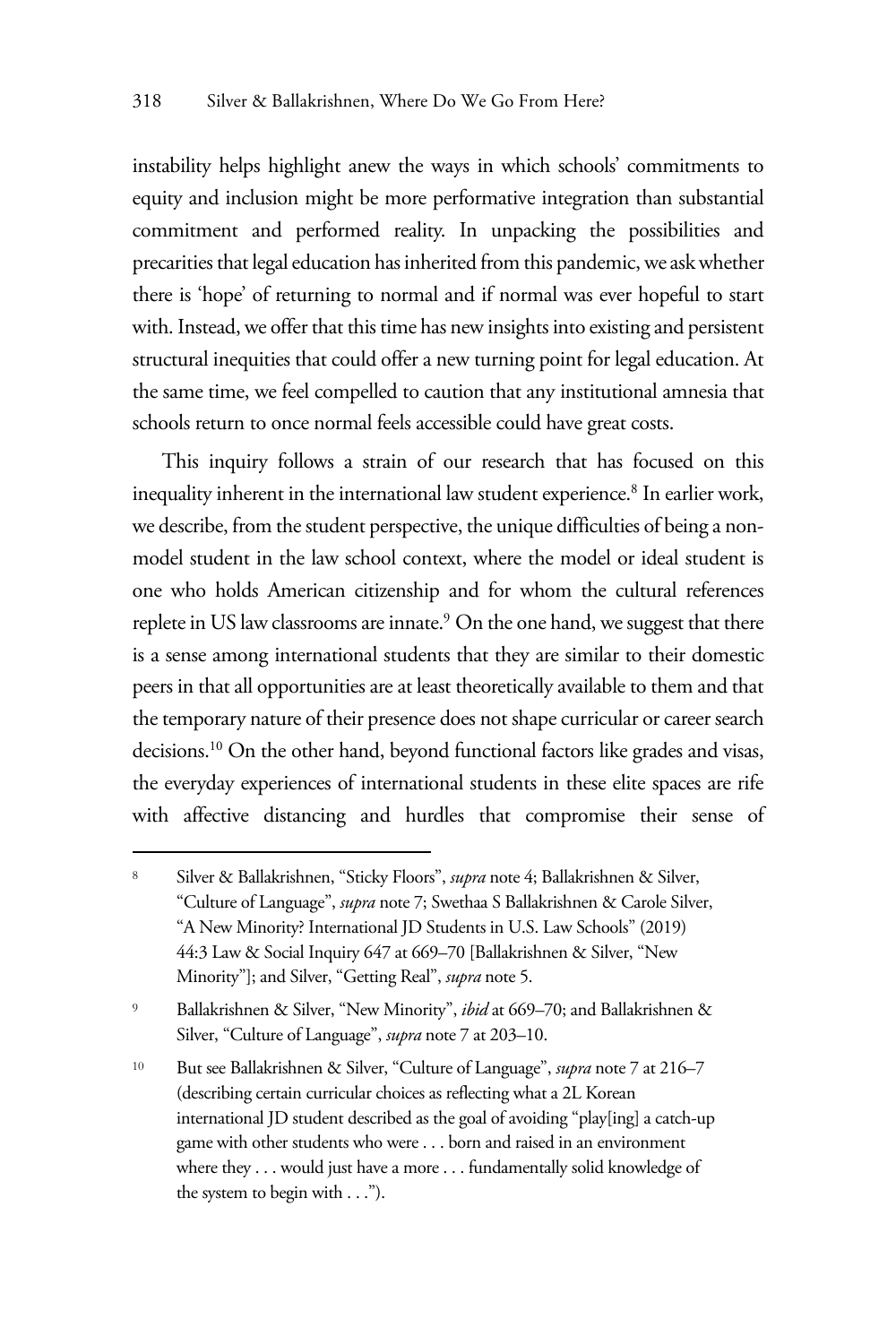instability helps highlight anew the ways in which schools' commitments to equity and inclusion might be more performative integration than substantial commitment and performed reality. In unpacking the possibilities and precarities that legal education has inherited from this pandemic, we ask whether there is 'hope' of returning to normal and if normal was ever hopeful to start with. Instead, we offer that this time has new insights into existing and persistent structural inequities that could offer a new turning point for legal education. At the same time, we feel compelled to caution that any institutional amnesia that schools return to once normal feels accessible could have great costs.

This inquiry follows a strain of our research that has focused on this inequality inherent in the international law student experience.[8] In earlier work, we describe, from the student perspective, the unique difficulties of being a non-model student in the law school context, where the model or ideal student is one who holds American citizenship and for whom the cultural references replete in US law classrooms are innate.[9] On the one hand, we suggest that there is a sense among international students that they are similar to their domestic peers in that all opportunities are at least theoretically available to them and that the temporary nature of their presence does not shape curricular or career search decisions.[10] On the other hand, beyond functional factors like grades and visas, the everyday experiences of international students in these elite spaces are rife with affective distancing and hurdles that compromise their sense of

---

[8] Silver & Ballakrishnen, "Sticky Floors", *supra* note 4; Ballakrishnen & Silver, "Culture of Language", *supra* note 7; Swethaa S Ballakrishnen & Carole Silver, "A New Minority? International JD Students in U.S. Law Schools" (2019) 44:3 Law & Social Inquiry 647 at 669–70 [Ballakrishnen & Silver, "New Minority"]; and Silver, "Getting Real", *supra* note 5.

[9] Ballakrishnen & Silver, "New Minority", *ibid* at 669–70; and Ballakrishnen & Silver, "Culture of Language", *supra* note 7 at 203–10.

[10] But see Ballakrishnen & Silver, "Culture of Language", *supra* note 7 at 216–7 (describing certain curricular choices as reflecting what a 2L Korean international JD student described as the goal of avoiding "play[ing] a catch-up game with other students who were . . . born and raised in an environment where they . . . would just have a more . . . fundamentally solid knowledge of the system to begin with . . .").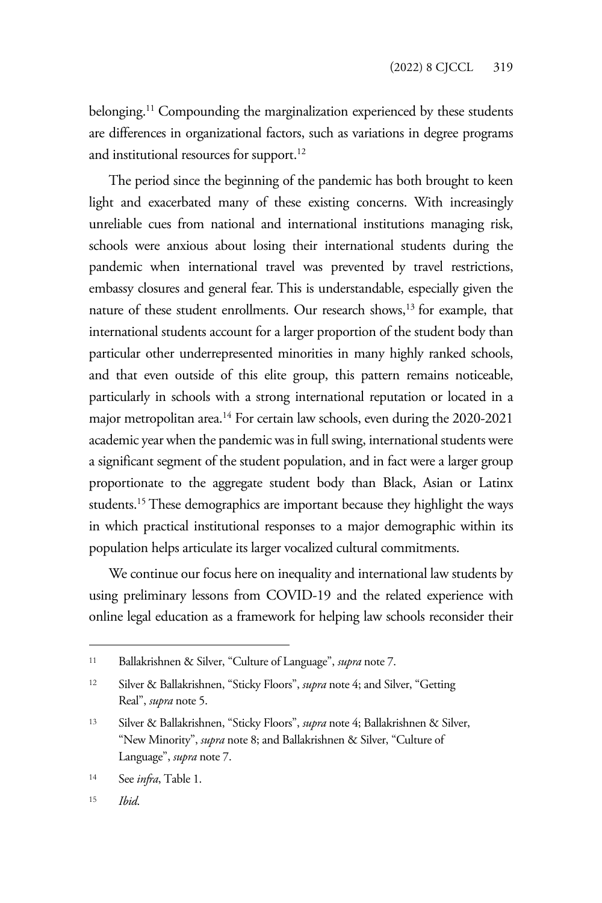belonging.[11] Compounding the marginalization experienced by these students are differences in organizational factors, such as variations in degree programs and institutional resources for support.[12]

The period since the beginning of the pandemic has both brought to keen light and exacerbated many of these existing concerns. With increasingly unreliable cues from national and international institutions managing risk, schools were anxious about losing their international students during the pandemic when international travel was prevented by travel restrictions, embassy closures and general fear. This is understandable, especially given the nature of these student enrollments. Our research shows,[13] for example, that international students account for a larger proportion of the student body than particular other underrepresented minorities in many highly ranked schools, and that even outside of this elite group, this pattern remains noticeable, particularly in schools with a strong international reputation or located in a major metropolitan area.[14] For certain law schools, even during the 2020-2021 academic year when the pandemic was in full swing, international students were a significant segment of the student population, and in fact were a larger group proportionate to the aggregate student body than Black, Asian or Latinx students.[15] These demographics are important because they highlight the ways in which practical institutional responses to a major demographic within its population helps articulate its larger vocalized cultural commitments.

We continue our focus here on inequality and international law students by using preliminary lessons from COVID-19 and the related experience with online legal education as a framework for helping law schools reconsider their

---

11 Ballakrishnen & Silver, "Culture of Language", *supra* note 7.

12 Silver & Ballakrishnen, "Sticky Floors", *supra* note 4; and Silver, "Getting Real", *supra* note 5.

13 Silver & Ballakrishnen, "Sticky Floors", *supra* note 4; Ballakrishnen & Silver, "New Minority", *supra* note 8; and Ballakrishnen & Silver, "Culture of Language", *supra* note 7.

14 See *infra*, Table 1.

15 *Ibid*.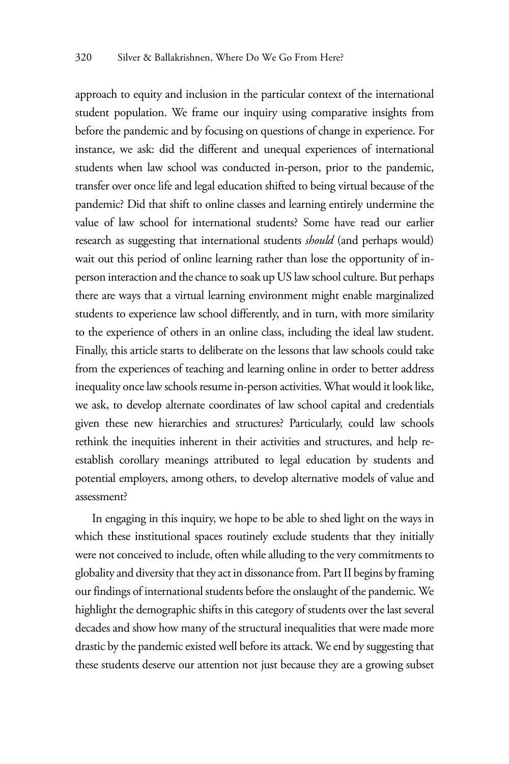approach to equity and inclusion in the particular context of the international student population. We frame our inquiry using comparative insights from before the pandemic and by focusing on questions of change in experience. For instance, we ask: did the different and unequal experiences of international students when law school was conducted in-person, prior to the pandemic, transfer over once life and legal education shifted to being virtual because of the pandemic? Did that shift to online classes and learning entirely undermine the value of law school for international students? Some have read our earlier research as suggesting that international students *should* (and perhaps would) wait out this period of online learning rather than lose the opportunity of in-person interaction and the chance to soak up US law school culture. But perhaps there are ways that a virtual learning environment might enable marginalized students to experience law school differently, and in turn, with more similarity to the experience of others in an online class, including the ideal law student. Finally, this article starts to deliberate on the lessons that law schools could take from the experiences of teaching and learning online in order to better address inequality once law schools resume in-person activities. What would it look like, we ask, to develop alternate coordinates of law school capital and credentials given these new hierarchies and structures? Particularly, could law schools rethink the inequities inherent in their activities and structures, and help re-establish corollary meanings attributed to legal education by students and potential employers, among others, to develop alternative models of value and assessment?

In engaging in this inquiry, we hope to be able to shed light on the ways in which these institutional spaces routinely exclude students that they initially were not conceived to include, often while alluding to the very commitments to globality and diversity that they act in dissonance from. Part II begins by framing our findings of international students before the onslaught of the pandemic. We highlight the demographic shifts in this category of students over the last several decades and show how many of the structural inequalities that were made more drastic by the pandemic existed well before its attack. We end by suggesting that these students deserve our attention not just because they are a growing subset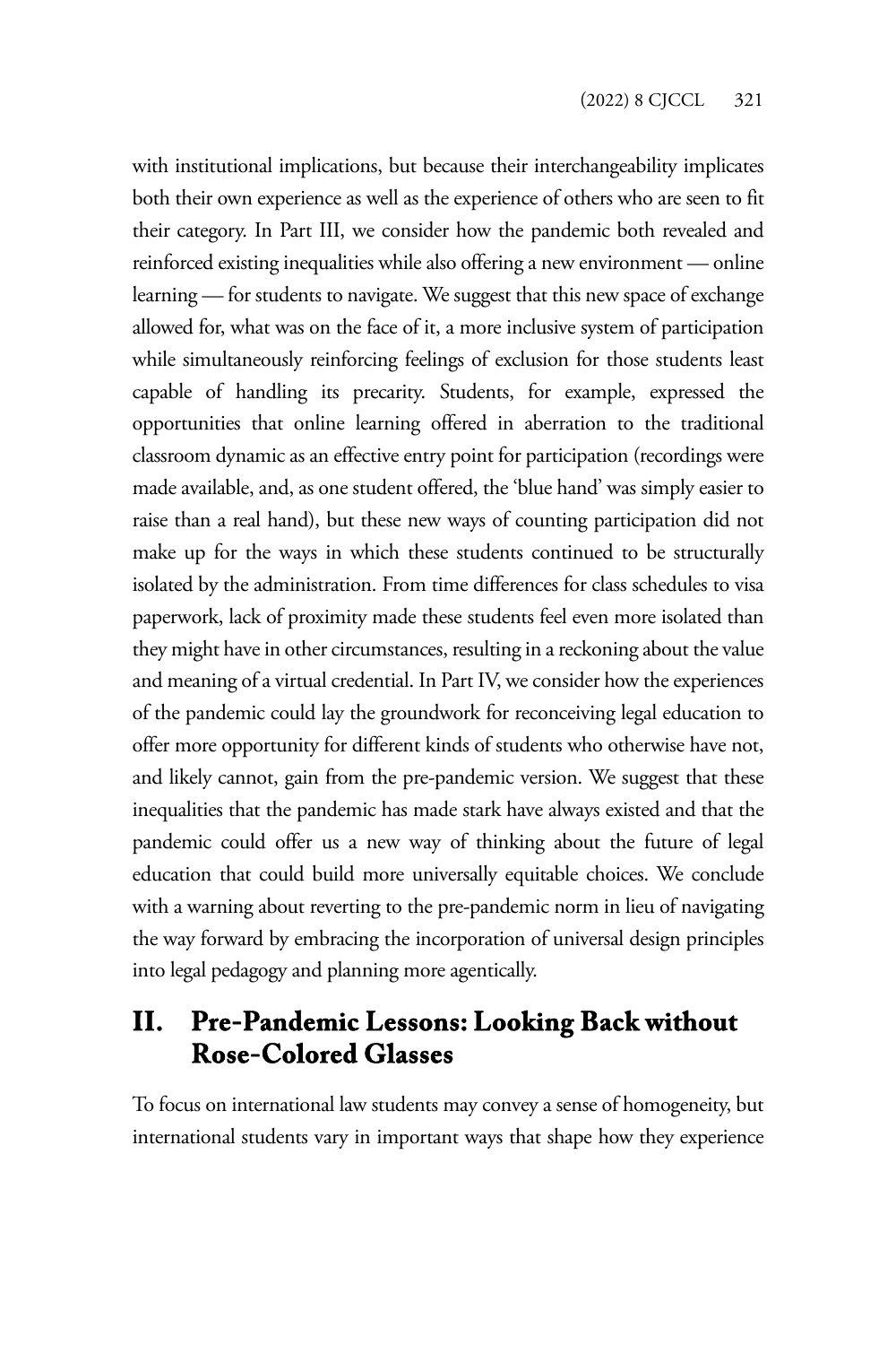with institutional implications, but because their interchangeability implicates both their own experience as well as the experience of others who are seen to fit their category. In Part III, we consider how the pandemic both revealed and reinforced existing inequalities while also offering a new environment — online learning — for students to navigate. We suggest that this new space of exchange allowed for, what was on the face of it, a more inclusive system of participation while simultaneously reinforcing feelings of exclusion for those students least capable of handling its precarity. Students, for example, expressed the opportunities that online learning offered in aberration to the traditional classroom dynamic as an effective entry point for participation (recordings were made available, and, as one student offered, the 'blue hand' was simply easier to raise than a real hand), but these new ways of counting participation did not make up for the ways in which these students continued to be structurally isolated by the administration. From time differences for class schedules to visa paperwork, lack of proximity made these students feel even more isolated than they might have in other circumstances, resulting in a reckoning about the value and meaning of a virtual credential. In Part IV, we consider how the experiences of the pandemic could lay the groundwork for reconceiving legal education to offer more opportunity for different kinds of students who otherwise have not, and likely cannot, gain from the pre-pandemic version. We suggest that these inequalities that the pandemic has made stark have always existed and that the pandemic could offer us a new way of thinking about the future of legal education that could build more universally equitable choices. We conclude with a warning about reverting to the pre-pandemic norm in lieu of navigating the way forward by embracing the incorporation of universal design principles into legal pedagogy and planning more agentically.

## II. Pre-Pandemic Lessons: Looking Back without Rose-Colored Glasses

To focus on international law students may convey a sense of homogeneity, but international students vary in important ways that shape how they experience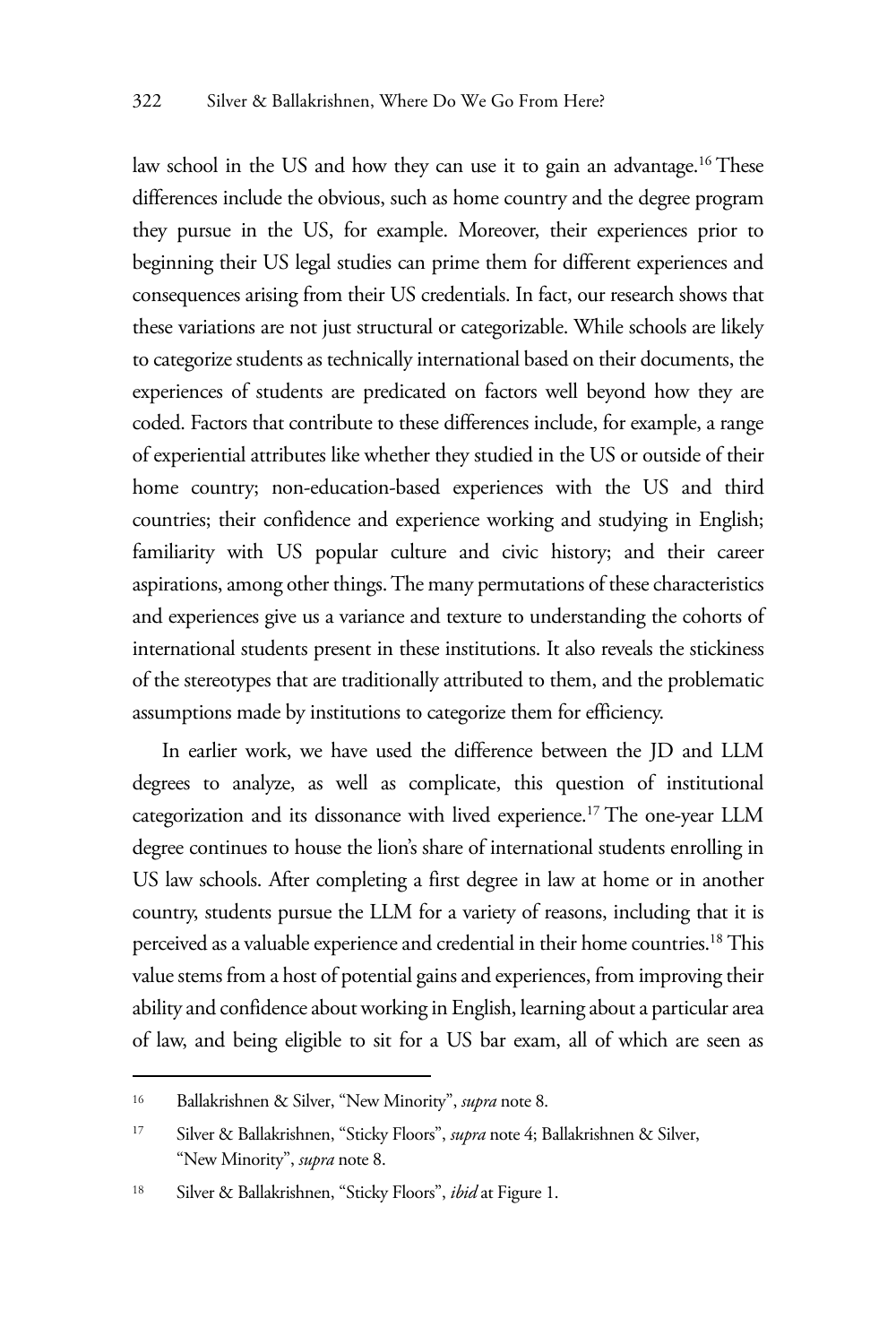law school in the US and how they can use it to gain an advantage.[16] These differences include the obvious, such as home country and the degree program they pursue in the US, for example. Moreover, their experiences prior to beginning their US legal studies can prime them for different experiences and consequences arising from their US credentials. In fact, our research shows that these variations are not just structural or categorizable. While schools are likely to categorize students as technically international based on their documents, the experiences of students are predicated on factors well beyond how they are coded. Factors that contribute to these differences include, for example, a range of experiential attributes like whether they studied in the US or outside of their home country; non-education-based experiences with the US and third countries; their confidence and experience working and studying in English; familiarity with US popular culture and civic history; and their career aspirations, among other things. The many permutations of these characteristics and experiences give us a variance and texture to understanding the cohorts of international students present in these institutions. It also reveals the stickiness of the stereotypes that are traditionally attributed to them, and the problematic assumptions made by institutions to categorize them for efficiency.

In earlier work, we have used the difference between the JD and LLM degrees to analyze, as well as complicate, this question of institutional categorization and its dissonance with lived experience.[17] The one-year LLM degree continues to house the lion's share of international students enrolling in US law schools. After completing a first degree in law at home or in another country, students pursue the LLM for a variety of reasons, including that it is perceived as a valuable experience and credential in their home countries.[18] This value stems from a host of potential gains and experiences, from improving their ability and confidence about working in English, learning about a particular area of law, and being eligible to sit for a US bar exam, all of which are seen as

---

16 Ballakrishnen & Silver, "New Minority", *supra* note 8.

17 Silver & Ballakrishnen, "Sticky Floors", *supra* note 4; Ballakrishnen & Silver, "New Minority", *supra* note 8.

18 Silver & Ballakrishnen, "Sticky Floors", *ibid* at Figure 1.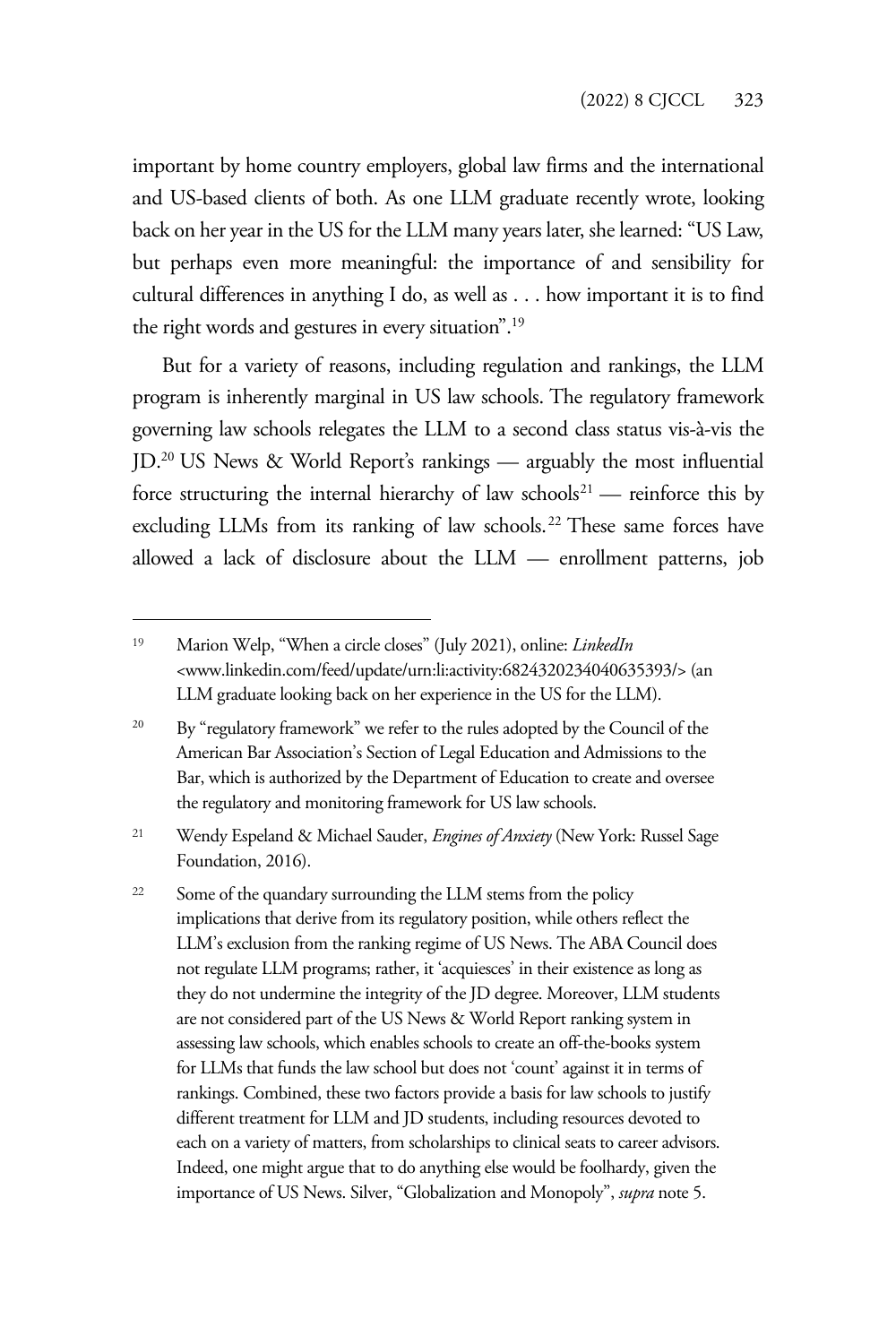important by home country employers, global law firms and the international and US-based clients of both. As one LLM graduate recently wrote, looking back on her year in the US for the LLM many years later, she learned: "US Law, but perhaps even more meaningful: the importance of and sensibility for cultural differences in anything I do, as well as . . . how important it is to find the right words and gestures in every situation".[19]

But for a variety of reasons, including regulation and rankings, the LLM program is inherently marginal in US law schools. The regulatory framework governing law schools relegates the LLM to a second class status vis-à-vis the JD.[20] US News & World Report's rankings — arguably the most influential force structuring the internal hierarchy of law schools[21] — reinforce this by excluding LLMs from its ranking of law schools.[22] These same forces have allowed a lack of disclosure about the LLM — enrollment patterns, job

---

[19] Marion Welp, "When a circle closes" (July 2021), online: *LinkedIn* <www.linkedin.com/feed/update/urn:li:activity:6824320234040635393/> (an LLM graduate looking back on her experience in the US for the LLM).

[20] By "regulatory framework" we refer to the rules adopted by the Council of the American Bar Association's Section of Legal Education and Admissions to the Bar, which is authorized by the Department of Education to create and oversee the regulatory and monitoring framework for US law schools.

[21] Wendy Espeland & Michael Sauder, *Engines of Anxiety* (New York: Russel Sage Foundation, 2016).

[22] Some of the quandary surrounding the LLM stems from the policy implications that derive from its regulatory position, while others reflect the LLM's exclusion from the ranking regime of US News. The ABA Council does not regulate LLM programs; rather, it 'acquiesces' in their existence as long as they do not undermine the integrity of the JD degree. Moreover, LLM students are not considered part of the US News & World Report ranking system in assessing law schools, which enables schools to create an off-the-books system for LLMs that funds the law school but does not 'count' against it in terms of rankings. Combined, these two factors provide a basis for law schools to justify different treatment for LLM and JD students, including resources devoted to each on a variety of matters, from scholarships to clinical seats to career advisors. Indeed, one might argue that to do anything else would be foolhardy, given the importance of US News. Silver, "Globalization and Monopoly", *supra* note 5.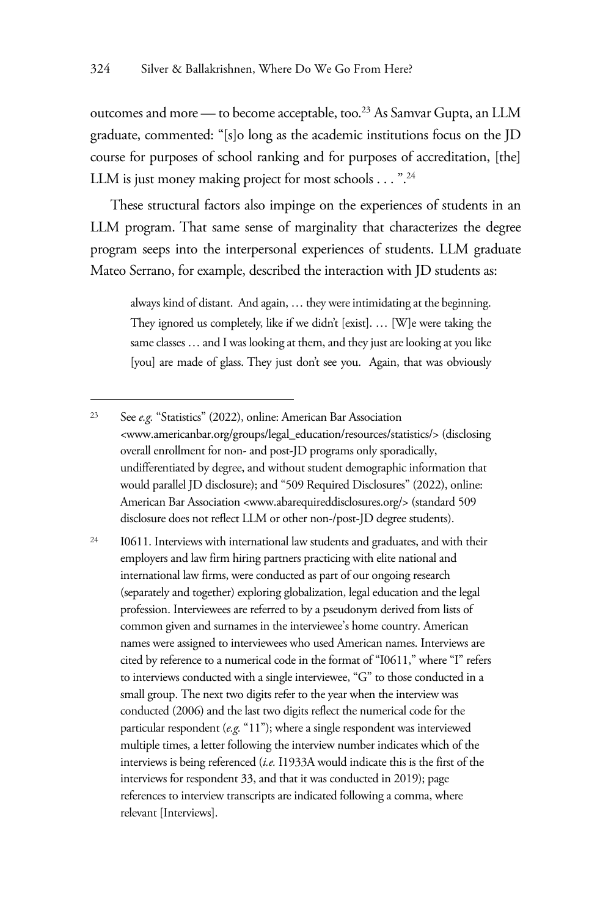outcomes and more — to become acceptable, too.[23] As Samvar Gupta, an LLM graduate, commented: "[s]o long as the academic institutions focus on the JD course for purposes of school ranking and for purposes of accreditation, [the] LLM is just money making project for most schools . . . ".[24]

These structural factors also impinge on the experiences of students in an LLM program. That same sense of marginality that characterizes the degree program seeps into the interpersonal experiences of students. LLM graduate Mateo Serrano, for example, described the interaction with JD students as:

> always kind of distant. And again, … they were intimidating at the beginning. They ignored us completely, like if we didn't [exist]. … [W]e were taking the same classes … and I was looking at them, and they just are looking at you like [you] are made of glass. They just don't see you. Again, that was obviously

---

[23] See *e.g.* "Statistics" (2022), online: American Bar Association <www.americanbar.org/groups/legal_education/resources/statistics/> (disclosing overall enrollment for non- and post-JD programs only sporadically, undifferentiated by degree, and without student demographic information that would parallel JD disclosure); and "509 Required Disclosures" (2022), online: American Bar Association <www.abarequireddisclosures.org/> (standard 509 disclosure does not reflect LLM or other non-/post-JD degree students).

[24] I0611. Interviews with international law students and graduates, and with their employers and law firm hiring partners practicing with elite national and international law firms, were conducted as part of our ongoing research (separately and together) exploring globalization, legal education and the legal profession. Interviewees are referred to by a pseudonym derived from lists of common given and surnames in the interviewee's home country. American names were assigned to interviewees who used American names. Interviews are cited by reference to a numerical code in the format of "I0611," where "I" refers to interviews conducted with a single interviewee, "G" to those conducted in a small group. The next two digits refer to the year when the interview was conducted (2006) and the last two digits reflect the numerical code for the particular respondent (*e.g.* "11"); where a single respondent was interviewed multiple times, a letter following the interview number indicates which of the interviews is being referenced (*i.e.* I1933A would indicate this is the first of the interviews for respondent 33, and that it was conducted in 2019); page references to interview transcripts are indicated following a comma, where relevant [Interviews].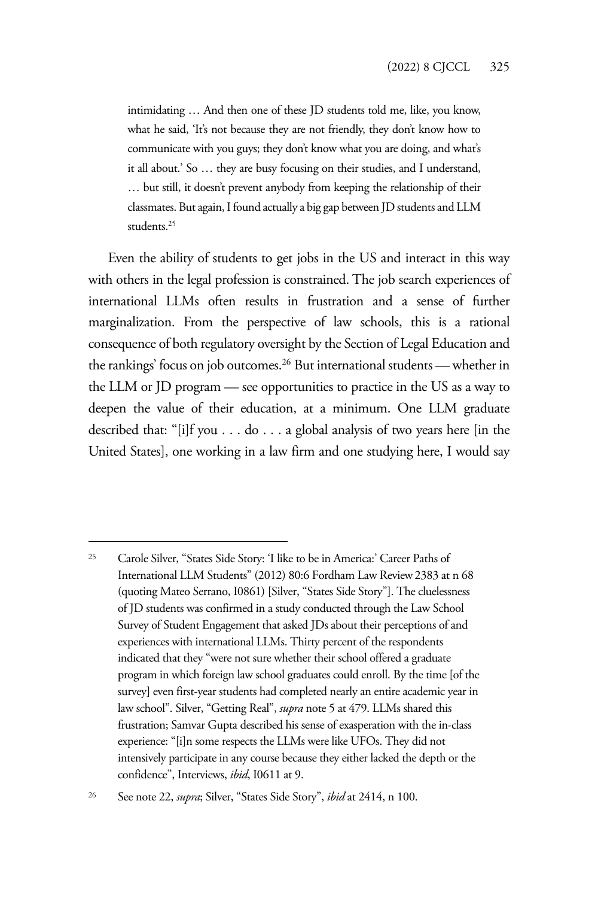> intimidating … And then one of these JD students told me, like, you know, what he said, 'It's not because they are not friendly, they don't know how to communicate with you guys; they don't know what you are doing, and what's it all about.' So … they are busy focusing on their studies, and I understand, … but still, it doesn't prevent anybody from keeping the relationship of their classmates. But again, I found actually a big gap between JD students and LLM students.[25]

Even the ability of students to get jobs in the US and interact in this way with others in the legal profession is constrained. The job search experiences of international LLMs often results in frustration and a sense of further marginalization. From the perspective of law schools, this is a rational consequence of both regulatory oversight by the Section of Legal Education and the rankings' focus on job outcomes.[26] But international students — whether in the LLM or JD program — see opportunities to practice in the US as a way to deepen the value of their education, at a minimum. One LLM graduate described that: "[i]f you . . . do . . . a global analysis of two years here [in the United States], one working in a law firm and one studying here, I would say

---

[25] Carole Silver, "States Side Story: 'I like to be in America:' Career Paths of International LLM Students" (2012) 80:6 Fordham Law Review 2383 at n 68 (quoting Mateo Serrano, I0861) [Silver, "States Side Story"]. The cluelessness of JD students was confirmed in a study conducted through the Law School Survey of Student Engagement that asked JDs about their perceptions of and experiences with international LLMs. Thirty percent of the respondents indicated that they "were not sure whether their school offered a graduate program in which foreign law school graduates could enroll. By the time [of the survey] even first-year students had completed nearly an entire academic year in law school". Silver, "Getting Real", *supra* note 5 at 479. LLMs shared this frustration; Samvar Gupta described his sense of exasperation with the in-class experience: "[i]n some respects the LLMs were like UFOs. They did not intensively participate in any course because they either lacked the depth or the confidence", Interviews, *ibid*, I0611 at 9.

[26] See note 22, *supra*; Silver, "States Side Story", *ibid* at 2414, n 100.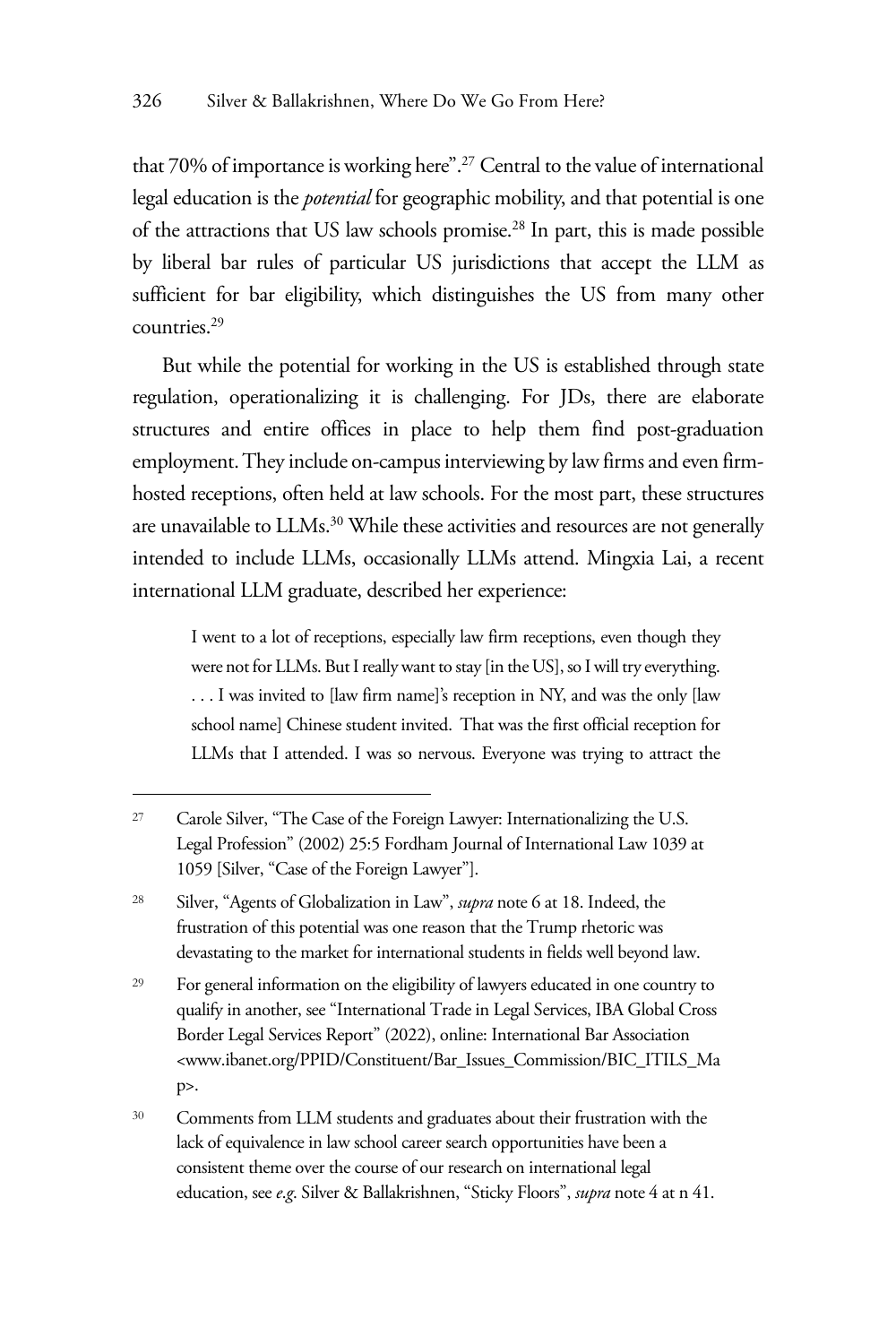that 70% of importance is working here".[27] Central to the value of international legal education is the *potential* for geographic mobility, and that potential is one of the attractions that US law schools promise.[28] In part, this is made possible by liberal bar rules of particular US jurisdictions that accept the LLM as sufficient for bar eligibility, which distinguishes the US from many other countries.[29]

But while the potential for working in the US is established through state regulation, operationalizing it is challenging. For JDs, there are elaborate structures and entire offices in place to help them find post-graduation employment. They include on-campus interviewing by law firms and even firm-hosted receptions, often held at law schools. For the most part, these structures are unavailable to LLMs.[30] While these activities and resources are not generally intended to include LLMs, occasionally LLMs attend. Mingxia Lai, a recent international LLM graduate, described her experience:

> I went to a lot of receptions, especially law firm receptions, even though they were not for LLMs. But I really want to stay [in the US], so I will try everything. . . . I was invited to [law firm name]'s reception in NY, and was the only [law school name] Chinese student invited. That was the first official reception for LLMs that I attended. I was so nervous. Everyone was trying to attract the

---

[27] Carole Silver, "The Case of the Foreign Lawyer: Internationalizing the U.S. Legal Profession" (2002) 25:5 Fordham Journal of International Law 1039 at 1059 [Silver, "Case of the Foreign Lawyer"].

[28] Silver, "Agents of Globalization in Law", *supra* note 6 at 18. Indeed, the frustration of this potential was one reason that the Trump rhetoric was devastating to the market for international students in fields well beyond law.

[29] For general information on the eligibility of lawyers educated in one country to qualify in another, see "International Trade in Legal Services, IBA Global Cross Border Legal Services Report" (2022), online: International Bar Association <www.ibanet.org/PPID/Constituent/Bar_Issues_Commission/BIC_ITILS_Map>.

[30] Comments from LLM students and graduates about their frustration with the lack of equivalence in law school career search opportunities have been a consistent theme over the course of our research on international legal education, see *e.g.* Silver & Ballakrishnen, "Sticky Floors", *supra* note 4 at n 41.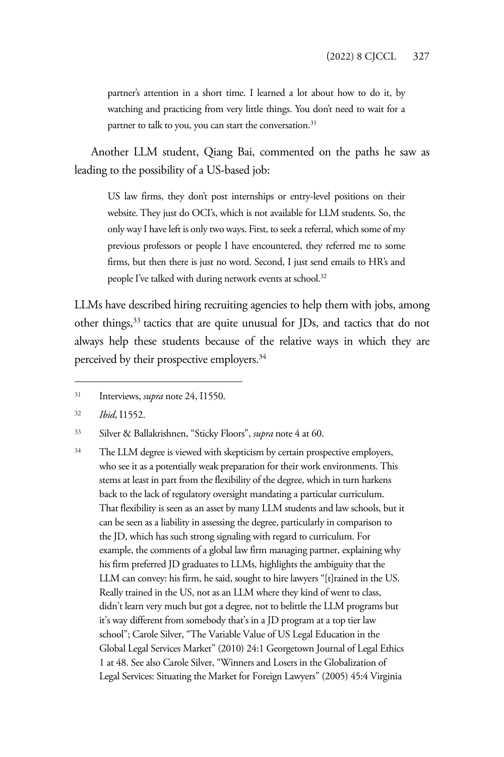> partner's attention in a short time. I learned a lot about how to do it, by watching and practicing from very little things. You don't need to wait for a partner to talk to you, you can start the conversation.[31]

Another LLM student, Qiang Bai, commented on the paths he saw as leading to the possibility of a US-based job:

> US law firms, they don't post internships or entry-level positions on their website. They just do OCI's, which is not available for LLM students. So, the only way I have left is only two ways. First, to seek a referral, which some of my previous professors or people I have encountered, they referred me to some firms, but then there is just no word. Second, I just send emails to HR's and people I've talked with during network events at school.[32]

LLMs have described hiring recruiting agencies to help them with jobs, among other things,[33] tactics that are quite unusual for JDs, and tactics that do not always help these students because of the relative ways in which they are perceived by their prospective employers.[34]

---

[31] Interviews, *supra* note 24, I1550.

[32] *Ibid*, I1552.

[33] Silver & Ballakrishnen, "Sticky Floors", *supra* note 4 at 60.

[34] The LLM degree is viewed with skepticism by certain prospective employers, who see it as a potentially weak preparation for their work environments. This stems at least in part from the flexibility of the degree, which in turn harkens back to the lack of regulatory oversight mandating a particular curriculum. That flexibility is seen as an asset by many LLM students and law schools, but it can be seen as a liability in assessing the degree, particularly in comparison to the JD, which has such strong signaling with regard to curriculum. For example, the comments of a global law firm managing partner, explaining why his firm preferred JD graduates to LLMs, highlights the ambiguity that the LLM can convey: his firm, he said, sought to hire lawyers "[t]rained in the US. Really trained in the US, not as an LLM where they kind of went to class, didn't learn very much but got a degree, not to belittle the LLM programs but it's way different from somebody that's in a JD program at a top tier law school"; Carole Silver, "The Variable Value of US Legal Education in the Global Legal Services Market" (2010) 24:1 Georgetown Journal of Legal Ethics 1 at 48. See also Carole Silver, "Winners and Losers in the Globalization of Legal Services: Situating the Market for Foreign Lawyers" (2005) 45:4 Virginia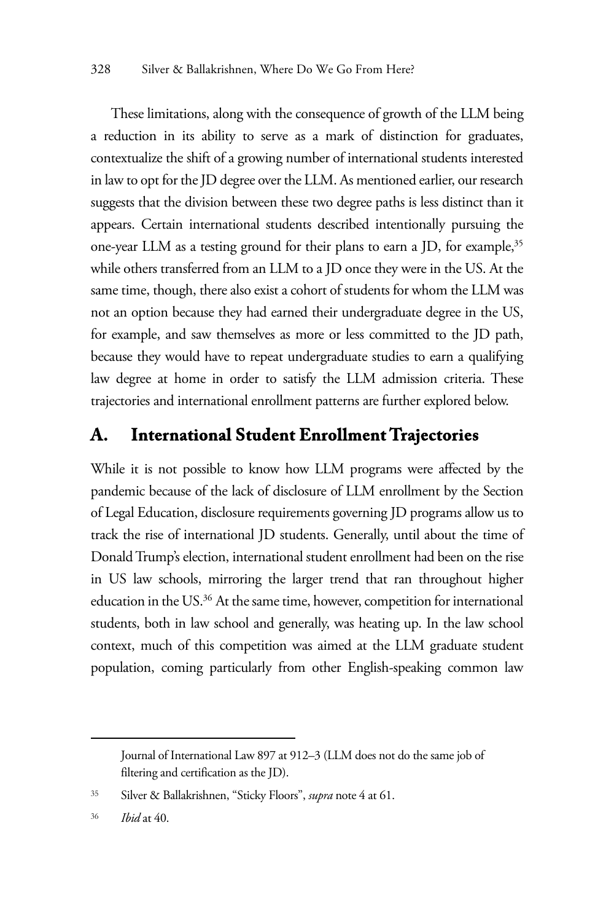These limitations, along with the consequence of growth of the LLM being a reduction in its ability to serve as a mark of distinction for graduates, contextualize the shift of a growing number of international students interested in law to opt for the JD degree over the LLM. As mentioned earlier, our research suggests that the division between these two degree paths is less distinct than it appears. Certain international students described intentionally pursuing the one-year LLM as a testing ground for their plans to earn a JD, for example,[35] while others transferred from an LLM to a JD once they were in the US. At the same time, though, there also exist a cohort of students for whom the LLM was not an option because they had earned their undergraduate degree in the US, for example, and saw themselves as more or less committed to the JD path, because they would have to repeat undergraduate studies to earn a qualifying law degree at home in order to satisfy the LLM admission criteria. These trajectories and international enrollment patterns are further explored below.

## A. International Student Enrollment Trajectories

While it is not possible to know how LLM programs were affected by the pandemic because of the lack of disclosure of LLM enrollment by the Section of Legal Education, disclosure requirements governing JD programs allow us to track the rise of international JD students. Generally, until about the time of Donald Trump's election, international student enrollment had been on the rise in US law schools, mirroring the larger trend that ran throughout higher education in the US.[36] At the same time, however, competition for international students, both in law school and generally, was heating up. In the law school context, much of this competition was aimed at the LLM graduate student population, coming particularly from other English-speaking common law

---

Journal of International Law 897 at 912–3 (LLM does not do the same job of filtering and certification as the JD).

[35] Silver & Ballakrishnen, "Sticky Floors", *supra* note 4 at 61.

[36] *Ibid* at 40.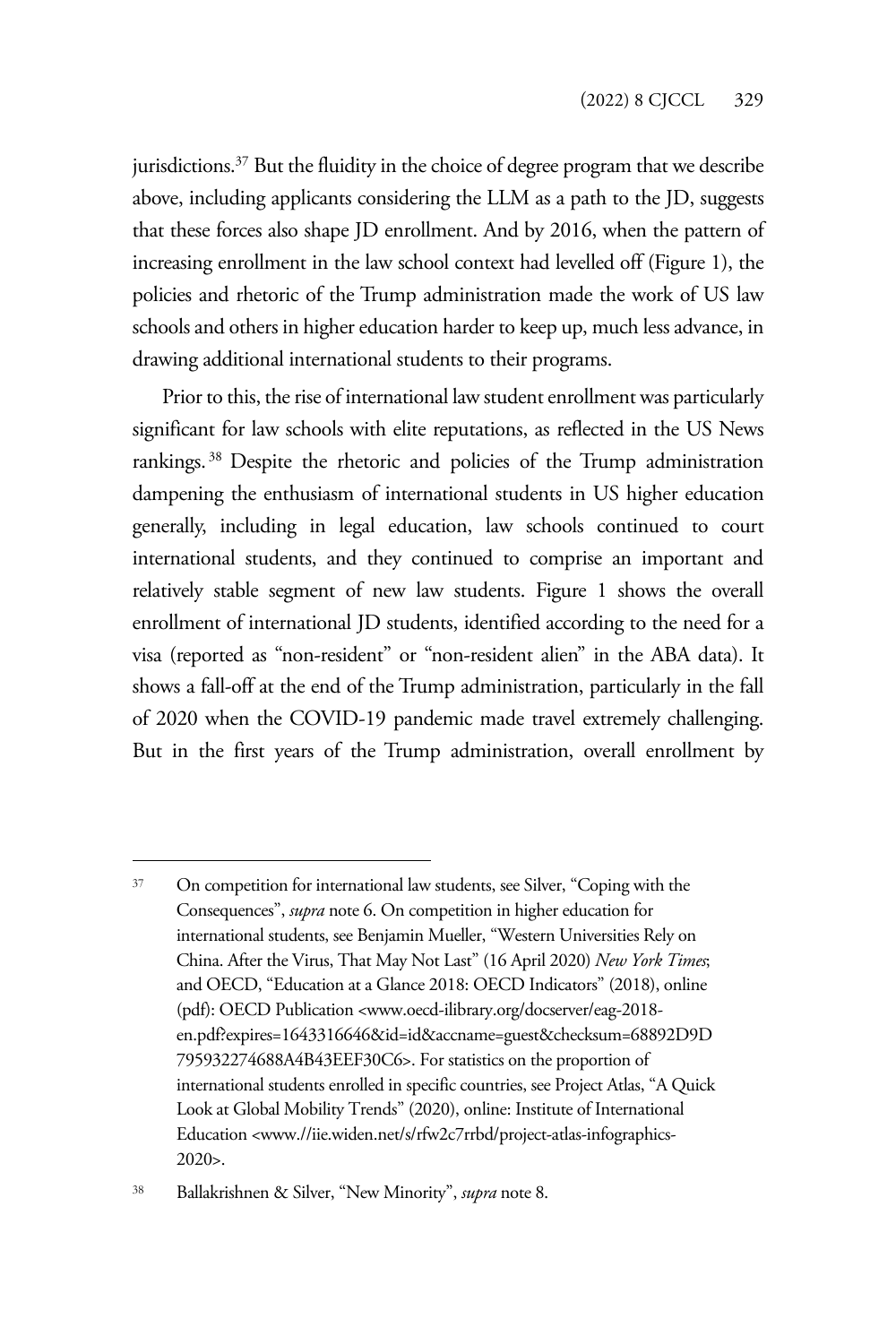jurisdictions.[37] But the fluidity in the choice of degree program that we describe above, including applicants considering the LLM as a path to the JD, suggests that these forces also shape JD enrollment. And by 2016, when the pattern of increasing enrollment in the law school context had levelled off (Figure 1), the policies and rhetoric of the Trump administration made the work of US law schools and others in higher education harder to keep up, much less advance, in drawing additional international students to their programs.

Prior to this, the rise of international law student enrollment was particularly significant for law schools with elite reputations, as reflected in the US News rankings.[38] Despite the rhetoric and policies of the Trump administration dampening the enthusiasm of international students in US higher education generally, including in legal education, law schools continued to court international students, and they continued to comprise an important and relatively stable segment of new law students. Figure 1 shows the overall enrollment of international JD students, identified according to the need for a visa (reported as "non-resident" or "non-resident alien" in the ABA data). It shows a fall-off at the end of the Trump administration, particularly in the fall of 2020 when the COVID-19 pandemic made travel extremely challenging. But in the first years of the Trump administration, overall enrollment by

---

[37] On competition for international law students, see Silver, "Coping with the Consequences", *supra* note 6. On competition in higher education for international students, see Benjamin Mueller, "Western Universities Rely on China. After the Virus, That May Not Last" (16 April 2020) *New York Times*; and OECD, "Education at a Glance 2018: OECD Indicators" (2018), online (pdf): OECD Publication <www.oecd-ilibrary.org/docserver/eag-2018-en.pdf?expires=1643316646&id=id&accname=guest&checksum=68892D9D795932274688A4B43EEF30C6>. For statistics on the proportion of international students enrolled in specific countries, see Project Atlas, "A Quick Look at Global Mobility Trends" (2020), online: Institute of International Education <www.//iie.widen.net/s/rfw2c7rrbd/project-atlas-infographics-2020>.

[38] Ballakrishnen & Silver, "New Minority", *supra* note 8.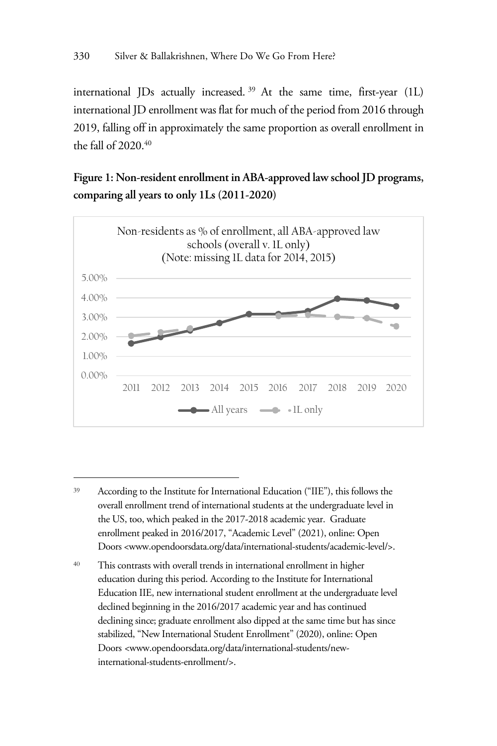international JDs actually increased.[39] At the same time, first-year (1L) international JD enrollment was flat for much of the period from 2016 through 2019, falling off in approximately the same proportion as overall enrollment in the fall of 2020.[40]

**Figure 1: Non-resident enrollment in ABA-approved law school JD programs, comparing all years to only 1Ls (2011-2020)**

Non-residents as % of enrollment, all ABA-approved law schools (overall v. 1L only)
(Note: missing 1L data for 2014, 2015)

---

[39] According to the Institute for International Education ("IIE"), this follows the overall enrollment trend of international students at the undergraduate level in the US, too, which peaked in the 2017-2018 academic year. Graduate enrollment peaked in 2016/2017, "Academic Level" (2021), online: Open Doors <www.opendoorsdata.org/data/international-students/academic-level/>.

[40] This contrasts with overall trends in international enrollment in higher education during this period. According to the Institute for International Education IIE, new international student enrollment at the undergraduate level declined beginning in the 2016/2017 academic year and has continued declining since; graduate enrollment also dipped at the same time but has since stabilized, "New International Student Enrollment" (2020), online: Open Doors <www.opendoorsdata.org/data/international-students/new-international-students-enrollment/>.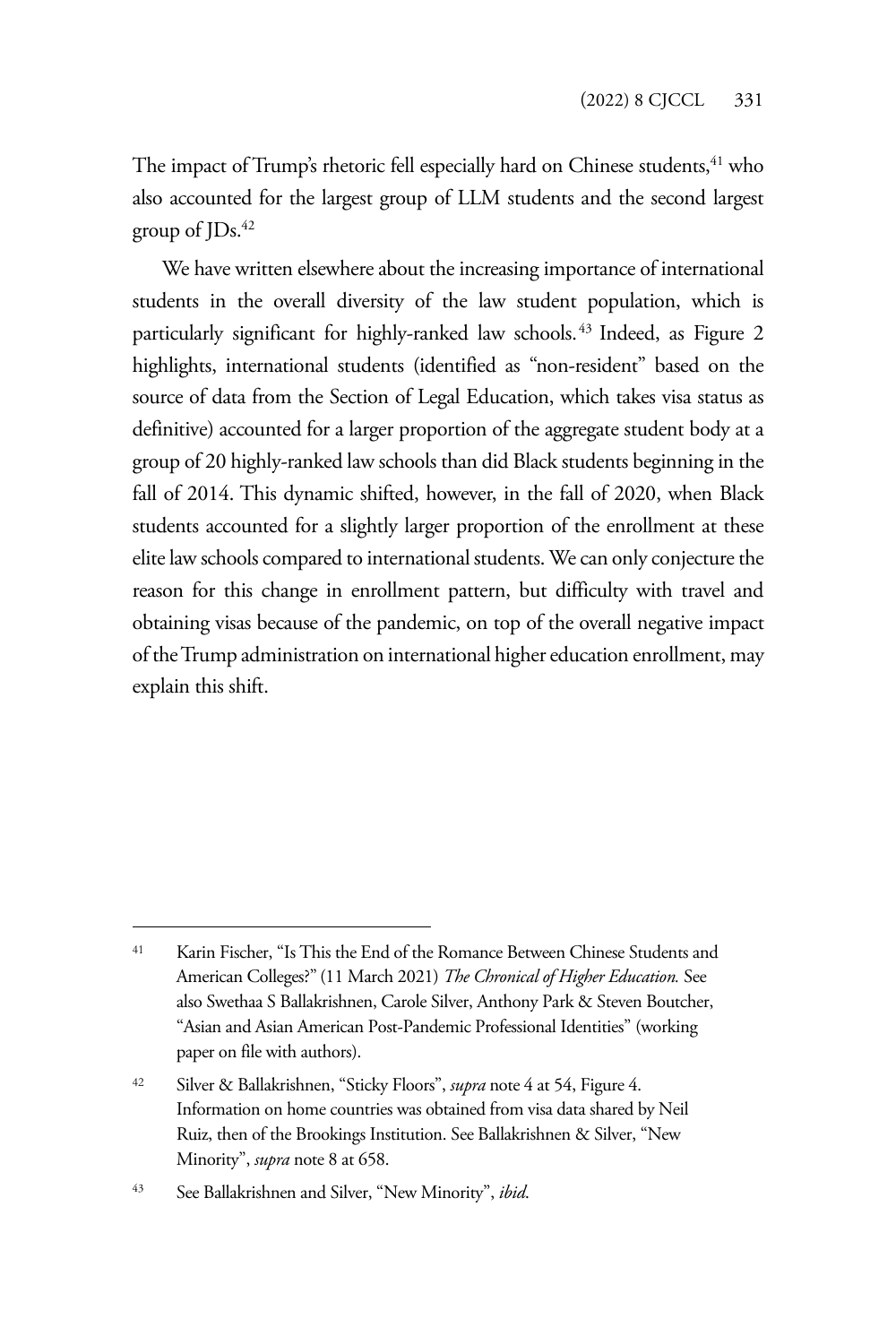The impact of Trump's rhetoric fell especially hard on Chinese students,[41] who also accounted for the largest group of LLM students and the second largest group of JDs.[42]

We have written elsewhere about the increasing importance of international students in the overall diversity of the law student population, which is particularly significant for highly-ranked law schools.[43] Indeed, as Figure 2 highlights, international students (identified as "non-resident" based on the source of data from the Section of Legal Education, which takes visa status as definitive) accounted for a larger proportion of the aggregate student body at a group of 20 highly-ranked law schools than did Black students beginning in the fall of 2014. This dynamic shifted, however, in the fall of 2020, when Black students accounted for a slightly larger proportion of the enrollment at these elite law schools compared to international students. We can only conjecture the reason for this change in enrollment pattern, but difficulty with travel and obtaining visas because of the pandemic, on top of the overall negative impact of the Trump administration on international higher education enrollment, may explain this shift.

---

[41] Karin Fischer, "Is This the End of the Romance Between Chinese Students and American Colleges?" (11 March 2021) *The Chronical of Higher Education.* See also Swethaa S Ballakrishnen, Carole Silver, Anthony Park & Steven Boutcher, "Asian and Asian American Post-Pandemic Professional Identities" (working paper on file with authors).

[42] Silver & Ballakrishnen, "Sticky Floors", *supra* note 4 at 54, Figure 4. Information on home countries was obtained from visa data shared by Neil Ruiz, then of the Brookings Institution. See Ballakrishnen & Silver, "New Minority", *supra* note 8 at 658.

[43] See Ballakrishnen and Silver, "New Minority", *ibid*.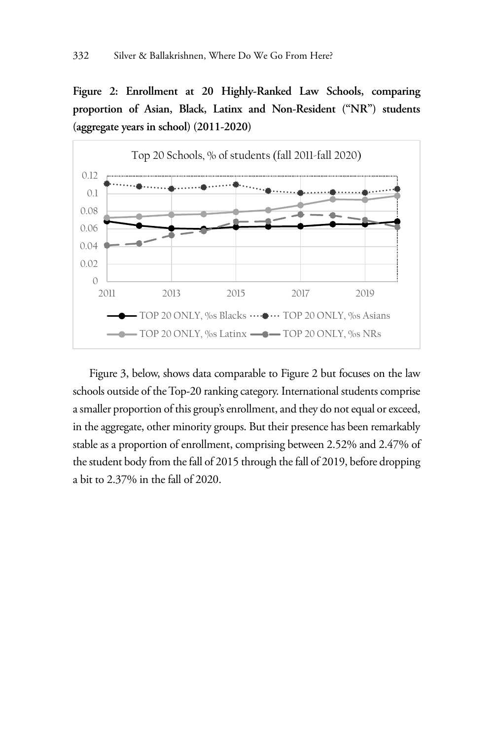**Figure 2: Enrollment at 20 Highly-Ranked Law Schools, comparing proportion of Asian, Black, Latinx and Non-Resident ("NR") students (aggregate years in school) (2011-2020)**

Figure 3, below, shows data comparable to Figure 2 but focuses on the law schools outside of the Top-20 ranking category. International students comprise a smaller proportion of this group's enrollment, and they do not equal or exceed, in the aggregate, other minority groups. But their presence has been remarkably stable as a proportion of enrollment, comprising between 2.52% and 2.47% of the student body from the fall of 2015 through the fall of 2019, before dropping a bit to 2.37% in the fall of 2020.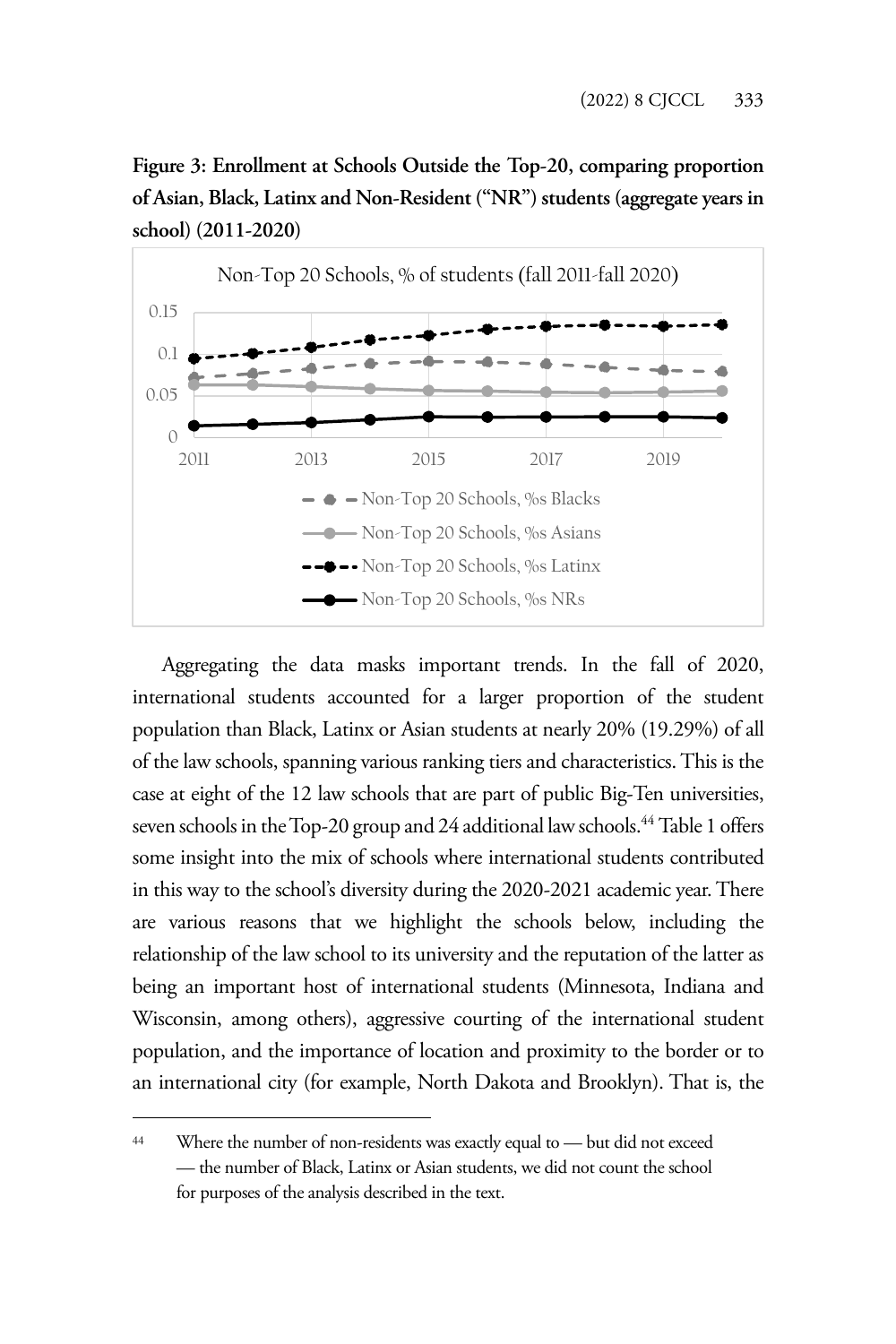**Figure 3: Enrollment at Schools Outside the Top-20, comparing proportion of Asian, Black, Latinx and Non-Resident ("NR") students (aggregate years in school) (2011-2020)**

Aggregating the data masks important trends. In the fall of 2020, international students accounted for a larger proportion of the student population than Black, Latinx or Asian students at nearly 20% (19.29%) of all of the law schools, spanning various ranking tiers and characteristics. This is the case at eight of the 12 law schools that are part of public Big-Ten universities, seven schools in the Top-20 group and 24 additional law schools.[44] Table 1 offers some insight into the mix of schools where international students contributed in this way to the school's diversity during the 2020-2021 academic year. There are various reasons that we highlight the schools below, including the relationship of the law school to its university and the reputation of the latter as being an important host of international students (Minnesota, Indiana and Wisconsin, among others), aggressive courting of the international student population, and the importance of location and proximity to the border or to an international city (for example, North Dakota and Brooklyn). That is, the

---

[44] Where the number of non-residents was exactly equal to — but did not exceed — the number of Black, Latinx or Asian students, we did not count the school for purposes of the analysis described in the text.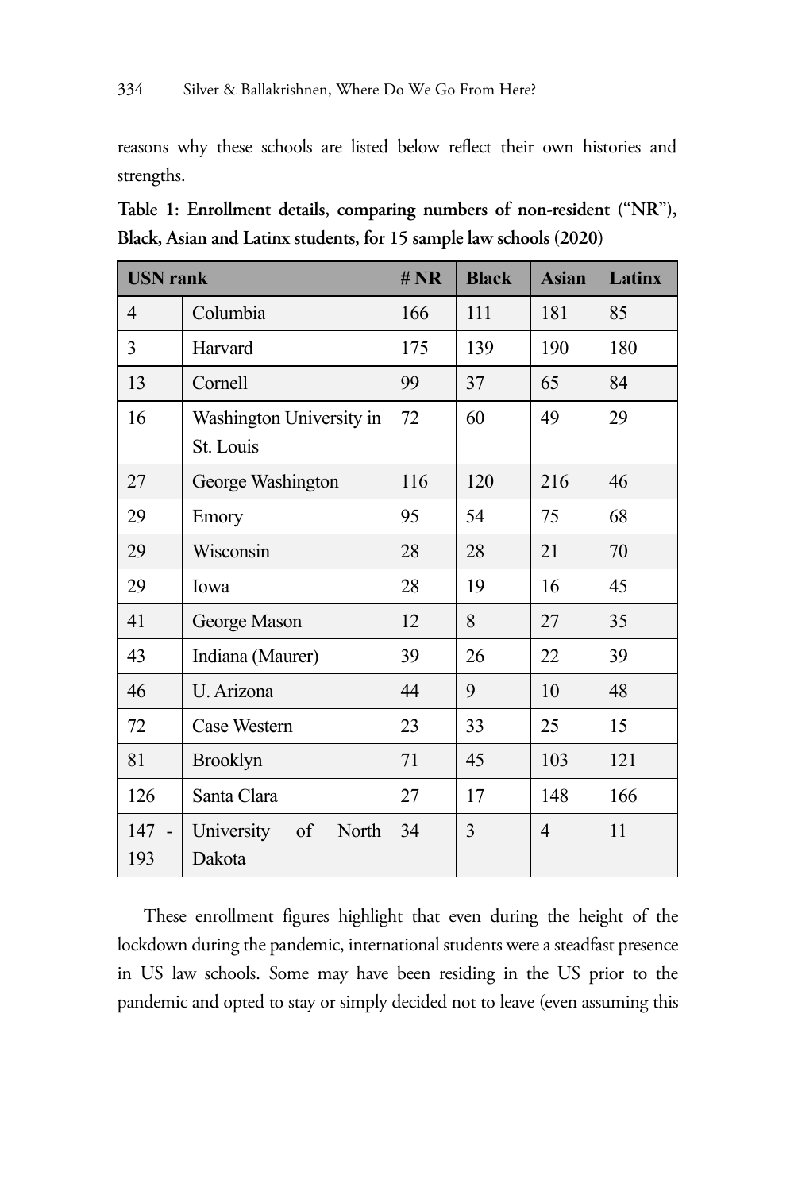reasons why these schools are listed below reflect their own histories and strengths.

**Table 1: Enrollment details, comparing numbers of non-resident ("NR"), Black, Asian and Latinx students, for 15 sample law schools (2020)**

| USN rank | | # NR | Black | Asian | Latinx |
|---|---|---|---|---|---|
| 4 | Columbia | 166 | 111 | 181 | 85 |
| 3 | Harvard | 175 | 139 | 190 | 180 |
| 13 | Cornell | 99 | 37 | 65 | 84 |
| 16 | Washington University in St. Louis | 72 | 60 | 49 | 29 |
| 27 | George Washington | 116 | 120 | 216 | 46 |
| 29 | Emory | 95 | 54 | 75 | 68 |
| 29 | Wisconsin | 28 | 28 | 21 | 70 |
| 29 | Iowa | 28 | 19 | 16 | 45 |
| 41 | George Mason | 12 | 8 | 27 | 35 |
| 43 | Indiana (Maurer) | 39 | 26 | 22 | 39 |
| 46 | U. Arizona | 44 | 9 | 10 | 48 |
| 72 | Case Western | 23 | 33 | 25 | 15 |
| 81 | Brooklyn | 71 | 45 | 103 | 121 |
| 126 | Santa Clara | 27 | 17 | 148 | 166 |
| 147 - 193 | University of North Dakota | 34 | 3 | 4 | 11 |

These enrollment figures highlight that even during the height of the lockdown during the pandemic, international students were a steadfast presence in US law schools. Some may have been residing in the US prior to the pandemic and opted to stay or simply decided not to leave (even assuming this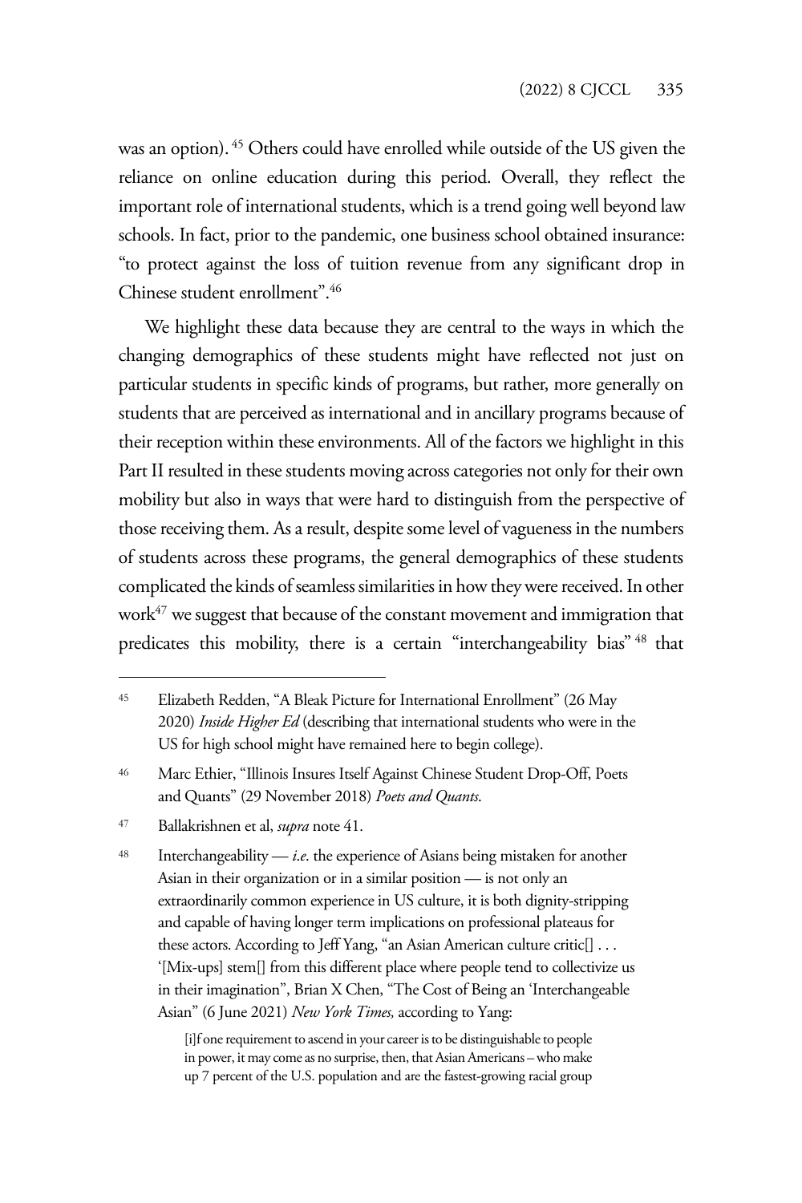was an option).[45] Others could have enrolled while outside of the US given the reliance on online education during this period. Overall, they reflect the important role of international students, which is a trend going well beyond law schools. In fact, prior to the pandemic, one business school obtained insurance: "to protect against the loss of tuition revenue from any significant drop in Chinese student enrollment".[46]

We highlight these data because they are central to the ways in which the changing demographics of these students might have reflected not just on particular students in specific kinds of programs, but rather, more generally on students that are perceived as international and in ancillary programs because of their reception within these environments. All of the factors we highlight in this Part II resulted in these students moving across categories not only for their own mobility but also in ways that were hard to distinguish from the perspective of those receiving them. As a result, despite some level of vagueness in the numbers of students across these programs, the general demographics of these students complicated the kinds of seamless similarities in how they were received. In other work[47] we suggest that because of the constant movement and immigration that predicates this mobility, there is a certain "interchangeability bias"[48] that

---

[45] Elizabeth Redden, "A Bleak Picture for International Enrollment" (26 May 2020) *Inside Higher Ed* (describing that international students who were in the US for high school might have remained here to begin college).

[46] Marc Ethier, "Illinois Insures Itself Against Chinese Student Drop-Off, Poets and Quants" (29 November 2018) *Poets and Quants*.

[47] Ballakrishnen et al, *supra* note 41.

[48] Interchangeability — *i.e*. the experience of Asians being mistaken for another Asian in their organization or in a similar position — is not only an extraordinarily common experience in US culture, it is both dignity-stripping and capable of having longer term implications on professional plateaus for these actors. According to Jeff Yang, "an Asian American culture critic[] . . . '[Mix-ups] stem[] from this different place where people tend to collectivize us in their imagination", Brian X Chen, "The Cost of Being an 'Interchangeable Asian" (6 June 2021) *New York Times,* according to Yang:

> [i]f one requirement to ascend in your career is to be distinguishable to people in power, it may come as no surprise, then, that Asian Americans – who make up 7 percent of the U.S. population and are the fastest-growing racial group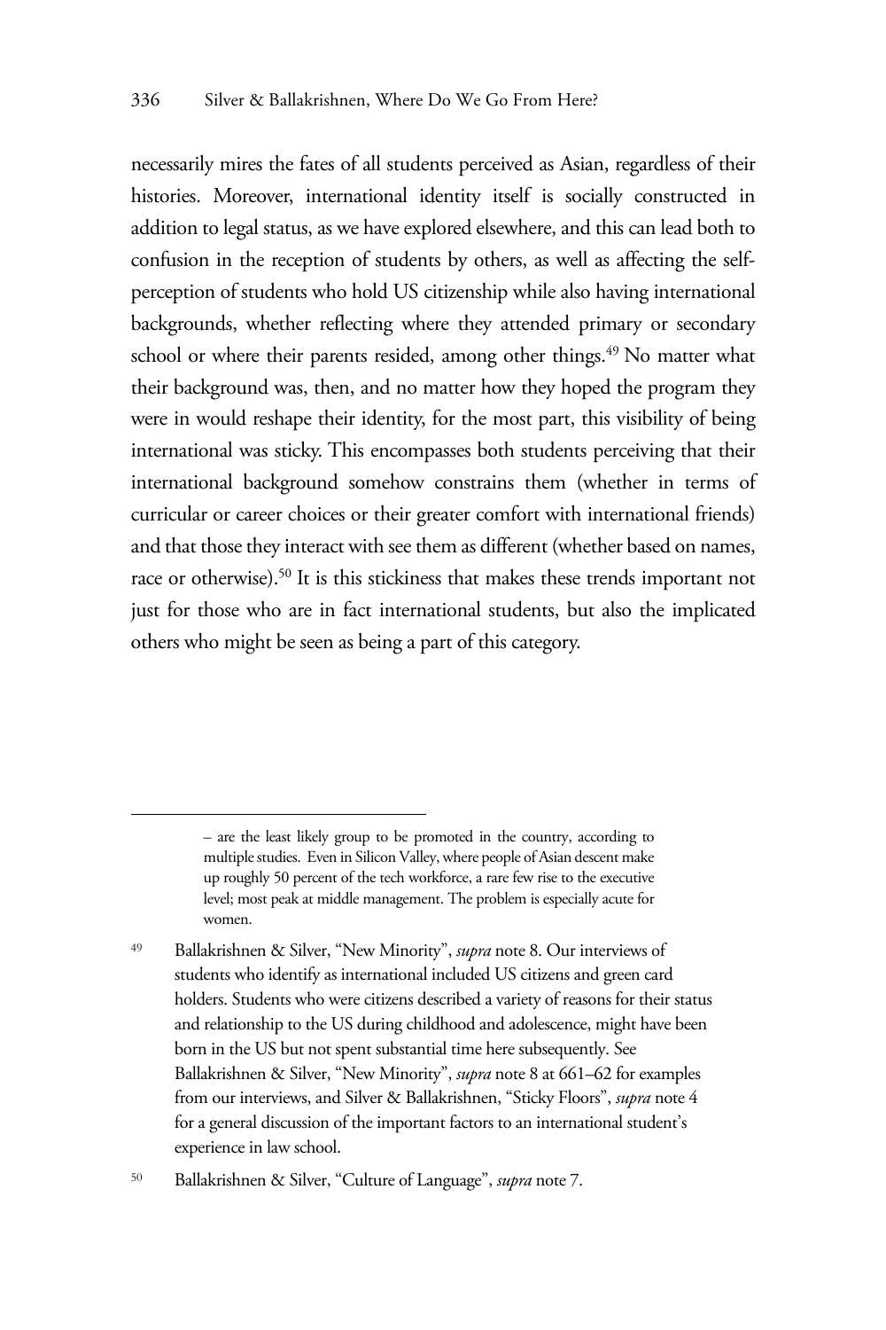necessarily mires the fates of all students perceived as Asian, regardless of their histories. Moreover, international identity itself is socially constructed in addition to legal status, as we have explored elsewhere, and this can lead both to confusion in the reception of students by others, as well as affecting the self-perception of students who hold US citizenship while also having international backgrounds, whether reflecting where they attended primary or secondary school or where their parents resided, among other things.[49] No matter what their background was, then, and no matter how they hoped the program they were in would reshape their identity, for the most part, this visibility of being international was sticky. This encompasses both students perceiving that their international background somehow constrains them (whether in terms of curricular or career choices or their greater comfort with international friends) and that those they interact with see them as different (whether based on names, race or otherwise).[50] It is this stickiness that makes these trends important not just for those who are in fact international students, but also the implicated others who might be seen as being a part of this category.

– are the least likely group to be promoted in the country, according to multiple studies. Even in Silicon Valley, where people of Asian descent make up roughly 50 percent of the tech workforce, a rare few rise to the executive level; most peak at middle management. The problem is especially acute for women.

[49] Ballakrishnen & Silver, "New Minority", *supra* note 8. Our interviews of students who identify as international included US citizens and green card holders. Students who were citizens described a variety of reasons for their status and relationship to the US during childhood and adolescence, might have been born in the US but not spent substantial time here subsequently. See Ballakrishnen & Silver, "New Minority", *supra* note 8 at 661–62 for examples from our interviews, and Silver & Ballakrishnen, "Sticky Floors", *supra* note 4 for a general discussion of the important factors to an international student's experience in law school.

[50] Ballakrishnen & Silver, "Culture of Language", *supra* note 7.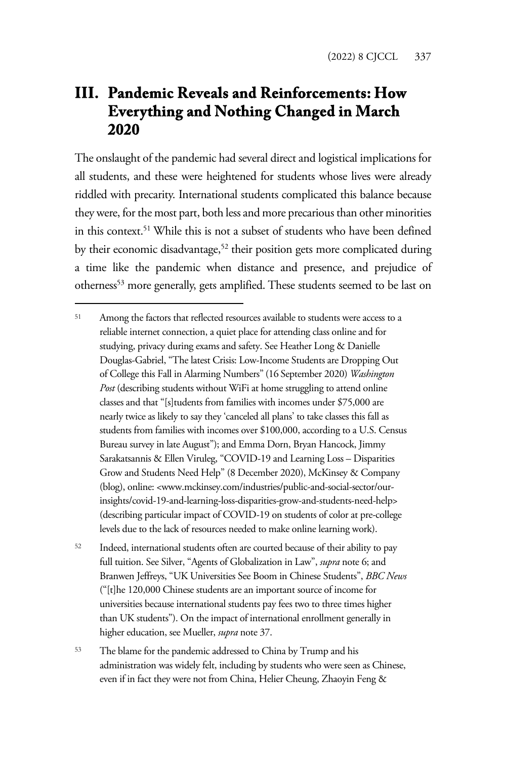## III. Pandemic Reveals and Reinforcements: How Everything and Nothing Changed in March 2020

The onslaught of the pandemic had several direct and logistical implications for all students, and these were heightened for students whose lives were already riddled with precarity. International students complicated this balance because they were, for the most part, both less and more precarious than other minorities in this context.[51] While this is not a subset of students who have been defined by their economic disadvantage,[52] their position gets more complicated during a time like the pandemic when distance and presence, and prejudice of otherness[53] more generally, gets amplified. These students seemed to be last on

---

[51] Among the factors that reflected resources available to students were access to a reliable internet connection, a quiet place for attending class online and for studying, privacy during exams and safety. See Heather Long & Danielle Douglas-Gabriel, "The latest Crisis: Low-Income Students are Dropping Out of College this Fall in Alarming Numbers" (16 September 2020) *Washington Post* (describing students without WiFi at home struggling to attend online classes and that "[s]tudents from families with incomes under $75,000 are nearly twice as likely to say they 'canceled all plans' to take classes this fall as students from families with incomes over $100,000, according to a U.S. Census Bureau survey in late August"); and Emma Dorn, Bryan Hancock, Jimmy Sarakatsannis & Ellen Viruleg, "COVID-19 and Learning Loss – Disparities Grow and Students Need Help" (8 December 2020), McKinsey & Company (blog), online: <www.mckinsey.com/industries/public-and-social-sector/our-insights/covid-19-and-learning-loss-disparities-grow-and-students-need-help> (describing particular impact of COVID-19 on students of color at pre-college levels due to the lack of resources needed to make online learning work).

[52] Indeed, international students often are courted because of their ability to pay full tuition. See Silver, "Agents of Globalization in Law", *supra* note 6; and Branwen Jeffreys, "UK Universities See Boom in Chinese Students", *BBC News* ("[t]he 120,000 Chinese students are an important source of income for universities because international students pay fees two to three times higher than UK students"). On the impact of international enrollment generally in higher education, see Mueller, *supra* note 37.

[53] The blame for the pandemic addressed to China by Trump and his administration was widely felt, including by students who were seen as Chinese, even if in fact they were not from China, Helier Cheung, Zhaoyin Feng &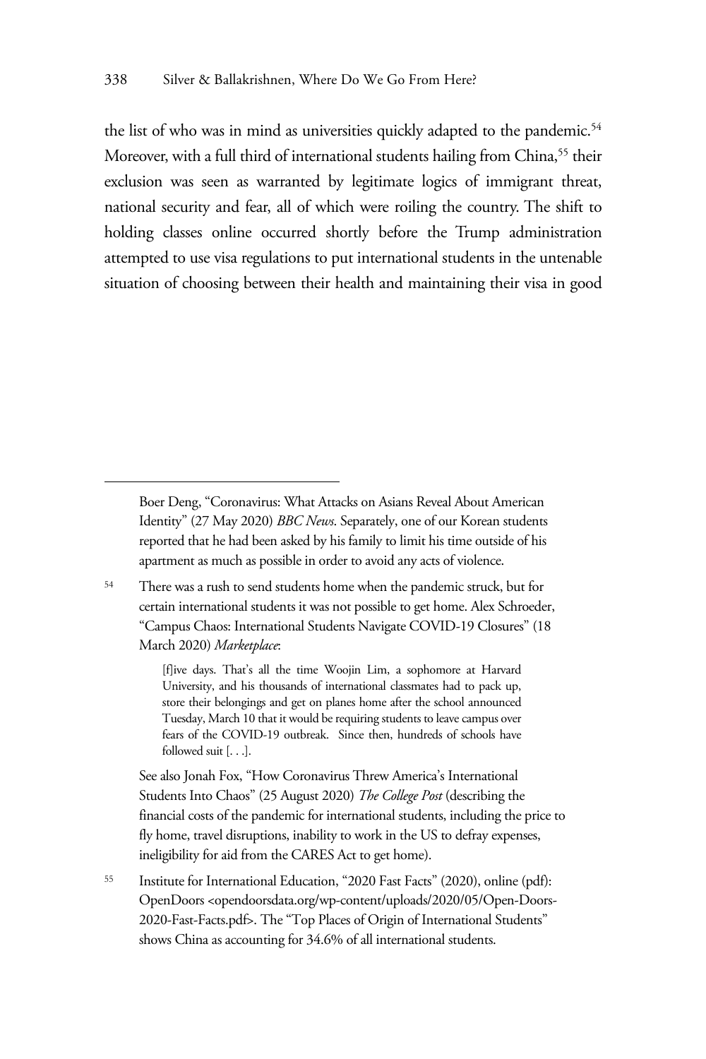the list of who was in mind as universities quickly adapted to the pandemic.[54] Moreover, with a full third of international students hailing from China,[55] their exclusion was seen as warranted by legitimate logics of immigrant threat, national security and fear, all of which were roiling the country. The shift to holding classes online occurred shortly before the Trump administration attempted to use visa regulations to put international students in the untenable situation of choosing between their health and maintaining their visa in good

---

Boer Deng, "Coronavirus: What Attacks on Asians Reveal About American Identity" (27 May 2020) *BBC News*. Separately, one of our Korean students reported that he had been asked by his family to limit his time outside of his apartment as much as possible in order to avoid any acts of violence.

[54] There was a rush to send students home when the pandemic struck, but for certain international students it was not possible to get home. Alex Schroeder, "Campus Chaos: International Students Navigate COVID-19 Closures" (18 March 2020) *Marketplace*:

> [f]ive days. That's all the time Woojin Lim, a sophomore at Harvard University, and his thousands of international classmates had to pack up, store their belongings and get on planes home after the school announced Tuesday, March 10 that it would be requiring students to leave campus over fears of the COVID-19 outbreak. Since then, hundreds of schools have followed suit [. . .].

See also Jonah Fox, "How Coronavirus Threw America's International Students Into Chaos" (25 August 2020) *The College Post* (describing the financial costs of the pandemic for international students, including the price to fly home, travel disruptions, inability to work in the US to defray expenses, ineligibility for aid from the CARES Act to get home).

[55] Institute for International Education, "2020 Fast Facts" (2020), online (pdf): OpenDoors <opendoorsdata.org/wp-content/uploads/2020/05/Open-Doors-2020-Fast-Facts.pdf>. The "Top Places of Origin of International Students" shows China as accounting for 34.6% of all international students.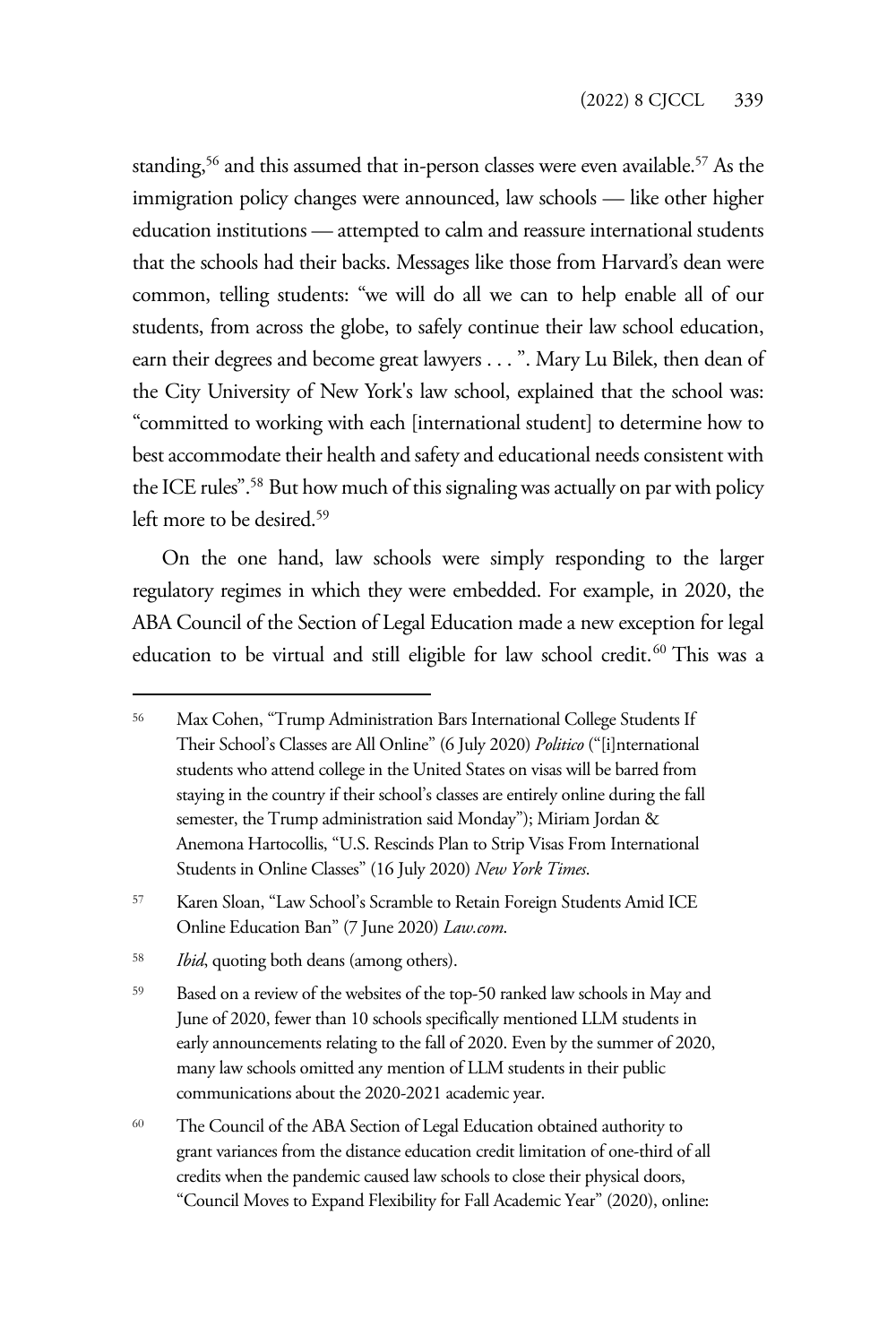standing,[56] and this assumed that in-person classes were even available.[57] As the immigration policy changes were announced, law schools — like other higher education institutions — attempted to calm and reassure international students that the schools had their backs. Messages like those from Harvard's dean were common, telling students: "we will do all we can to help enable all of our students, from across the globe, to safely continue their law school education, earn their degrees and become great lawyers . . . ". Mary Lu Bilek, then dean of the City University of New York's law school, explained that the school was: "committed to working with each [international student] to determine how to best accommodate their health and safety and educational needs consistent with the ICE rules".[58] But how much of this signaling was actually on par with policy left more to be desired.[59]

On the one hand, law schools were simply responding to the larger regulatory regimes in which they were embedded. For example, in 2020, the ABA Council of the Section of Legal Education made a new exception for legal education to be virtual and still eligible for law school credit.[60] This was a

---

[56] Max Cohen, "Trump Administration Bars International College Students If Their School's Classes are All Online" (6 July 2020) *Politico* ("[i]nternational students who attend college in the United States on visas will be barred from staying in the country if their school's classes are entirely online during the fall semester, the Trump administration said Monday"); Miriam Jordan & Anemona Hartocollis, "U.S. Rescinds Plan to Strip Visas From International Students in Online Classes" (16 July 2020) *New York Times*.

[57] Karen Sloan, "Law School's Scramble to Retain Foreign Students Amid ICE Online Education Ban" (7 June 2020) *Law.com*.

[58] *Ibid*, quoting both deans (among others).

[59] Based on a review of the websites of the top-50 ranked law schools in May and June of 2020, fewer than 10 schools specifically mentioned LLM students in early announcements relating to the fall of 2020. Even by the summer of 2020, many law schools omitted any mention of LLM students in their public communications about the 2020-2021 academic year.

[60] The Council of the ABA Section of Legal Education obtained authority to grant variances from the distance education credit limitation of one-third of all credits when the pandemic caused law schools to close their physical doors, "Council Moves to Expand Flexibility for Fall Academic Year" (2020), online: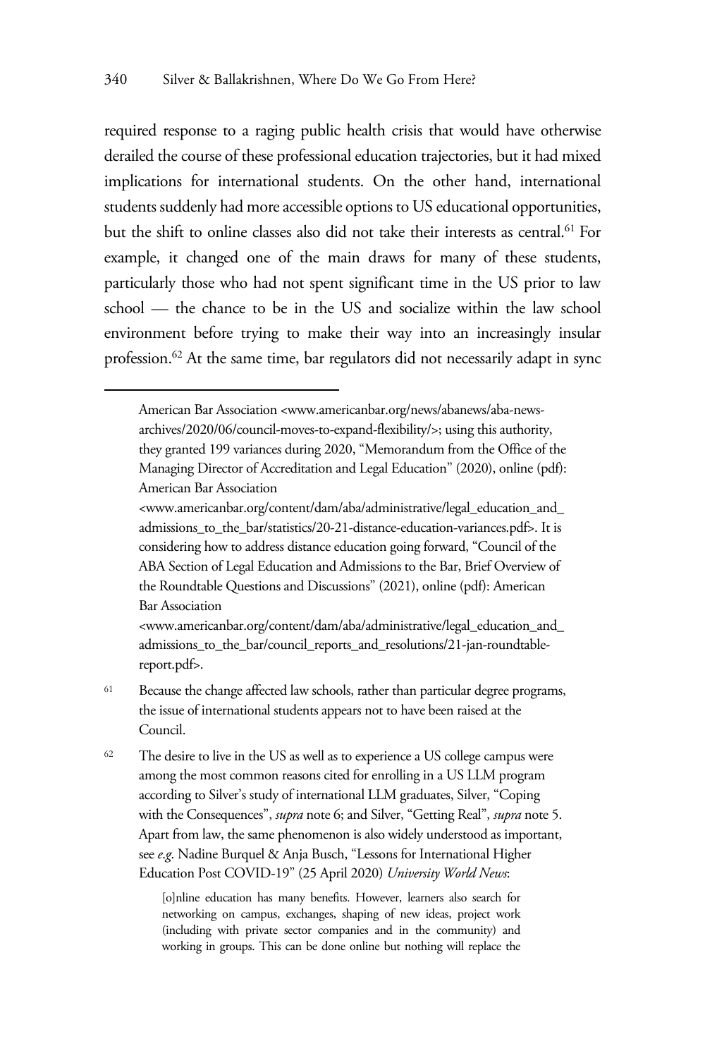required response to a raging public health crisis that would have otherwise derailed the course of these professional education trajectories, but it had mixed implications for international students. On the other hand, international students suddenly had more accessible options to US educational opportunities, but the shift to online classes also did not take their interests as central.[61] For example, it changed one of the main draws for many of these students, particularly those who had not spent significant time in the US prior to law school — the chance to be in the US and socialize within the law school environment before trying to make their way into an increasingly insular profession.[62] At the same time, bar regulators did not necessarily adapt in sync

---

American Bar Association <www.americanbar.org/news/abanews/aba-news-archives/2020/06/council-moves-to-expand-flexibility/>; using this authority, they granted 199 variances during 2020, "Memorandum from the Office of the Managing Director of Accreditation and Legal Education" (2020), online (pdf): American Bar Association <www.americanbar.org/content/dam/aba/administrative/legal_education_and_admissions_to_the_bar/statistics/20-21-distance-education-variances.pdf>. It is considering how to address distance education going forward, "Council of the ABA Section of Legal Education and Admissions to the Bar, Brief Overview of the Roundtable Questions and Discussions" (2021), online (pdf): American Bar Association <www.americanbar.org/content/dam/aba/administrative/legal_education_and_admissions_to_the_bar/council_reports_and_resolutions/21-jan-roundtable-report.pdf>.

[61] Because the change affected law schools, rather than particular degree programs, the issue of international students appears not to have been raised at the Council.

[62] The desire to live in the US as well as to experience a US college campus were among the most common reasons cited for enrolling in a US LLM program according to Silver's study of international LLM graduates, Silver, "Coping with the Consequences", *supra* note 6; and Silver, "Getting Real", *supra* note 5. Apart from law, the same phenomenon is also widely understood as important, see *e.g.* Nadine Burquel & Anja Busch, "Lessons for International Higher Education Post COVID-19" (25 April 2020) *University World News*:

> [o]nline education has many benefits. However, learners also search for networking on campus, exchanges, shaping of new ideas, project work (including with private sector companies and in the community) and working in groups. This can be done online but nothing will replace the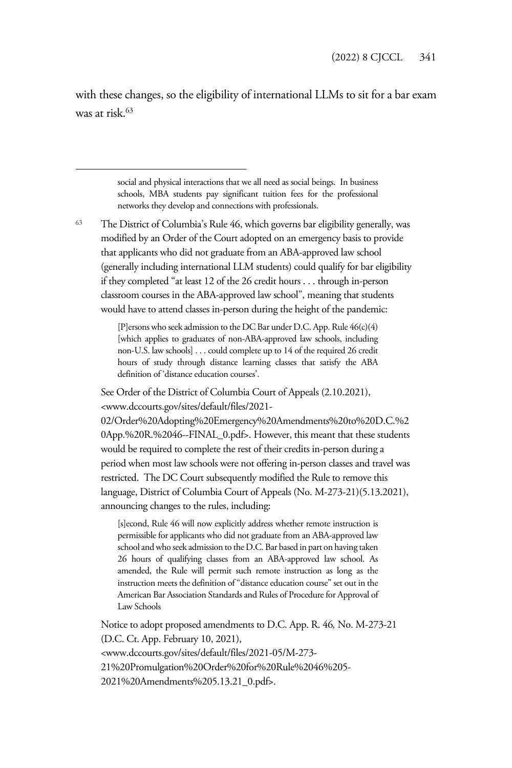with these changes, so the eligibility of international LLMs to sit for a bar exam was at risk.[63]

---

social and physical interactions that we all need as social beings. In business schools, MBA students pay significant tuition fees for the professional networks they develop and connections with professionals.

[63] The District of Columbia's Rule 46, which governs bar eligibility generally, was modified by an Order of the Court adopted on an emergency basis to provide that applicants who did not graduate from an ABA-approved law school (generally including international LLM students) could qualify for bar eligibility if they completed "at least 12 of the 26 credit hours . . . through in-person classroom courses in the ABA-approved law school", meaning that students would have to attend classes in-person during the height of the pandemic:

> [P]ersons who seek admission to the DC Bar under D.C. App. Rule 46(c)(4) [which applies to graduates of non-ABA-approved law schools, including non-U.S. law schools] . . . could complete up to 14 of the required 26 credit hours of study through distance learning classes that satisfy the ABA definition of 'distance education courses'.

See Order of the District of Columbia Court of Appeals (2.10.2021), <www.dccourts.gov/sites/default/files/2021-02/Order%20Adopting%20Emergency%20Amendments%20to%20D.C.%20App.%20R.%2046--FINAL_0.pdf>. However, this meant that these students would be required to complete the rest of their credits in-person during a period when most law schools were not offering in-person classes and travel was restricted. The DC Court subsequently modified the Rule to remove this language, District of Columbia Court of Appeals (No. M-273-21)(5.13.2021), announcing changes to the rules, including:

> [s]econd, Rule 46 will now explicitly address whether remote instruction is permissible for applicants who did not graduate from an ABA-approved law school and who seek admission to the D.C. Bar based in part on having taken 26 hours of qualifying classes from an ABA-approved law school. As amended, the Rule will permit such remote instruction as long as the instruction meets the definition of "distance education course" set out in the American Bar Association Standards and Rules of Procedure for Approval of Law Schools

Notice to adopt proposed amendments to D.C. App. R. 46*,* No. M-273-21 (D.C. Ct. App. February 10, 2021), <www.dccourts.gov/sites/default/files/2021-05/M-273-21%20Promulgation%20Order%20for%20Rule%2046%205-2021%20Amendments%205.13.21_0.pdf>.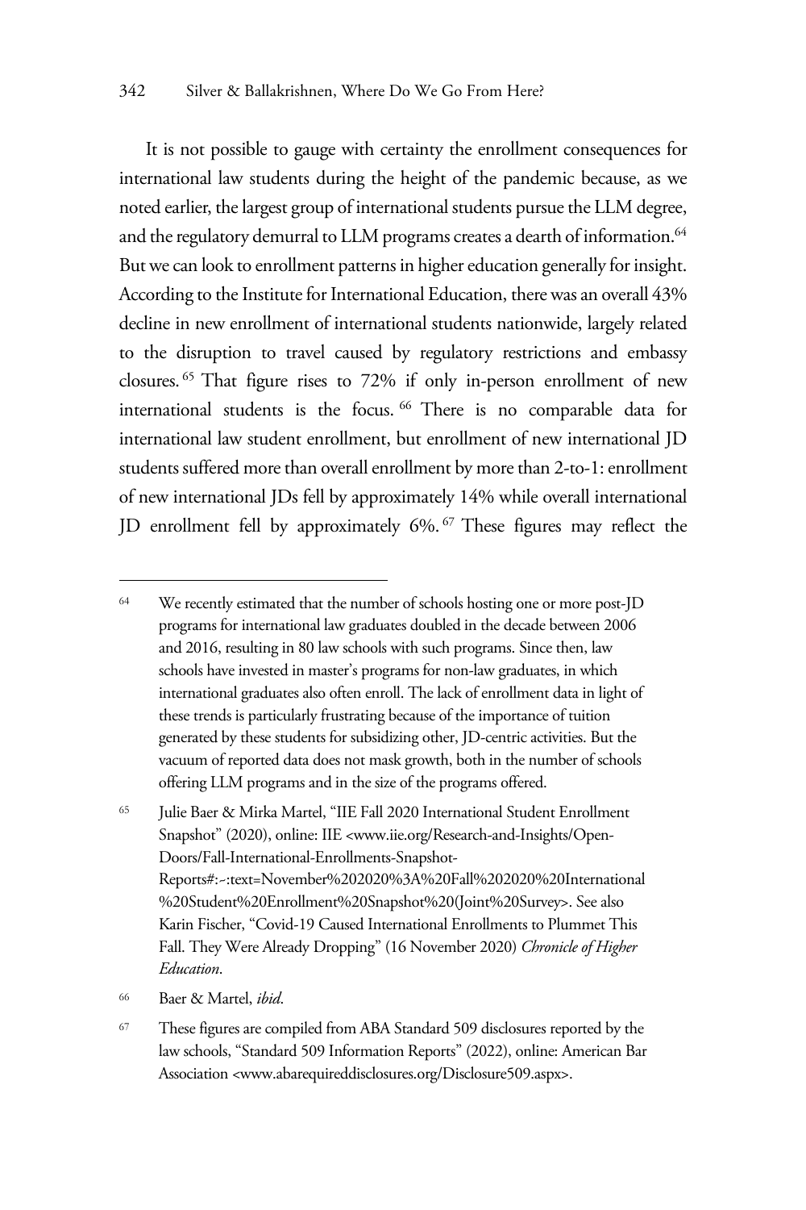It is not possible to gauge with certainty the enrollment consequences for international law students during the height of the pandemic because, as we noted earlier, the largest group of international students pursue the LLM degree, and the regulatory demurral to LLM programs creates a dearth of information.[64] But we can look to enrollment patterns in higher education generally for insight. According to the Institute for International Education, there was an overall 43% decline in new enrollment of international students nationwide, largely related to the disruption to travel caused by regulatory restrictions and embassy closures.[65] That figure rises to 72% if only in-person enrollment of new international students is the focus.[66] There is no comparable data for international law student enrollment, but enrollment of new international JD students suffered more than overall enrollment by more than 2-to-1: enrollment of new international JDs fell by approximately 14% while overall international JD enrollment fell by approximately 6%.[67] These figures may reflect the

---

[64] We recently estimated that the number of schools hosting one or more post-JD programs for international law graduates doubled in the decade between 2006 and 2016, resulting in 80 law schools with such programs. Since then, law schools have invested in master's programs for non-law graduates, in which international graduates also often enroll. The lack of enrollment data in light of these trends is particularly frustrating because of the importance of tuition generated by these students for subsidizing other, JD-centric activities. But the vacuum of reported data does not mask growth, both in the number of schools offering LLM programs and in the size of the programs offered.

[65] Julie Baer & Mirka Martel, "IIE Fall 2020 International Student Enrollment Snapshot" (2020), online: IIE <www.iie.org/Research-and-Insights/Open-Doors/Fall-International-Enrollments-Snapshot-Reports#:~:text=November%202020%3A%20Fall%202020%20International%20Student%20Enrollment%20Snapshot%20(Joint%20Survey>. See also Karin Fischer, "Covid-19 Caused International Enrollments to Plummet This Fall. They Were Already Dropping" (16 November 2020) *Chronicle of Higher Education*.

[66] Baer & Martel, *ibid*.

[67] These figures are compiled from ABA Standard 509 disclosures reported by the law schools, "Standard 509 Information Reports" (2022), online: American Bar Association <www.abarequireddisclosures.org/Disclosure509.aspx>.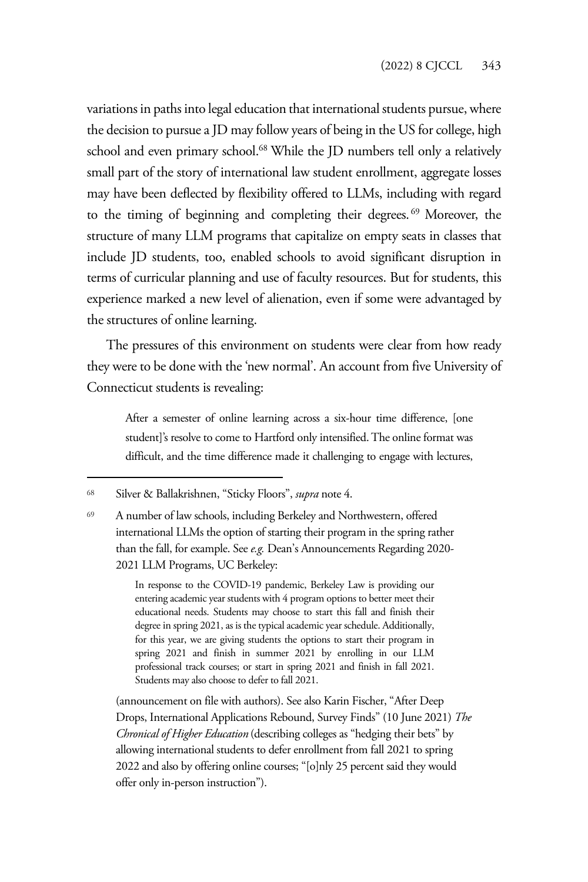variations in paths into legal education that international students pursue, where the decision to pursue a JD may follow years of being in the US for college, high school and even primary school.[68] While the JD numbers tell only a relatively small part of the story of international law student enrollment, aggregate losses may have been deflected by flexibility offered to LLMs, including with regard to the timing of beginning and completing their degrees.[69] Moreover, the structure of many LLM programs that capitalize on empty seats in classes that include JD students, too, enabled schools to avoid significant disruption in terms of curricular planning and use of faculty resources. But for students, this experience marked a new level of alienation, even if some were advantaged by the structures of online learning.

The pressures of this environment on students were clear from how ready they were to be done with the 'new normal'. An account from five University of Connecticut students is revealing:

> After a semester of online learning across a six-hour time difference, [one student]'s resolve to come to Hartford only intensified. The online format was difficult, and the time difference made it challenging to engage with lectures,

---

[68] Silver & Ballakrishnen, "Sticky Floors", *supra* note 4.

[69] A number of law schools, including Berkeley and Northwestern, offered international LLMs the option of starting their program in the spring rather than the fall, for example. See *e.g.* Dean's Announcements Regarding 2020-2021 LLM Programs, UC Berkeley:

> In response to the COVID-19 pandemic, Berkeley Law is providing our entering academic year students with 4 program options to better meet their educational needs. Students may choose to start this fall and finish their degree in spring 2021, as is the typical academic year schedule. Additionally, for this year, we are giving students the options to start their program in spring 2021 and finish in summer 2021 by enrolling in our LLM professional track courses; or start in spring 2021 and finish in fall 2021. Students may also choose to defer to fall 2021.

(announcement on file with authors). See also Karin Fischer, "After Deep Drops, International Applications Rebound, Survey Finds" (10 June 2021) *The Chronical of Higher Education* (describing colleges as "hedging their bets" by allowing international students to defer enrollment from fall 2021 to spring 2022 and also by offering online courses; "[o]nly 25 percent said they would offer only in-person instruction").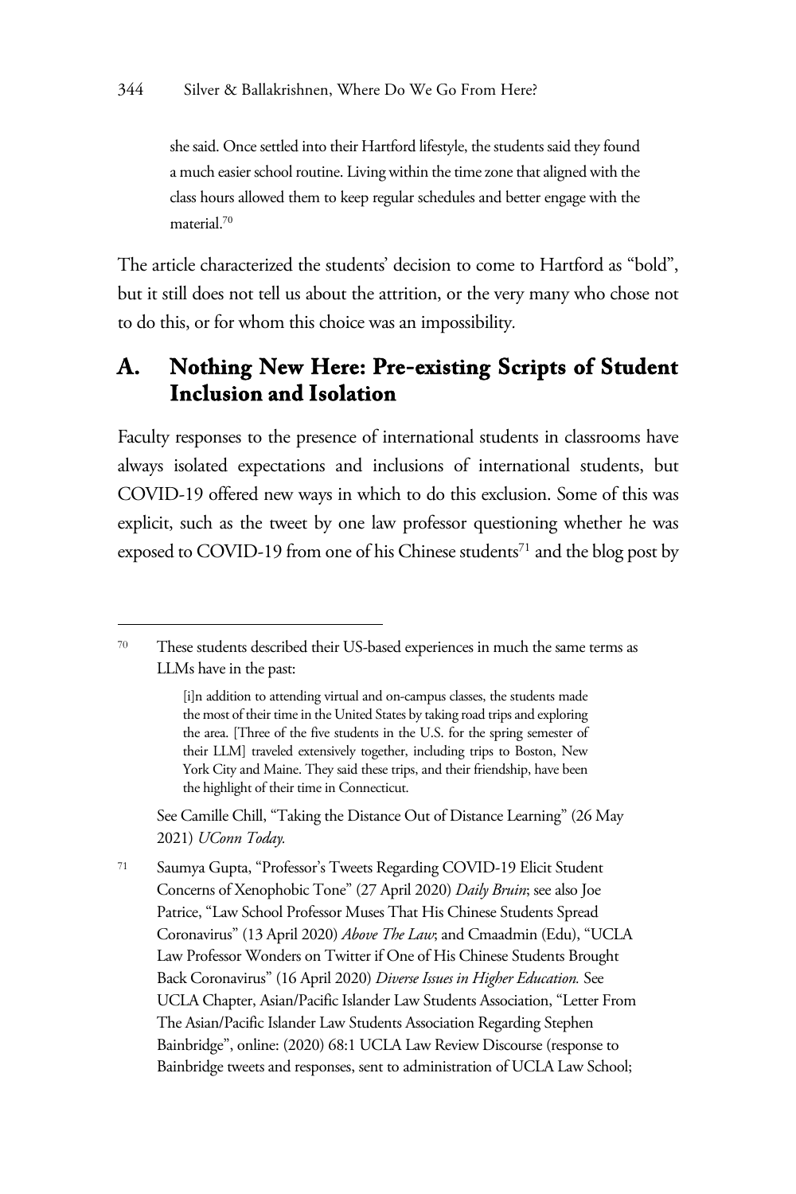> she said. Once settled into their Hartford lifestyle, the students said they found a much easier school routine. Living within the time zone that aligned with the class hours allowed them to keep regular schedules and better engage with the material.[70]

The article characterized the students' decision to come to Hartford as "bold", but it still does not tell us about the attrition, or the very many who chose not to do this, or for whom this choice was an impossibility.

## A. Nothing New Here: Pre-existing Scripts of Student Inclusion and Isolation

Faculty responses to the presence of international students in classrooms have always isolated expectations and inclusions of international students, but COVID-19 offered new ways in which to do this exclusion. Some of this was explicit, such as the tweet by one law professor questioning whether he was exposed to COVID-19 from one of his Chinese students[71] and the blog post by

---

[70] These students described their US-based experiences in much the same terms as LLMs have in the past:

> [i]n addition to attending virtual and on-campus classes, the students made the most of their time in the United States by taking road trips and exploring the area. [Three of the five students in the U.S. for the spring semester of their LLM] traveled extensively together, including trips to Boston, New York City and Maine. They said these trips, and their friendship, have been the highlight of their time in Connecticut.

See Camille Chill, "Taking the Distance Out of Distance Learning" (26 May 2021) *UConn Today*.

[71] Saumya Gupta, "Professor's Tweets Regarding COVID-19 Elicit Student Concerns of Xenophobic Tone" (27 April 2020) *Daily Bruin*; see also Joe Patrice, "Law School Professor Muses That His Chinese Students Spread Coronavirus" (13 April 2020) *Above The Law*; and Cmaadmin (Edu), "UCLA Law Professor Wonders on Twitter if One of His Chinese Students Brought Back Coronavirus" (16 April 2020) *Diverse Issues in Higher Education*. See UCLA Chapter, Asian/Pacific Islander Law Students Association, "Letter From The Asian/Pacific Islander Law Students Association Regarding Stephen Bainbridge", online: (2020) 68:1 UCLA Law Review Discourse (response to Bainbridge tweets and responses, sent to administration of UCLA Law School;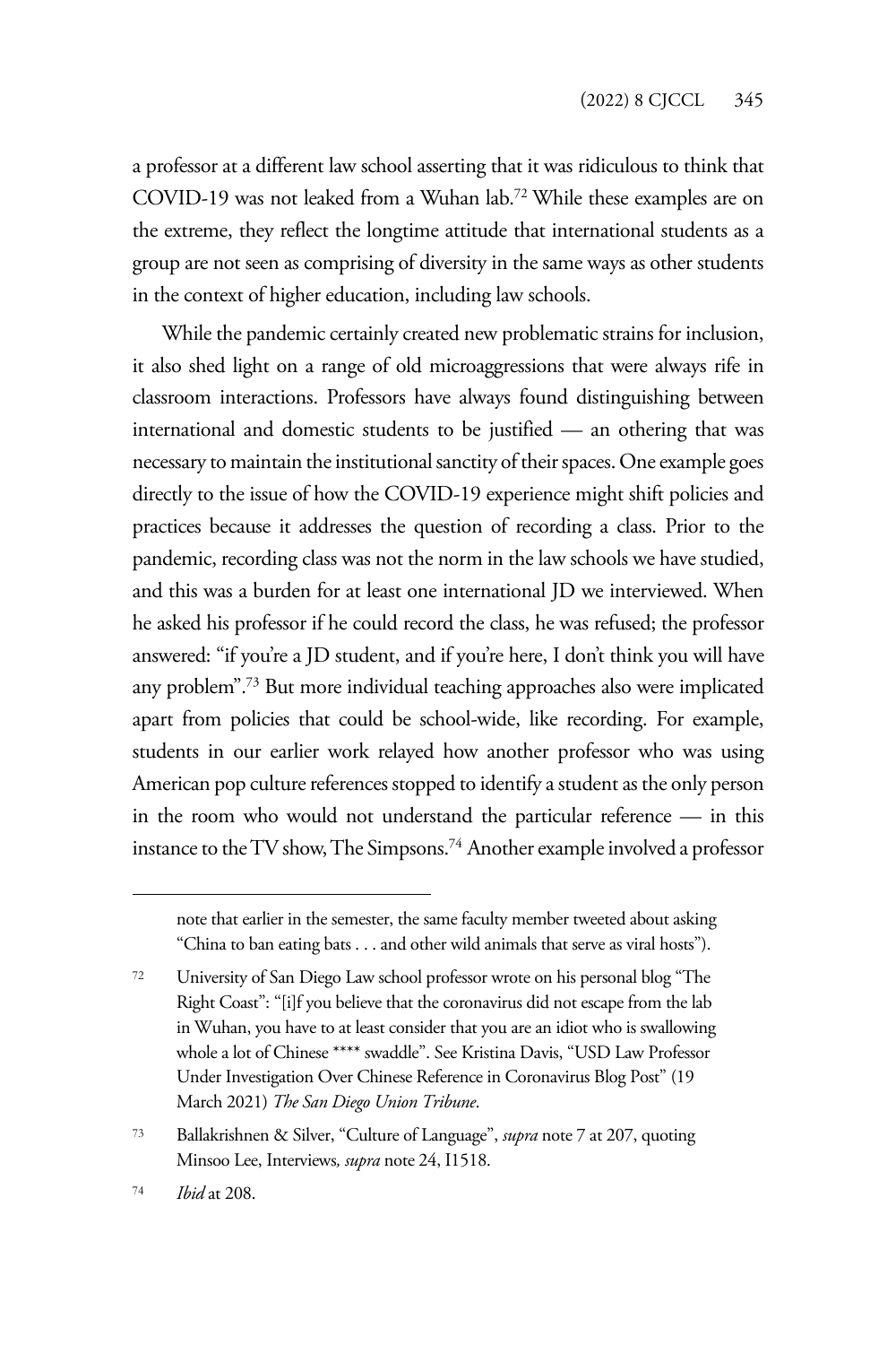a professor at a different law school asserting that it was ridiculous to think that COVID-19 was not leaked from a Wuhan lab.[72] While these examples are on the extreme, they reflect the longtime attitude that international students as a group are not seen as comprising of diversity in the same ways as other students in the context of higher education, including law schools.

While the pandemic certainly created new problematic strains for inclusion, it also shed light on a range of old microaggressions that were always rife in classroom interactions. Professors have always found distinguishing between international and domestic students to be justified — an othering that was necessary to maintain the institutional sanctity of their spaces. One example goes directly to the issue of how the COVID-19 experience might shift policies and practices because it addresses the question of recording a class. Prior to the pandemic, recording class was not the norm in the law schools we have studied, and this was a burden for at least one international JD we interviewed. When he asked his professor if he could record the class, he was refused; the professor answered: "if you're a JD student, and if you're here, I don't think you will have any problem".[73] But more individual teaching approaches also were implicated apart from policies that could be school-wide, like recording. For example, students in our earlier work relayed how another professor who was using American pop culture references stopped to identify a student as the only person in the room who would not understand the particular reference — in this instance to the TV show, The Simpsons.[74] Another example involved a professor

---

note that earlier in the semester, the same faculty member tweeted about asking "China to ban eating bats . . . and other wild animals that serve as viral hosts").

72 University of San Diego Law school professor wrote on his personal blog "The Right Coast": "[i]f you believe that the coronavirus did not escape from the lab in Wuhan, you have to at least consider that you are an idiot who is swallowing whole a lot of Chinese **** swaddle". See Kristina Davis, "USD Law Professor Under Investigation Over Chinese Reference in Coronavirus Blog Post" (19 March 2021) *The San Diego Union Tribune*.

73 Ballakrishnen & Silver, "Culture of Language", *supra* note 7 at 207, quoting Minsoo Lee, Interviews*, supra* note 24, I1518.

74 *Ibid* at 208.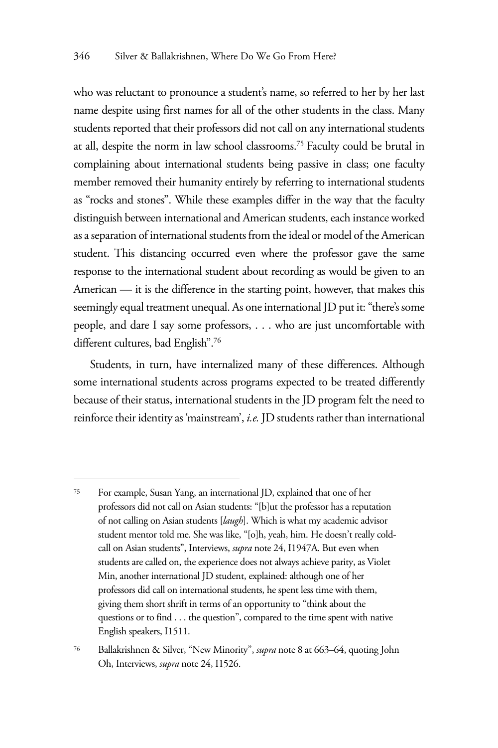who was reluctant to pronounce a student's name, so referred to her by her last name despite using first names for all of the other students in the class. Many students reported that their professors did not call on any international students at all, despite the norm in law school classrooms.[75] Faculty could be brutal in complaining about international students being passive in class; one faculty member removed their humanity entirely by referring to international students as "rocks and stones". While these examples differ in the way that the faculty distinguish between international and American students, each instance worked as a separation of international students from the ideal or model of the American student. This distancing occurred even where the professor gave the same response to the international student about recording as would be given to an American — it is the difference in the starting point, however, that makes this seemingly equal treatment unequal. As one international JD put it: "there's some people, and dare I say some professors, . . . who are just uncomfortable with different cultures, bad English".[76]

Students, in turn, have internalized many of these differences. Although some international students across programs expected to be treated differently because of their status, international students in the JD program felt the need to reinforce their identity as 'mainstream', *i.e.* JD students rather than international

---

[75] For example, Susan Yang, an international JD, explained that one of her professors did not call on Asian students: "[b]ut the professor has a reputation of not calling on Asian students [*laugh*]. Which is what my academic advisor student mentor told me. She was like, "[o]h, yeah, him. He doesn't really cold-call on Asian students", Interviews, *supra* note 24, I1947A. But even when students are called on, the experience does not always achieve parity, as Violet Min, another international JD student, explained: although one of her professors did call on international students, he spent less time with them, giving them short shrift in terms of an opportunity to "think about the questions or to find . . . the question", compared to the time spent with native English speakers, I1511.

[76] Ballakrishnen & Silver, "New Minority", *supra* note 8 at 663–64, quoting John Oh, Interviews, *supra* note 24, I1526.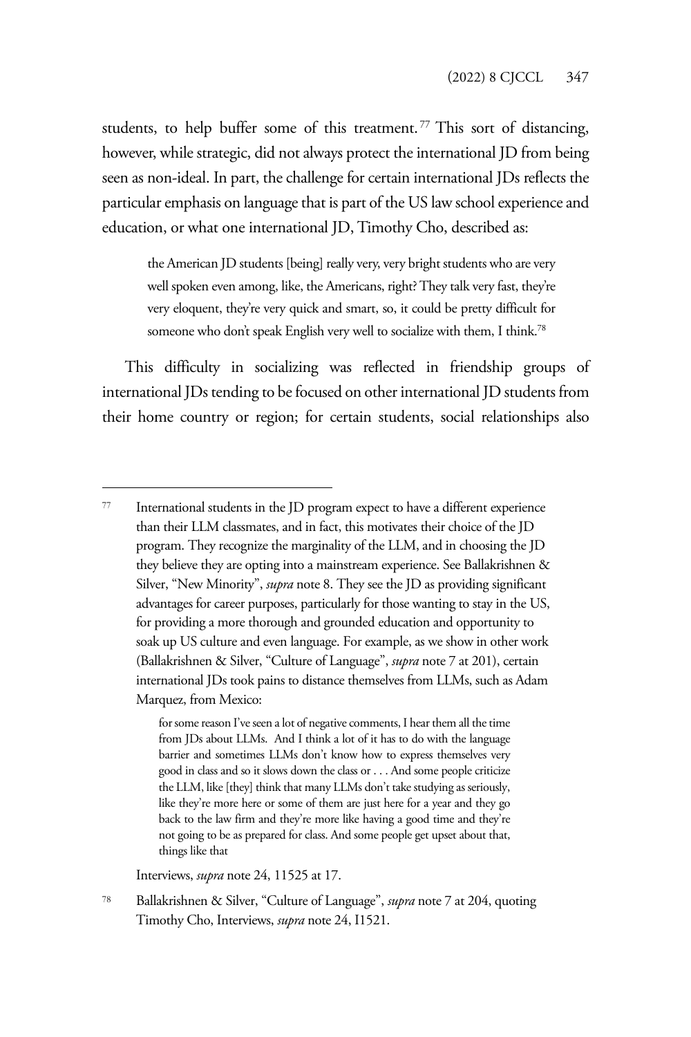students, to help buffer some of this treatment.[77] This sort of distancing, however, while strategic, did not always protect the international JD from being seen as non-ideal. In part, the challenge for certain international JDs reflects the particular emphasis on language that is part of the US law school experience and education, or what one international JD, Timothy Cho, described as:

> the American JD students [being] really very, very bright students who are very well spoken even among, like, the Americans, right? They talk very fast, they're very eloquent, they're very quick and smart, so, it could be pretty difficult for someone who don't speak English very well to socialize with them, I think.[78]

This difficulty in socializing was reflected in friendship groups of international JDs tending to be focused on other international JD students from their home country or region; for certain students, social relationships also

---

[77] International students in the JD program expect to have a different experience than their LLM classmates, and in fact, this motivates their choice of the JD program. They recognize the marginality of the LLM, and in choosing the JD they believe they are opting into a mainstream experience. See Ballakrishnen & Silver, "New Minority", *supra* note 8. They see the JD as providing significant advantages for career purposes, particularly for those wanting to stay in the US, for providing a more thorough and grounded education and opportunity to soak up US culture and even language. For example, as we show in other work (Ballakrishnen & Silver, "Culture of Language", *supra* note 7 at 201), certain international JDs took pains to distance themselves from LLMs, such as Adam Marquez, from Mexico:

> for some reason I've seen a lot of negative comments, I hear them all the time from JDs about LLMs. And I think a lot of it has to do with the language barrier and sometimes LLMs don't know how to express themselves very good in class and so it slows down the class or . . . And some people criticize the LLM, like [they] think that many LLMs don't take studying as seriously, like they're more here or some of them are just here for a year and they go back to the law firm and they're more like having a good time and they're not going to be as prepared for class. And some people get upset about that, things like that

Interviews, *supra* note 24, 11525 at 17.

[78] Ballakrishnen & Silver, "Culture of Language", *supra* note 7 at 204, quoting Timothy Cho, Interviews, *supra* note 24, I1521.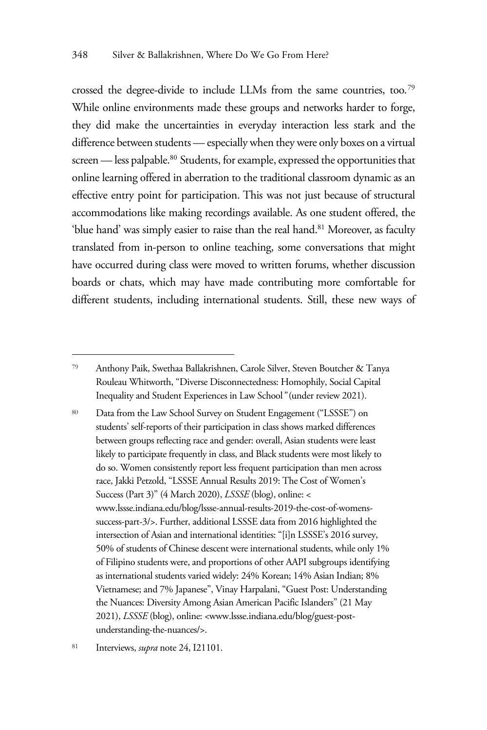crossed the degree-divide to include LLMs from the same countries, too.[79] While online environments made these groups and networks harder to forge, they did make the uncertainties in everyday interaction less stark and the difference between students — especially when they were only boxes on a virtual screen — less palpable.[80] Students, for example, expressed the opportunities that online learning offered in aberration to the traditional classroom dynamic as an effective entry point for participation. This was not just because of structural accommodations like making recordings available. As one student offered, the 'blue hand' was simply easier to raise than the real hand.[81] Moreover, as faculty translated from in-person to online teaching, some conversations that might have occurred during class were moved to written forums, whether discussion boards or chats, which may have made contributing more comfortable for different students, including international students. Still, these new ways of

---

[79] Anthony Paik, Swethaa Ballakrishnen, Carole Silver, Steven Boutcher & Tanya Rouleau Whitworth, "Diverse Disconnectedness: Homophily, Social Capital Inequality and Student Experiences in Law School*"* (under review 2021).

[80] Data from the Law School Survey on Student Engagement ("LSSSE") on students' self-reports of their participation in class shows marked differences between groups reflecting race and gender: overall, Asian students were least likely to participate frequently in class, and Black students were most likely to do so. Women consistently report less frequent participation than men across race, Jakki Petzold, "LSSSE Annual Results 2019: The Cost of Women's Success (Part 3)" (4 March 2020), *LSSSE* (blog), online: < www.lssse.indiana.edu/blog/lssse-annual-results-2019-the-cost-of-womens-success-part-3/>. Further, additional LSSSE data from 2016 highlighted the intersection of Asian and international identities: "[i]n LSSSE's 2016 survey, 50% of students of Chinese descent were international students, while only 1% of Filipino students were, and proportions of other AAPI subgroups identifying as international students varied widely: 24% Korean; 14% Asian Indian; 8% Vietnamese; and 7% Japanese", Vinay Harpalani, "Guest Post: Understanding the Nuances: Diversity Among Asian American Pacific Islanders" (21 May 2021), *LSSSE* (blog), online: <www.lssse.indiana.edu/blog/guest-post-understanding-the-nuances/>.

[81] Interviews, *supra* note 24, I21101.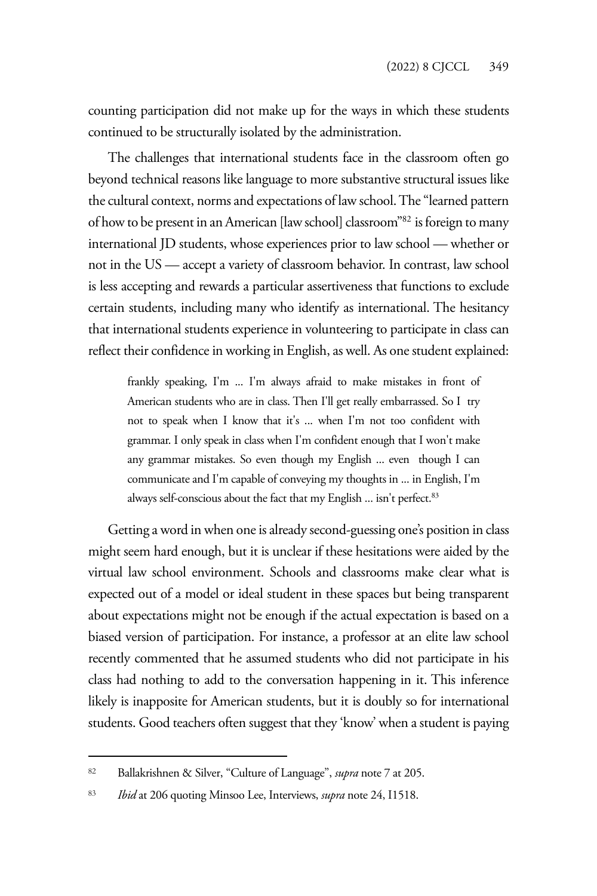counting participation did not make up for the ways in which these students continued to be structurally isolated by the administration.

The challenges that international students face in the classroom often go beyond technical reasons like language to more substantive structural issues like the cultural context, norms and expectations of law school. The "learned pattern of how to be present in an American [law school] classroom"[82] is foreign to many international JD students, whose experiences prior to law school — whether or not in the US — accept a variety of classroom behavior. In contrast, law school is less accepting and rewards a particular assertiveness that functions to exclude certain students, including many who identify as international. The hesitancy that international students experience in volunteering to participate in class can reflect their confidence in working in English, as well. As one student explained:

> frankly speaking, I'm ... I'm always afraid to make mistakes in front of American students who are in class. Then I'll get really embarrassed. So I try not to speak when I know that it's ... when I'm not too confident with grammar. I only speak in class when I'm confident enough that I won't make any grammar mistakes. So even though my English ... even though I can communicate and I'm capable of conveying my thoughts in ... in English, I'm always self-conscious about the fact that my English ... isn't perfect.[83]

Getting a word in when one is already second-guessing one's position in class might seem hard enough, but it is unclear if these hesitations were aided by the virtual law school environment. Schools and classrooms make clear what is expected out of a model or ideal student in these spaces but being transparent about expectations might not be enough if the actual expectation is based on a biased version of participation. For instance, a professor at an elite law school recently commented that he assumed students who did not participate in his class had nothing to add to the conversation happening in it. This inference likely is inapposite for American students, but it is doubly so for international students. Good teachers often suggest that they 'know' when a student is paying

---

[82] Ballakrishnen & Silver, "Culture of Language", *supra* note 7 at 205.

[83] *Ibid* at 206 quoting Minsoo Lee, Interviews, *supra* note 24, I1518.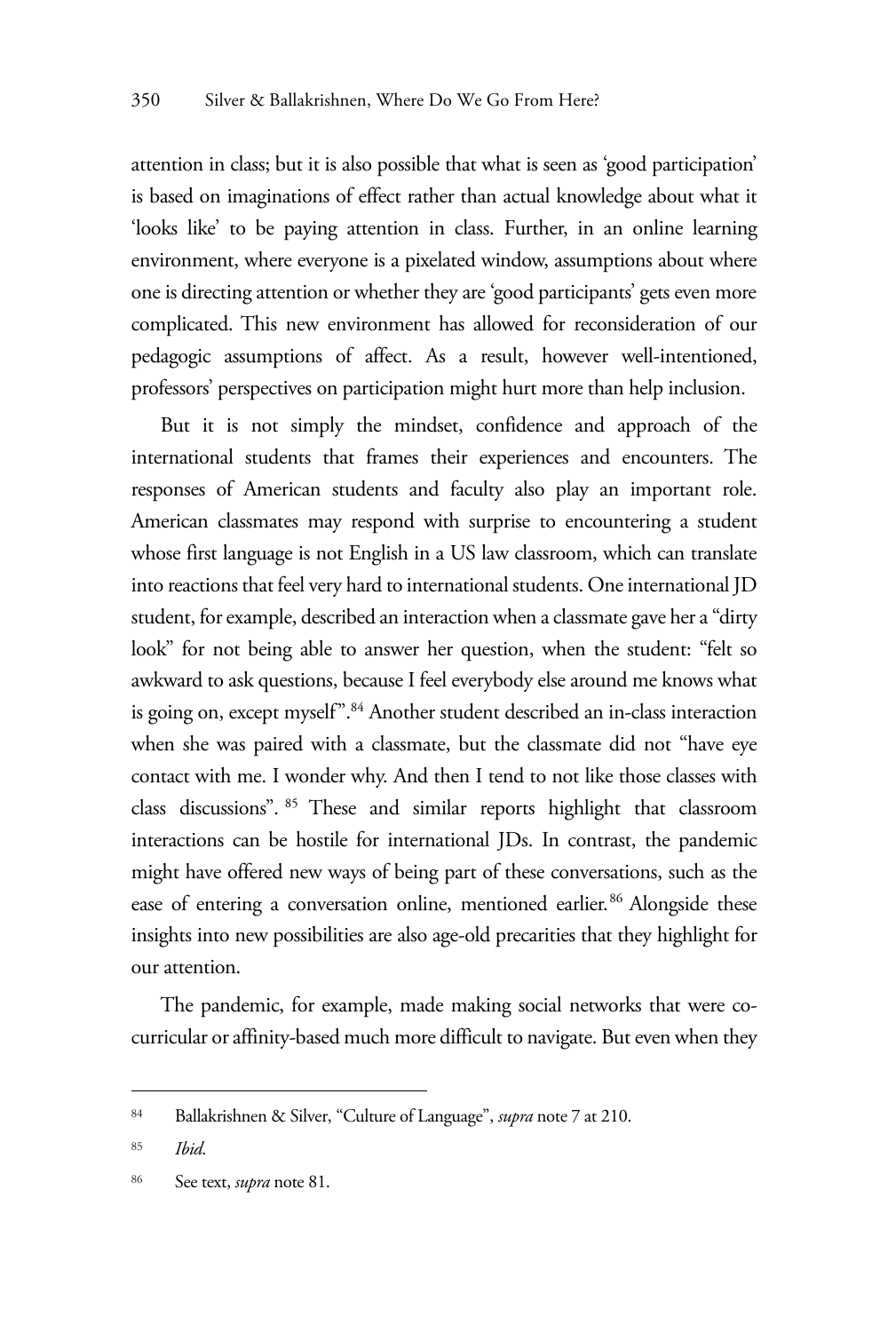attention in class; but it is also possible that what is seen as 'good participation' is based on imaginations of effect rather than actual knowledge about what it 'looks like' to be paying attention in class. Further, in an online learning environment, where everyone is a pixelated window, assumptions about where one is directing attention or whether they are 'good participants' gets even more complicated. This new environment has allowed for reconsideration of our pedagogic assumptions of affect. As a result, however well-intentioned, professors' perspectives on participation might hurt more than help inclusion.

But it is not simply the mindset, confidence and approach of the international students that frames their experiences and encounters. The responses of American students and faculty also play an important role. American classmates may respond with surprise to encountering a student whose first language is not English in a US law classroom, which can translate into reactions that feel very hard to international students. One international JD student, for example, described an interaction when a classmate gave her a "dirty look" for not being able to answer her question, when the student: "felt so awkward to ask questions, because I feel everybody else around me knows what is going on, except myself".[84] Another student described an in-class interaction when she was paired with a classmate, but the classmate did not "have eye contact with me. I wonder why. And then I tend to not like those classes with class discussions".[85] These and similar reports highlight that classroom interactions can be hostile for international JDs. In contrast, the pandemic might have offered new ways of being part of these conversations, such as the ease of entering a conversation online, mentioned earlier.[86] Alongside these insights into new possibilities are also age-old precarities that they highlight for our attention.

The pandemic, for example, made making social networks that were co-curricular or affinity-based much more difficult to navigate. But even when they

---

[84] Ballakrishnen & Silver, "Culture of Language", *supra* note 7 at 210.

[85] *Ibid.*

[86] See text, *supra* note 81.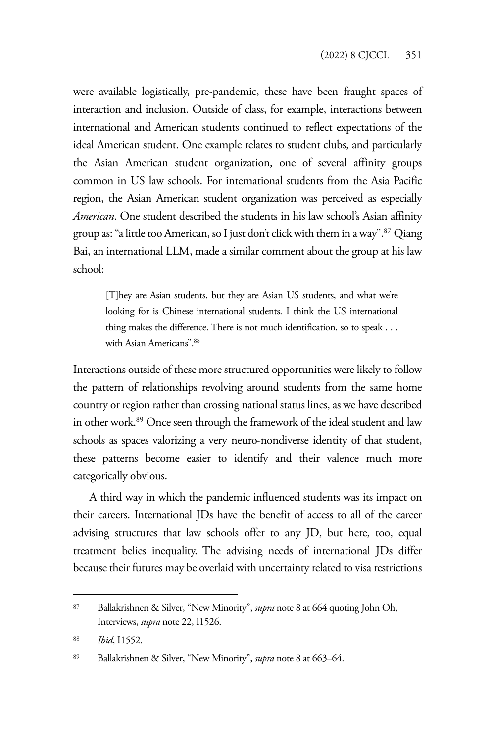were available logistically, pre-pandemic, these have been fraught spaces of interaction and inclusion. Outside of class, for example, interactions between international and American students continued to reflect expectations of the ideal American student. One example relates to student clubs, and particularly the Asian American student organization, one of several affinity groups common in US law schools. For international students from the Asia Pacific region, the Asian American student organization was perceived as especially *American*. One student described the students in his law school's Asian affinity group as: "a little too American, so I just don't click with them in a way".[87] Qiang Bai, an international LLM, made a similar comment about the group at his law school:

> [T]hey are Asian students, but they are Asian US students, and what we're looking for is Chinese international students. I think the US international thing makes the difference. There is not much identification, so to speak . . . with Asian Americans".[88]

Interactions outside of these more structured opportunities were likely to follow the pattern of relationships revolving around students from the same home country or region rather than crossing national status lines, as we have described in other work.[89] Once seen through the framework of the ideal student and law schools as spaces valorizing a very neuro-nondiverse identity of that student, these patterns become easier to identify and their valence much more categorically obvious.

A third way in which the pandemic influenced students was its impact on their careers. International JDs have the benefit of access to all of the career advising structures that law schools offer to any JD, but here, too, equal treatment belies inequality. The advising needs of international JDs differ because their futures may be overlaid with uncertainty related to visa restrictions

---

87 Ballakrishnen & Silver, "New Minority", *supra* note 8 at 664 quoting John Oh, Interviews, *supra* note 22, I1526.

88 *Ibid*, I1552.

89 Ballakrishnen & Silver, "New Minority", *supra* note 8 at 663–64.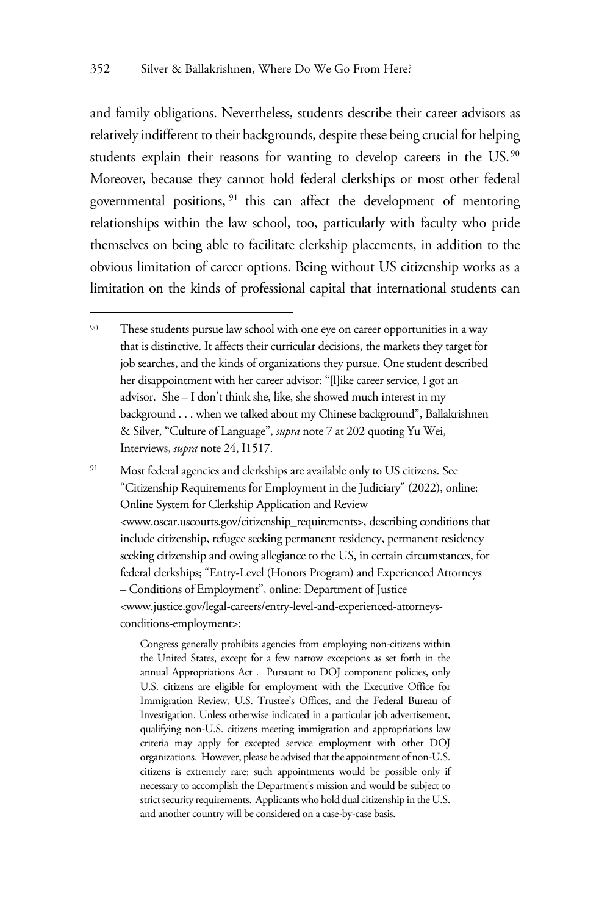and family obligations. Nevertheless, students describe their career advisors as relatively indifferent to their backgrounds, despite these being crucial for helping students explain their reasons for wanting to develop careers in the US.[90] Moreover, because they cannot hold federal clerkships or most other federal governmental positions,[91] this can affect the development of mentoring relationships within the law school, too, particularly with faculty who pride themselves on being able to facilitate clerkship placements, in addition to the obvious limitation of career options. Being without US citizenship works as a limitation on the kinds of professional capital that international students can

---

[90] These students pursue law school with one eye on career opportunities in a way that is distinctive. It affects their curricular decisions, the markets they target for job searches, and the kinds of organizations they pursue. One student described her disappointment with her career advisor: "[l]ike career service, I got an advisor. She – I don't think she, like, she showed much interest in my background . . . when we talked about my Chinese background", Ballakrishnen & Silver, "Culture of Language", *supra* note 7 at 202 quoting Yu Wei, Interviews, *supra* note 24, I1517.

[91] Most federal agencies and clerkships are available only to US citizens. See "Citizenship Requirements for Employment in the Judiciary" (2022), online: Online System for Clerkship Application and Review <www.oscar.uscourts.gov/citizenship_requirements>, describing conditions that include citizenship, refugee seeking permanent residency, permanent residency seeking citizenship and owing allegiance to the US, in certain circumstances, for federal clerkships; "Entry-Level (Honors Program) and Experienced Attorneys – Conditions of Employment", online: Department of Justice <www.justice.gov/legal-careers/entry-level-and-experienced-attorneys-conditions-employment>:

> Congress generally prohibits agencies from employing non-citizens within the United States, except for a few narrow exceptions as set forth in the annual Appropriations Act . Pursuant to DOJ component policies, only U.S. citizens are eligible for employment with the Executive Office for Immigration Review, U.S. Trustee's Offices, and the Federal Bureau of Investigation. Unless otherwise indicated in a particular job advertisement, qualifying non-U.S. citizens meeting immigration and appropriations law criteria may apply for excepted service employment with other DOJ organizations. However, please be advised that the appointment of non-U.S. citizens is extremely rare; such appointments would be possible only if necessary to accomplish the Department's mission and would be subject to strict security requirements. Applicants who hold dual citizenship in the U.S. and another country will be considered on a case-by-case basis.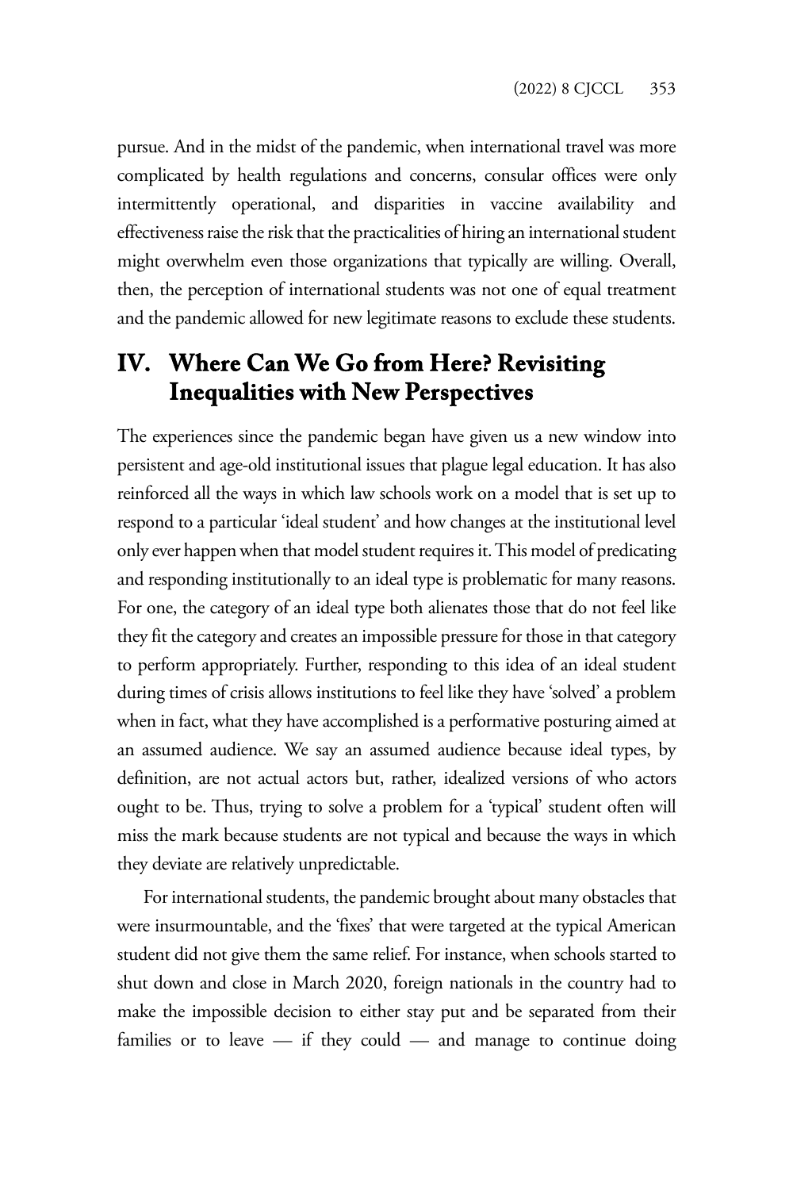pursue. And in the midst of the pandemic, when international travel was more complicated by health regulations and concerns, consular offices were only intermittently operational, and disparities in vaccine availability and effectiveness raise the risk that the practicalities of hiring an international student might overwhelm even those organizations that typically are willing. Overall, then, the perception of international students was not one of equal treatment and the pandemic allowed for new legitimate reasons to exclude these students.

## IV. Where Can We Go from Here? Revisiting Inequalities with New Perspectives

The experiences since the pandemic began have given us a new window into persistent and age-old institutional issues that plague legal education. It has also reinforced all the ways in which law schools work on a model that is set up to respond to a particular 'ideal student' and how changes at the institutional level only ever happen when that model student requires it. This model of predicating and responding institutionally to an ideal type is problematic for many reasons. For one, the category of an ideal type both alienates those that do not feel like they fit the category and creates an impossible pressure for those in that category to perform appropriately. Further, responding to this idea of an ideal student during times of crisis allows institutions to feel like they have 'solved' a problem when in fact, what they have accomplished is a performative posturing aimed at an assumed audience. We say an assumed audience because ideal types, by definition, are not actual actors but, rather, idealized versions of who actors ought to be. Thus, trying to solve a problem for a 'typical' student often will miss the mark because students are not typical and because the ways in which they deviate are relatively unpredictable.

For international students, the pandemic brought about many obstacles that were insurmountable, and the 'fixes' that were targeted at the typical American student did not give them the same relief. For instance, when schools started to shut down and close in March 2020, foreign nationals in the country had to make the impossible decision to either stay put and be separated from their families or to leave — if they could — and manage to continue doing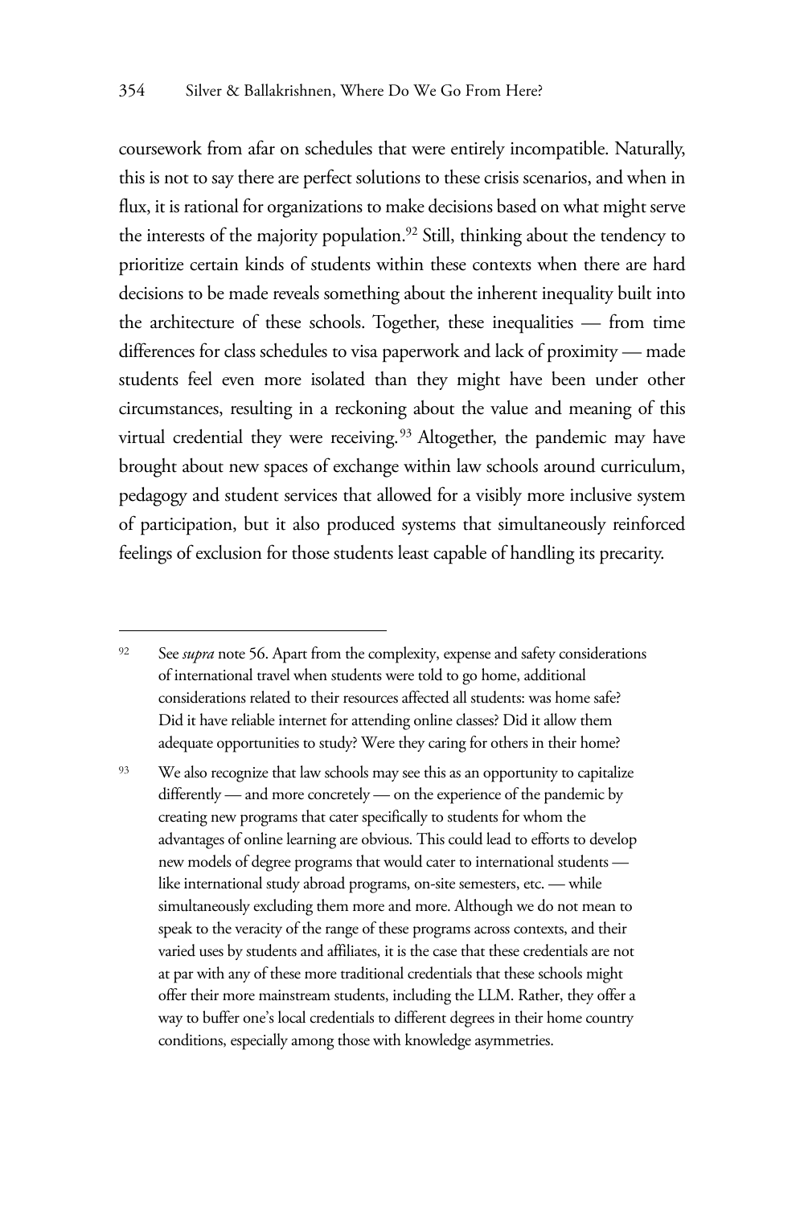coursework from afar on schedules that were entirely incompatible. Naturally, this is not to say there are perfect solutions to these crisis scenarios, and when in flux, it is rational for organizations to make decisions based on what might serve the interests of the majority population.[92] Still, thinking about the tendency to prioritize certain kinds of students within these contexts when there are hard decisions to be made reveals something about the inherent inequality built into the architecture of these schools. Together, these inequalities — from time differences for class schedules to visa paperwork and lack of proximity — made students feel even more isolated than they might have been under other circumstances, resulting in a reckoning about the value and meaning of this virtual credential they were receiving.[93] Altogether, the pandemic may have brought about new spaces of exchange within law schools around curriculum, pedagogy and student services that allowed for a visibly more inclusive system of participation, but it also produced systems that simultaneously reinforced feelings of exclusion for those students least capable of handling its precarity.

---

[92] See *supra* note 56. Apart from the complexity, expense and safety considerations of international travel when students were told to go home, additional considerations related to their resources affected all students: was home safe? Did it have reliable internet for attending online classes? Did it allow them adequate opportunities to study? Were they caring for others in their home?

[93] We also recognize that law schools may see this as an opportunity to capitalize differently — and more concretely — on the experience of the pandemic by creating new programs that cater specifically to students for whom the advantages of online learning are obvious. This could lead to efforts to develop new models of degree programs that would cater to international students — like international study abroad programs, on-site semesters, etc. — while simultaneously excluding them more and more. Although we do not mean to speak to the veracity of the range of these programs across contexts, and their varied uses by students and affiliates, it is the case that these credentials are not at par with any of these more traditional credentials that these schools might offer their more mainstream students, including the LLM. Rather, they offer a way to buffer one's local credentials to different degrees in their home country conditions, especially among those with knowledge asymmetries.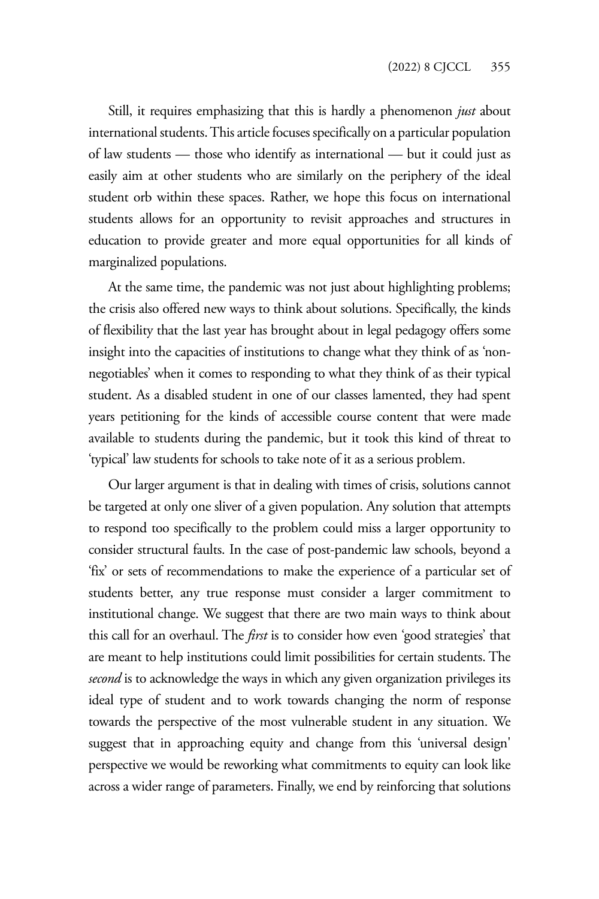Still, it requires emphasizing that this is hardly a phenomenon *just* about international students. This article focuses specifically on a particular population of law students — those who identify as international — but it could just as easily aim at other students who are similarly on the periphery of the ideal student orb within these spaces. Rather, we hope this focus on international students allows for an opportunity to revisit approaches and structures in education to provide greater and more equal opportunities for all kinds of marginalized populations.

At the same time, the pandemic was not just about highlighting problems; the crisis also offered new ways to think about solutions. Specifically, the kinds of flexibility that the last year has brought about in legal pedagogy offers some insight into the capacities of institutions to change what they think of as 'non-negotiables' when it comes to responding to what they think of as their typical student. As a disabled student in one of our classes lamented, they had spent years petitioning for the kinds of accessible course content that were made available to students during the pandemic, but it took this kind of threat to 'typical' law students for schools to take note of it as a serious problem.

Our larger argument is that in dealing with times of crisis, solutions cannot be targeted at only one sliver of a given population. Any solution that attempts to respond too specifically to the problem could miss a larger opportunity to consider structural faults. In the case of post-pandemic law schools, beyond a 'fix' or sets of recommendations to make the experience of a particular set of students better, any true response must consider a larger commitment to institutional change. We suggest that there are two main ways to think about this call for an overhaul. The *first* is to consider how even 'good strategies' that are meant to help institutions could limit possibilities for certain students. The *second* is to acknowledge the ways in which any given organization privileges its ideal type of student and to work towards changing the norm of response towards the perspective of the most vulnerable student in any situation. We suggest that in approaching equity and change from this 'universal design' perspective we would be reworking what commitments to equity can look like across a wider range of parameters. Finally, we end by reinforcing that solutions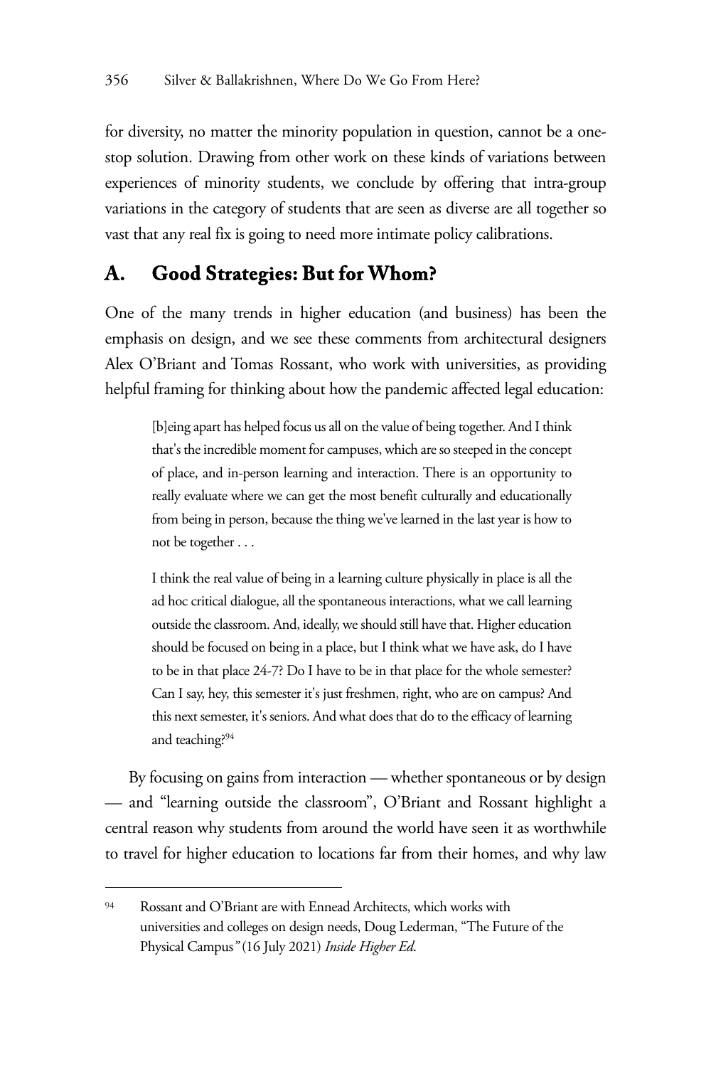for diversity, no matter the minority population in question, cannot be a one-stop solution. Drawing from other work on these kinds of variations between experiences of minority students, we conclude by offering that intra-group variations in the category of students that are seen as diverse are all together so vast that any real fix is going to need more intimate policy calibrations.

## A. Good Strategies: But for Whom?

One of the many trends in higher education (and business) has been the emphasis on design, and we see these comments from architectural designers Alex O'Briant and Tomas Rossant, who work with universities, as providing helpful framing for thinking about how the pandemic affected legal education:

> [b]eing apart has helped focus us all on the value of being together. And I think that's the incredible moment for campuses, which are so steeped in the concept of place, and in-person learning and interaction. There is an opportunity to really evaluate where we can get the most benefit culturally and educationally from being in person, because the thing we've learned in the last year is how to not be together . . .
>
> I think the real value of being in a learning culture physically in place is all the ad hoc critical dialogue, all the spontaneous interactions, what we call learning outside the classroom. And, ideally, we should still have that. Higher education should be focused on being in a place, but I think what we have ask, do I have to be in that place 24-7? Do I have to be in that place for the whole semester? Can I say, hey, this semester it's just freshmen, right, who are on campus? And this next semester, it's seniors. And what does that do to the efficacy of learning and teaching?[94]

By focusing on gains from interaction — whether spontaneous or by design — and "learning outside the classroom", O'Briant and Rossant highlight a central reason why students from around the world have seen it as worthwhile to travel for higher education to locations far from their homes, and why law

---

[94] Rossant and O'Briant are with Ennead Architects, which works with universities and colleges on design needs, Doug Lederman, "The Future of the Physical Campus" (16 July 2021) *Inside Higher Ed*.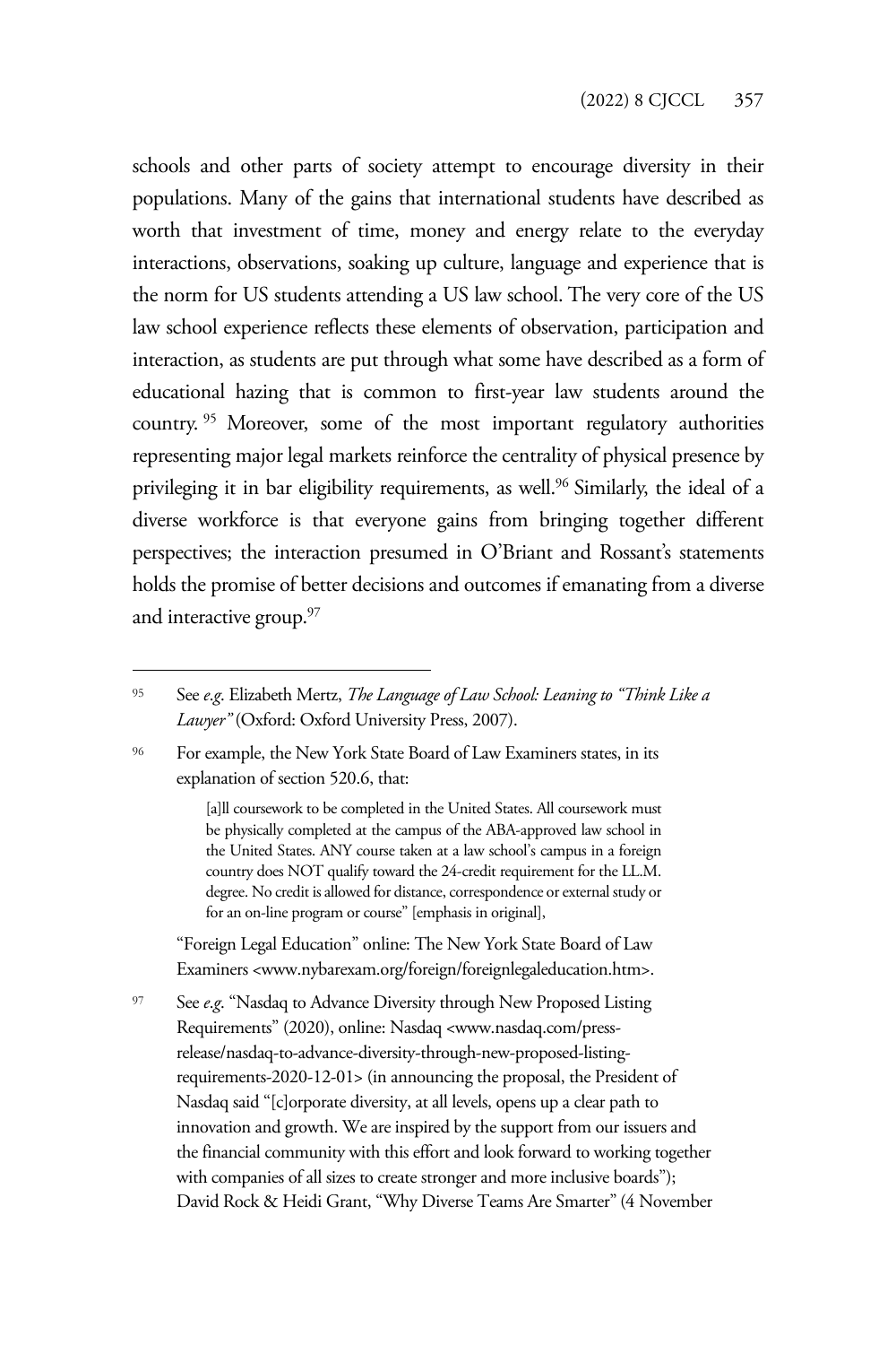schools and other parts of society attempt to encourage diversity in their populations. Many of the gains that international students have described as worth that investment of time, money and energy relate to the everyday interactions, observations, soaking up culture, language and experience that is the norm for US students attending a US law school. The very core of the US law school experience reflects these elements of observation, participation and interaction, as students are put through what some have described as a form of educational hazing that is common to first-year law students around the country.[95] Moreover, some of the most important regulatory authorities representing major legal markets reinforce the centrality of physical presence by privileging it in bar eligibility requirements, as well.[96] Similarly, the ideal of a diverse workforce is that everyone gains from bringing together different perspectives; the interaction presumed in O'Briant and Rossant's statements holds the promise of better decisions and outcomes if emanating from a diverse and interactive group.[97]

---

95 See *e.g*. Elizabeth Mertz, *The Language of Law School: Leaning to "Think Like a Lawyer"* (Oxford: Oxford University Press, 2007).

96 For example, the New York State Board of Law Examiners states, in its explanation of section 520.6, that:

> [a]ll coursework to be completed in the United States. All coursework must be physically completed at the campus of the ABA-approved law school in the United States. ANY course taken at a law school's campus in a foreign country does NOT qualify toward the 24-credit requirement for the LL.M. degree. No credit is allowed for distance, correspondence or external study or for an on-line program or course" [emphasis in original],

"Foreign Legal Education" online: The New York State Board of Law Examiners <www.nybarexam.org/foreign/foreignlegaleducation.htm>.

97 See *e.g*. "Nasdaq to Advance Diversity through New Proposed Listing Requirements" (2020), online: Nasdaq <www.nasdaq.com/press-release/nasdaq-to-advance-diversity-through-new-proposed-listing-requirements-2020-12-01> (in announcing the proposal, the President of Nasdaq said "[c]orporate diversity, at all levels, opens up a clear path to innovation and growth. We are inspired by the support from our issuers and the financial community with this effort and look forward to working together with companies of all sizes to create stronger and more inclusive boards"); David Rock & Heidi Grant, "Why Diverse Teams Are Smarter" (4 November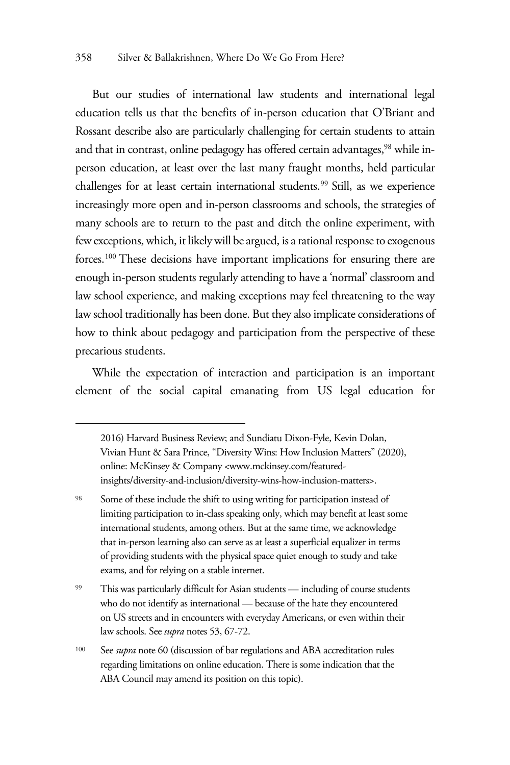But our studies of international law students and international legal education tells us that the benefits of in-person education that O'Briant and Rossant describe also are particularly challenging for certain students to attain and that in contrast, online pedagogy has offered certain advantages,[98] while in-person education, at least over the last many fraught months, held particular challenges for at least certain international students.[99] Still, as we experience increasingly more open and in-person classrooms and schools, the strategies of many schools are to return to the past and ditch the online experiment, with few exceptions, which, it likely will be argued, is a rational response to exogenous forces.[100] These decisions have important implications for ensuring there are enough in-person students regularly attending to have a 'normal' classroom and law school experience, and making exceptions may feel threatening to the way law school traditionally has been done. But they also implicate considerations of how to think about pedagogy and participation from the perspective of these precarious students.

While the expectation of interaction and participation is an important element of the social capital emanating from US legal education for

---

2016) Harvard Business Review; and Sundiatu Dixon-Fyle, Kevin Dolan, Vivian Hunt & Sara Prince, "Diversity Wins: How Inclusion Matters" (2020), online: McKinsey & Company <www.mckinsey.com/featured-insights/diversity-and-inclusion/diversity-wins-how-inclusion-matters>.

[98] Some of these include the shift to using writing for participation instead of limiting participation to in-class speaking only, which may benefit at least some international students, among others. But at the same time, we acknowledge that in-person learning also can serve as at least a superficial equalizer in terms of providing students with the physical space quiet enough to study and take exams, and for relying on a stable internet.

[99] This was particularly difficult for Asian students — including of course students who do not identify as international — because of the hate they encountered on US streets and in encounters with everyday Americans, or even within their law schools. See *supra* notes 53, 67-72.

[100] See *supra* note 60 (discussion of bar regulations and ABA accreditation rules regarding limitations on online education. There is some indication that the ABA Council may amend its position on this topic).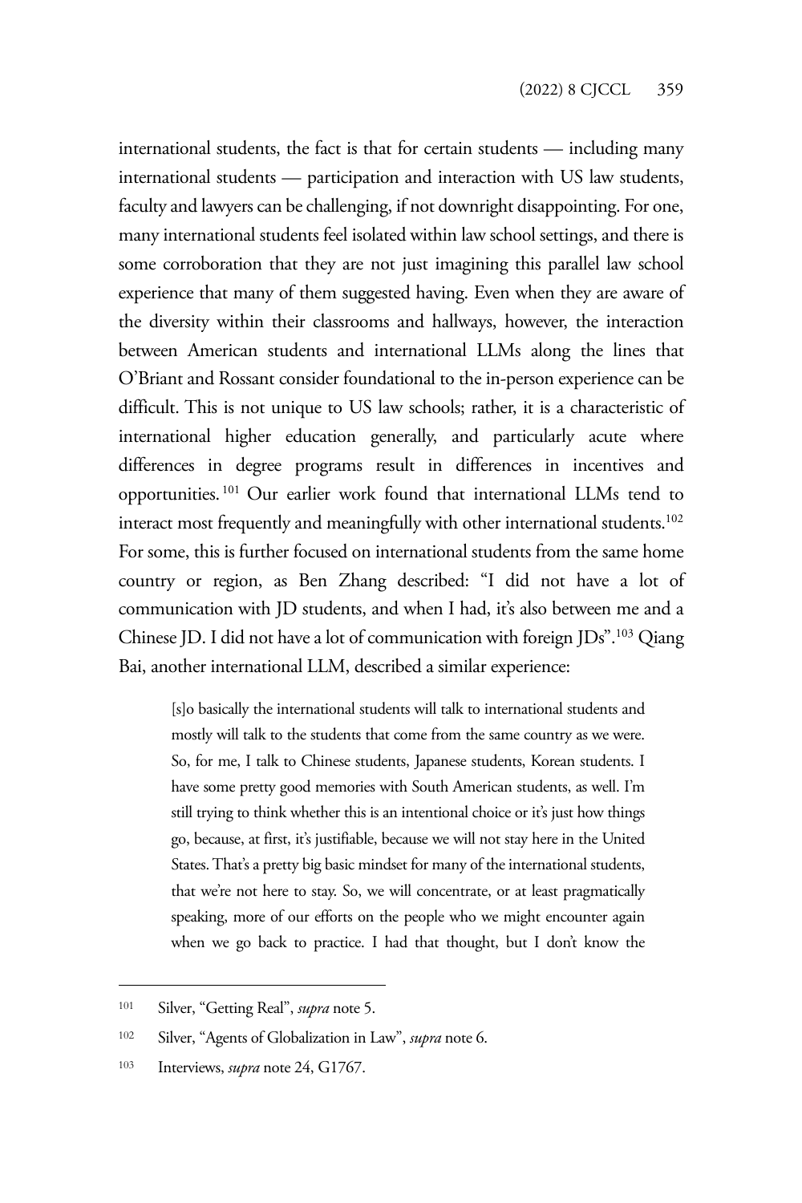international students, the fact is that for certain students — including many international students — participation and interaction with US law students, faculty and lawyers can be challenging, if not downright disappointing. For one, many international students feel isolated within law school settings, and there is some corroboration that they are not just imagining this parallel law school experience that many of them suggested having. Even when they are aware of the diversity within their classrooms and hallways, however, the interaction between American students and international LLMs along the lines that O'Briant and Rossant consider foundational to the in-person experience can be difficult. This is not unique to US law schools; rather, it is a characteristic of international higher education generally, and particularly acute where differences in degree programs result in differences in incentives and opportunities.[101] Our earlier work found that international LLMs tend to interact most frequently and meaningfully with other international students.[102] For some, this is further focused on international students from the same home country or region, as Ben Zhang described: "I did not have a lot of communication with JD students, and when I had, it's also between me and a Chinese JD. I did not have a lot of communication with foreign JDs".[103] Qiang Bai, another international LLM, described a similar experience:

> [s]o basically the international students will talk to international students and mostly will talk to the students that come from the same country as we were. So, for me, I talk to Chinese students, Japanese students, Korean students. I have some pretty good memories with South American students, as well. I'm still trying to think whether this is an intentional choice or it's just how things go, because, at first, it's justifiable, because we will not stay here in the United States. That's a pretty big basic mindset for many of the international students, that we're not here to stay. So, we will concentrate, or at least pragmatically speaking, more of our efforts on the people who we might encounter again when we go back to practice. I had that thought, but I don't know the

---

[101] Silver, "Getting Real", *supra* note 5.

[102] Silver, "Agents of Globalization in Law", *supra* note 6.

[103] Interviews, *supra* note 24, G1767.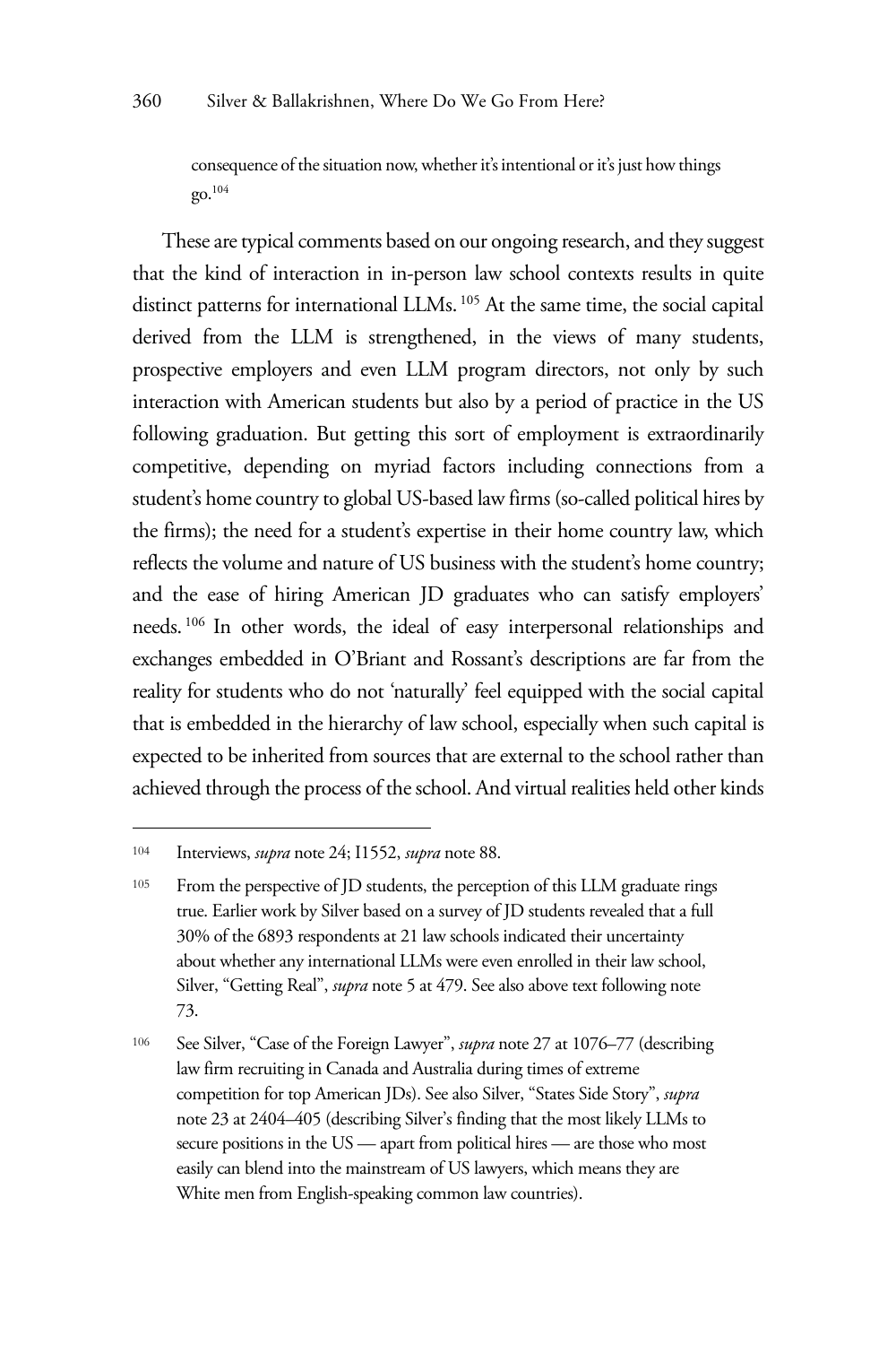> consequence of the situation now, whether it's intentional or it's just how things go.[104]

These are typical comments based on our ongoing research, and they suggest that the kind of interaction in in-person law school contexts results in quite distinct patterns for international LLMs.[105] At the same time, the social capital derived from the LLM is strengthened, in the views of many students, prospective employers and even LLM program directors, not only by such interaction with American students but also by a period of practice in the US following graduation. But getting this sort of employment is extraordinarily competitive, depending on myriad factors including connections from a student's home country to global US-based law firms (so-called political hires by the firms); the need for a student's expertise in their home country law, which reflects the volume and nature of US business with the student's home country; and the ease of hiring American JD graduates who can satisfy employers' needs.[106] In other words, the ideal of easy interpersonal relationships and exchanges embedded in O'Briant and Rossant's descriptions are far from the reality for students who do not 'naturally' feel equipped with the social capital that is embedded in the hierarchy of law school, especially when such capital is expected to be inherited from sources that are external to the school rather than achieved through the process of the school. And virtual realities held other kinds

---

[104] Interviews, *supra* note 24; I1552, *supra* note 88.

[105] From the perspective of JD students, the perception of this LLM graduate rings true. Earlier work by Silver based on a survey of JD students revealed that a full 30% of the 6893 respondents at 21 law schools indicated their uncertainty about whether any international LLMs were even enrolled in their law school, Silver, "Getting Real", *supra* note 5 at 479. See also above text following note 73.

[106] See Silver, "Case of the Foreign Lawyer", *supra* note 27 at 1076–77 (describing law firm recruiting in Canada and Australia during times of extreme competition for top American JDs). See also Silver, "States Side Story", *supra* note 23 at 2404–405 (describing Silver's finding that the most likely LLMs to secure positions in the US — apart from political hires — are those who most easily can blend into the mainstream of US lawyers, which means they are White men from English-speaking common law countries).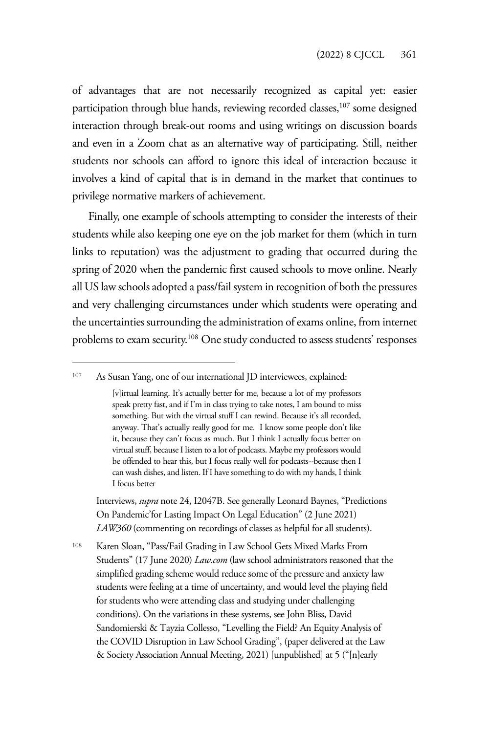of advantages that are not necessarily recognized as capital yet: easier participation through blue hands, reviewing recorded classes,[107] some designed interaction through break-out rooms and using writings on discussion boards and even in a Zoom chat as an alternative way of participating. Still, neither students nor schools can afford to ignore this ideal of interaction because it involves a kind of capital that is in demand in the market that continues to privilege normative markers of achievement.

Finally, one example of schools attempting to consider the interests of their students while also keeping one eye on the job market for them (which in turn links to reputation) was the adjustment to grading that occurred during the spring of 2020 when the pandemic first caused schools to move online. Nearly all US law schools adopted a pass/fail system in recognition of both the pressures and very challenging circumstances under which students were operating and the uncertainties surrounding the administration of exams online, from internet problems to exam security.[108] One study conducted to assess students' responses

---

[107] As Susan Yang, one of our international JD interviewees, explained:

> [v]irtual learning. It's actually better for me, because a lot of my professors speak pretty fast, and if I'm in class trying to take notes, I am bound to miss something. But with the virtual stuff I can rewind. Because it's all recorded, anyway. That's actually really good for me. I know some people don't like it, because they can't focus as much. But I think I actually focus better on virtual stuff, because I listen to a lot of podcasts. Maybe my professors would be offended to hear this, but I focus really well for podcasts--because then I can wash dishes, and listen. If I have something to do with my hands, I think I focus better

Interviews, *supra* note 24, I2047B. See generally Leonard Baynes, "Predictions On Pandemic'for Lasting Impact On Legal Education" (2 June 2021) *LAW360* (commenting on recordings of classes as helpful for all students).

[108] Karen Sloan, "Pass/Fail Grading in Law School Gets Mixed Marks From Students" (17 June 2020) *Law.com* (law school administrators reasoned that the simplified grading scheme would reduce some of the pressure and anxiety law students were feeling at a time of uncertainty, and would level the playing field for students who were attending class and studying under challenging conditions). On the variations in these systems, see John Bliss, David Sandomierski & Tayzia Collesso, "Levelling the Field? An Equity Analysis of the COVID Disruption in Law School Grading", (paper delivered at the Law & Society Association Annual Meeting, 2021) [unpublished] at 5 ("[n]early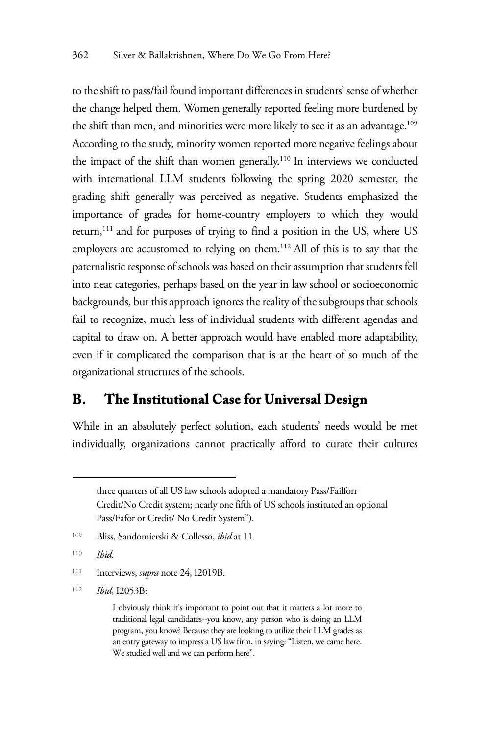to the shift to pass/fail found important differences in students' sense of whether the change helped them. Women generally reported feeling more burdened by the shift than men, and minorities were more likely to see it as an advantage.[109] According to the study, minority women reported more negative feelings about the impact of the shift than women generally.[110] In interviews we conducted with international LLM students following the spring 2020 semester, the grading shift generally was perceived as negative. Students emphasized the importance of grades for home-country employers to which they would return,[111] and for purposes of trying to find a position in the US, where US employers are accustomed to relying on them.[112] All of this is to say that the paternalistic response of schools was based on their assumption that students fell into neat categories, perhaps based on the year in law school or socioeconomic backgrounds, but this approach ignores the reality of the subgroups that schools fail to recognize, much less of individual students with different agendas and capital to draw on. A better approach would have enabled more adaptability, even if it complicated the comparison that is at the heart of so much of the organizational structures of the schools.

## B. The Institutional Case for Universal Design

While in an absolutely perfect solution, each students' needs would be met individually, organizations cannot practically afford to curate their cultures

---

three quarters of all US law schools adopted a mandatory Pass/Failforr Credit/No Credit system; nearly one fifth of US schools instituted an optional Pass/Fafor or Credit/ No Credit System").

[109] Bliss, Sandomierski & Collesso, *ibid* at 11.

[110] *Ibid*.

[111] Interviews, *supra* note 24, I2019B.

[112] *Ibid*, I2053B:

> I obviously think it's important to point out that it matters a lot more to traditional legal candidates--you know, any person who is doing an LLM program, you know? Because they are looking to utilize their LLM grades as an entry gateway to impress a US law firm, in saying: "Listen, we came here. We studied well and we can perform here".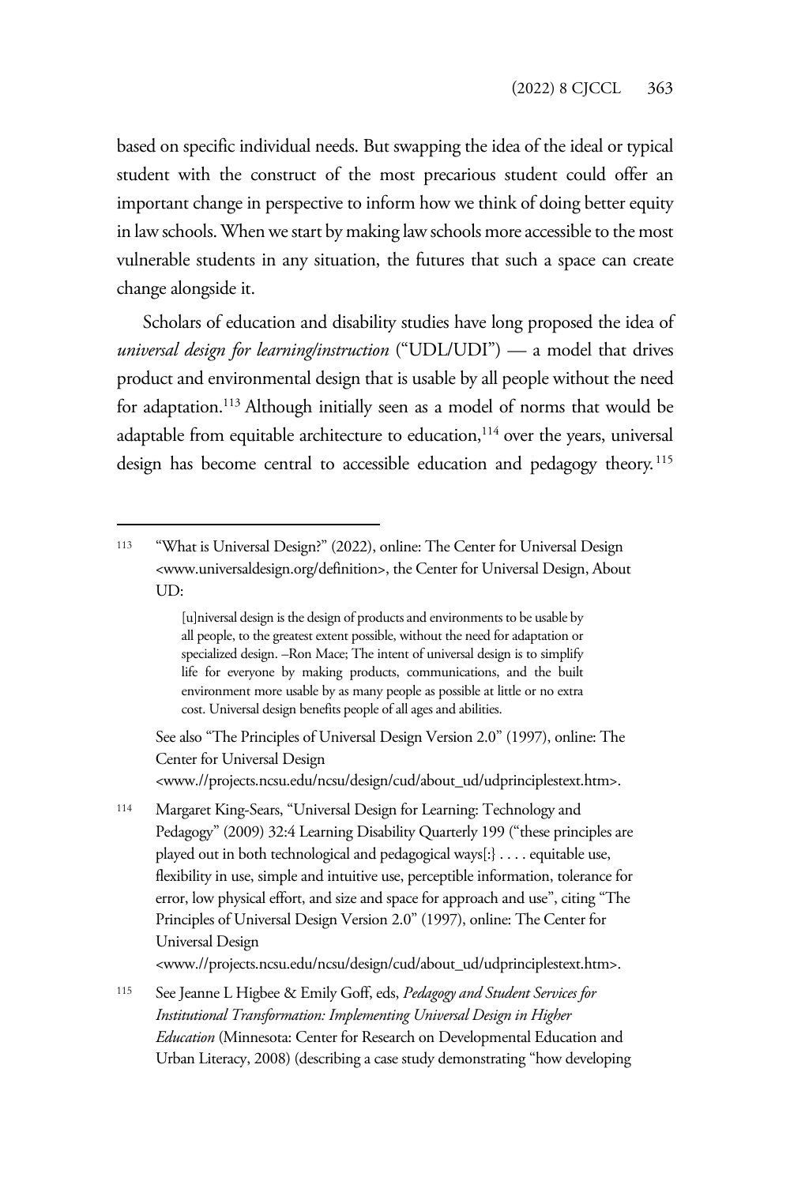based on specific individual needs. But swapping the idea of the ideal or typical student with the construct of the most precarious student could offer an important change in perspective to inform how we think of doing better equity in law schools. When we start by making law schools more accessible to the most vulnerable students in any situation, the futures that such a space can create change alongside it.

Scholars of education and disability studies have long proposed the idea of *universal design for learning/instruction* ("UDL/UDI") — a model that drives product and environmental design that is usable by all people without the need for adaptation.[113] Although initially seen as a model of norms that would be adaptable from equitable architecture to education,[114] over the years, universal design has become central to accessible education and pedagogy theory.[115]

---

[113] "What is Universal Design?" (2022), online: The Center for Universal Design <www.universaldesign.org/definition>, the Center for Universal Design, About UD:

> [u]niversal design is the design of products and environments to be usable by all people, to the greatest extent possible, without the need for adaptation or specialized design. –Ron Mace; The intent of universal design is to simplify life for everyone by making products, communications, and the built environment more usable by as many people as possible at little or no extra cost. Universal design benefits people of all ages and abilities.

See also "The Principles of Universal Design Version 2.0" (1997), online: The Center for Universal Design <www.//projects.ncsu.edu/ncsu/design/cud/about_ud/udprinciplestext.htm>.

[114] Margaret King-Sears, "Universal Design for Learning: Technology and Pedagogy" (2009) 32:4 Learning Disability Quarterly 199 ("these principles are played out in both technological and pedagogical ways[:} . . . . equitable use, flexibility in use, simple and intuitive use, perceptible information, tolerance for error, low physical effort, and size and space for approach and use", citing "The Principles of Universal Design Version 2.0" (1997), online: The Center for Universal Design <www.//projects.ncsu.edu/ncsu/design/cud/about_ud/udprinciplestext.htm>.

[115] See Jeanne L Higbee & Emily Goff, eds, *Pedagogy and Student Services for Institutional Transformation: Implementing Universal Design in Higher Education* (Minnesota: Center for Research on Developmental Education and Urban Literacy, 2008) (describing a case study demonstrating "how developing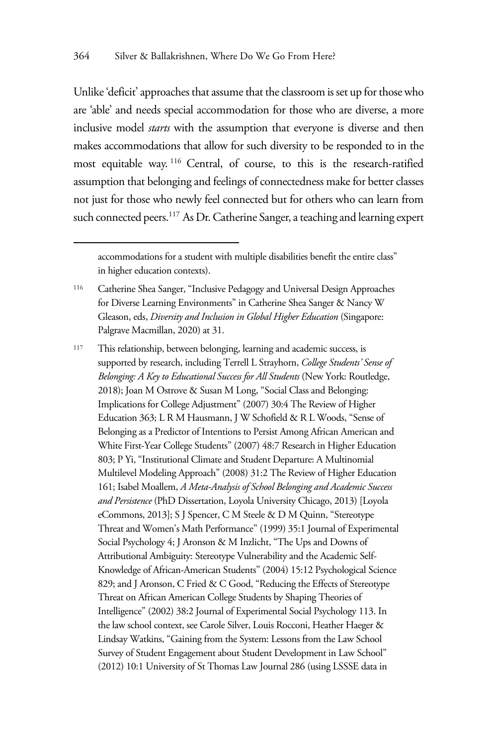Unlike 'deficit' approaches that assume that the classroom is set up for those who are 'able' and needs special accommodation for those who are diverse, a more inclusive model *starts* with the assumption that everyone is diverse and then makes accommodations that allow for such diversity to be responded to in the most equitable way.[116] Central, of course, to this is the research-ratified assumption that belonging and feelings of connectedness make for better classes not just for those who newly feel connected but for others who can learn from such connected peers.[117] As Dr. Catherine Sanger, a teaching and learning expert

---

accommodations for a student with multiple disabilities benefit the entire class" in higher education contexts).

116 Catherine Shea Sanger, "Inclusive Pedagogy and Universal Design Approaches for Diverse Learning Environments" in Catherine Shea Sanger & Nancy W Gleason, eds, *Diversity and Inclusion in Global Higher Education* (Singapore: Palgrave Macmillan, 2020) at 31.

117 This relationship, between belonging, learning and academic success, is supported by research, including Terrell L Strayhorn, *College Students' Sense of Belonging: A Key to Educational Success for All Students* (New York: Routledge, 2018); Joan M Ostrove & Susan M Long, "Social Class and Belonging: Implications for College Adjustment" (2007) 30:4 The Review of Higher Education 363; L R M Hausmann, J W Schofield & R L Woods, "Sense of Belonging as a Predictor of Intentions to Persist Among African American and White First-Year College Students" (2007) 48:7 Research in Higher Education 803; P Yi, "Institutional Climate and Student Departure: A Multinomial Multilevel Modeling Approach" (2008) 31:2 The Review of Higher Education 161; Isabel Moallem, *A Meta-Analysis of School Belonging and Academic Success and Persistence* (PhD Dissertation, Loyola University Chicago, 2013) [Loyola eCommons, 2013]; S J Spencer, C M Steele & D M Quinn, "Stereotype Threat and Women's Math Performance" (1999) 35:1 Journal of Experimental Social Psychology 4; J Aronson & M Inzlicht, "The Ups and Downs of Attributional Ambiguity: Stereotype Vulnerability and the Academic Self-Knowledge of African-American Students" (2004) 15:12 Psychological Science 829; and J Aronson, C Fried & C Good, "Reducing the Effects of Stereotype Threat on African American College Students by Shaping Theories of Intelligence" (2002) 38:2 Journal of Experimental Social Psychology 113. In the law school context, see Carole Silver, Louis Rocconi, Heather Haeger & Lindsay Watkins, "Gaining from the System: Lessons from the Law School Survey of Student Engagement about Student Development in Law School" (2012) 10:1 University of St Thomas Law Journal 286 (using LSSSE data in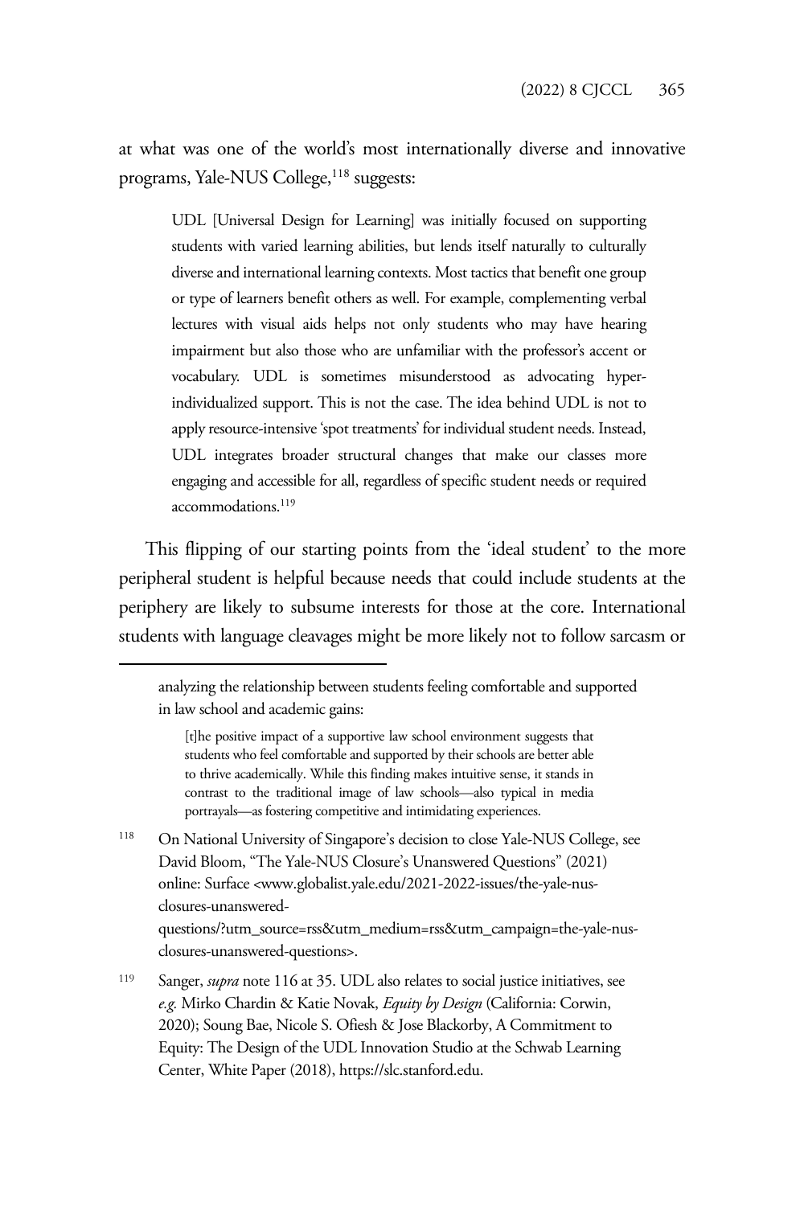at what was one of the world's most internationally diverse and innovative programs, Yale-NUS College,[118] suggests:

> UDL [Universal Design for Learning] was initially focused on supporting students with varied learning abilities, but lends itself naturally to culturally diverse and international learning contexts. Most tactics that benefit one group or type of learners benefit others as well. For example, complementing verbal lectures with visual aids helps not only students who may have hearing impairment but also those who are unfamiliar with the professor's accent or vocabulary. UDL is sometimes misunderstood as advocating hyper-individualized support. This is not the case. The idea behind UDL is not to apply resource-intensive 'spot treatments' for individual student needs. Instead, UDL integrates broader structural changes that make our classes more engaging and accessible for all, regardless of specific student needs or required accommodations.[119]

This flipping of our starting points from the 'ideal student' to the more peripheral student is helpful because needs that could include students at the periphery are likely to subsume interests for those at the core. International students with language cleavages might be more likely not to follow sarcasm or

---

analyzing the relationship between students feeling comfortable and supported in law school and academic gains:

> [t]he positive impact of a supportive law school environment suggests that students who feel comfortable and supported by their schools are better able to thrive academically. While this finding makes intuitive sense, it stands in contrast to the traditional image of law schools—also typical in media portrayals—as fostering competitive and intimidating experiences.

[118] On National University of Singapore's decision to close Yale-NUS College, see David Bloom, "The Yale-NUS Closure's Unanswered Questions" (2021) online: Surface <www.globalist.yale.edu/2021-2022-issues/the-yale-nus-closures-unanswered-questions/?utm_source=rss&utm_medium=rss&utm_campaign=the-yale-nus-closures-unanswered-questions>.

[119] Sanger, *supra* note 116 at 35. UDL also relates to social justice initiatives, see *e.g.* Mirko Chardin & Katie Novak, *Equity by Design* (California: Corwin, 2020); Soung Bae, Nicole S. Ofiesh & Jose Blackorby, A Commitment to Equity: The Design of the UDL Innovation Studio at the Schwab Learning Center, White Paper (2018), https://slc.stanford.edu.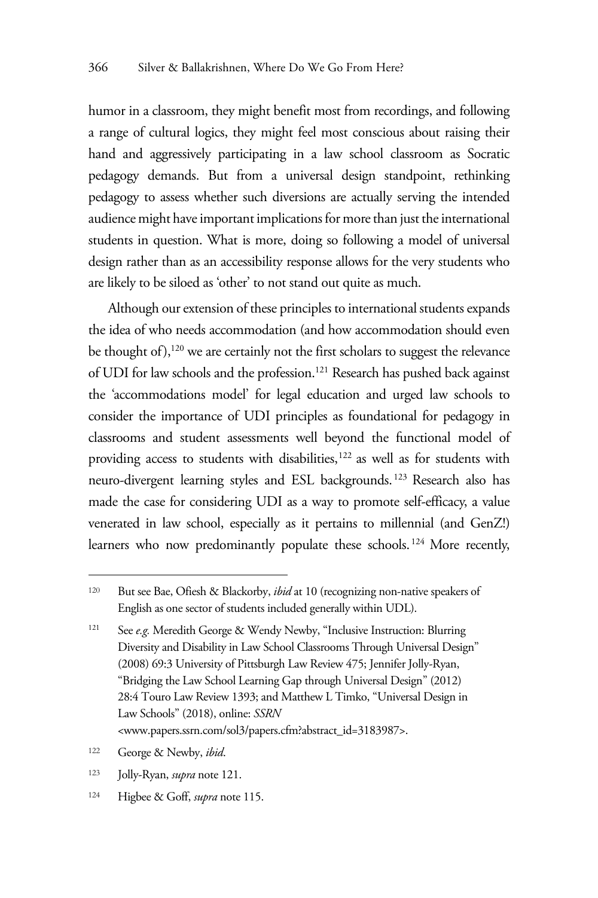humor in a classroom, they might benefit most from recordings, and following a range of cultural logics, they might feel most conscious about raising their hand and aggressively participating in a law school classroom as Socratic pedagogy demands. But from a universal design standpoint, rethinking pedagogy to assess whether such diversions are actually serving the intended audience might have important implications for more than just the international students in question. What is more, doing so following a model of universal design rather than as an accessibility response allows for the very students who are likely to be siloed as 'other' to not stand out quite as much.

Although our extension of these principles to international students expands the idea of who needs accommodation (and how accommodation should even be thought of),[120] we are certainly not the first scholars to suggest the relevance of UDI for law schools and the profession.[121] Research has pushed back against the 'accommodations model' for legal education and urged law schools to consider the importance of UDI principles as foundational for pedagogy in classrooms and student assessments well beyond the functional model of providing access to students with disabilities,[122] as well as for students with neuro-divergent learning styles and ESL backgrounds.[123] Research also has made the case for considering UDI as a way to promote self-efficacy, a value venerated in law school, especially as it pertains to millennial (and GenZ!) learners who now predominantly populate these schools.[124] More recently,

---

120 But see Bae, Ofiesh & Blackorby, *ibid* at 10 (recognizing non-native speakers of English as one sector of students included generally within UDL).

121 See *e.g.* Meredith George & Wendy Newby, "Inclusive Instruction: Blurring Diversity and Disability in Law School Classrooms Through Universal Design" (2008) 69:3 University of Pittsburgh Law Review 475; Jennifer Jolly-Ryan, "Bridging the Law School Learning Gap through Universal Design" (2012) 28:4 Touro Law Review 1393; and Matthew L Timko, "Universal Design in Law Schools" (2018), online: *SSRN* <www.papers.ssrn.com/sol3/papers.cfm?abstract_id=3183987>.

122 George & Newby, *ibid*.

123 Jolly-Ryan, *supra* note 121.

124 Higbee & Goff, *supra* note 115.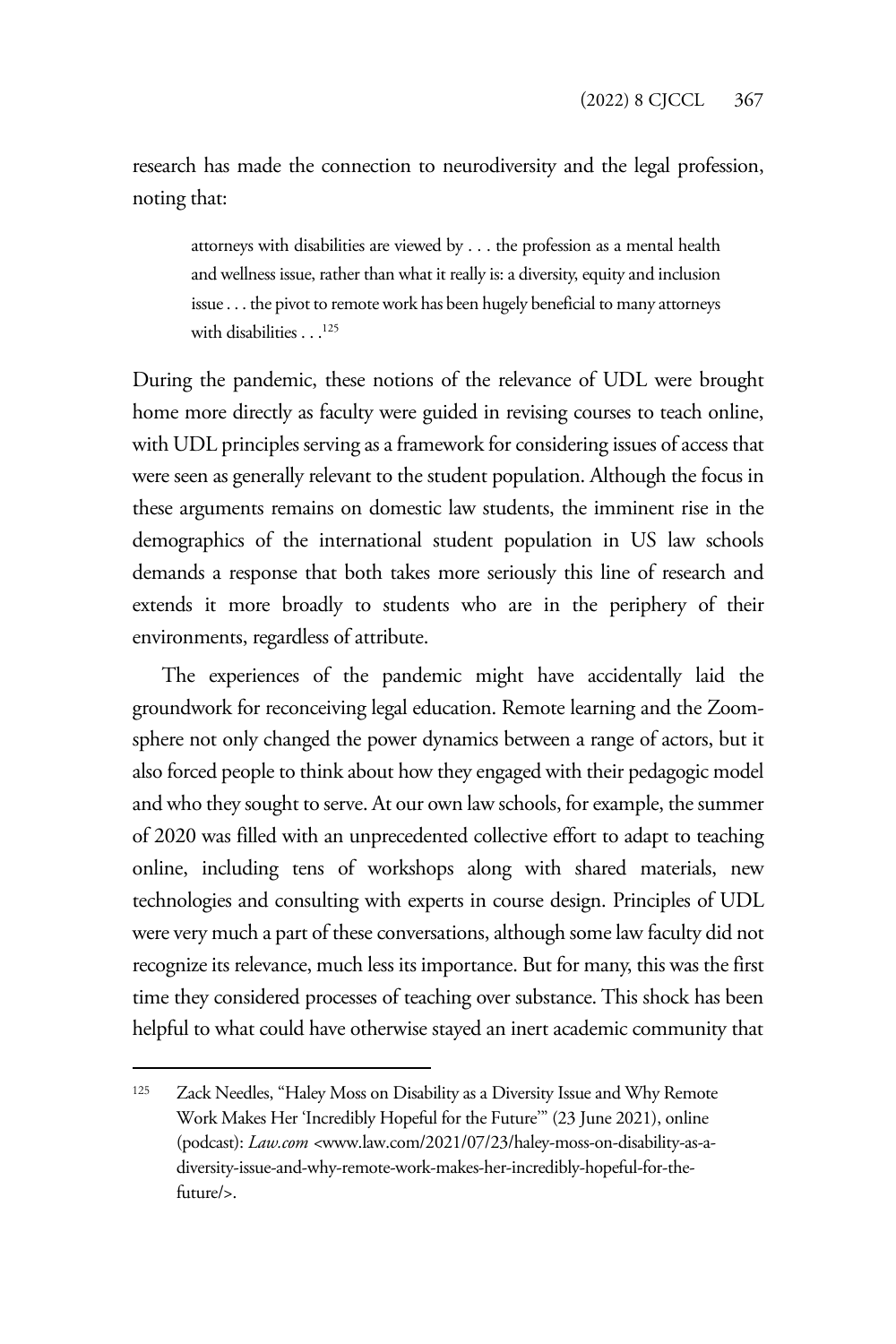research has made the connection to neurodiversity and the legal profession, noting that:

> attorneys with disabilities are viewed by . . . the profession as a mental health and wellness issue, rather than what it really is: a diversity, equity and inclusion issue . . . the pivot to remote work has been hugely beneficial to many attorneys with disabilities . . .[125]

During the pandemic, these notions of the relevance of UDL were brought home more directly as faculty were guided in revising courses to teach online, with UDL principles serving as a framework for considering issues of access that were seen as generally relevant to the student population. Although the focus in these arguments remains on domestic law students, the imminent rise in the demographics of the international student population in US law schools demands a response that both takes more seriously this line of research and extends it more broadly to students who are in the periphery of their environments, regardless of attribute.

The experiences of the pandemic might have accidentally laid the groundwork for reconceiving legal education. Remote learning and the Zoom-sphere not only changed the power dynamics between a range of actors, but it also forced people to think about how they engaged with their pedagogic model and who they sought to serve. At our own law schools, for example, the summer of 2020 was filled with an unprecedented collective effort to adapt to teaching online, including tens of workshops along with shared materials, new technologies and consulting with experts in course design. Principles of UDL were very much a part of these conversations, although some law faculty did not recognize its relevance, much less its importance. But for many, this was the first time they considered processes of teaching over substance. This shock has been helpful to what could have otherwise stayed an inert academic community that

---

[125] Zack Needles, "Haley Moss on Disability as a Diversity Issue and Why Remote Work Makes Her 'Incredibly Hopeful for the Future'" (23 June 2021), online (podcast): *Law.com* <www.law.com/2021/07/23/haley-moss-on-disability-as-a-diversity-issue-and-why-remote-work-makes-her-incredibly-hopeful-for-the-future/>.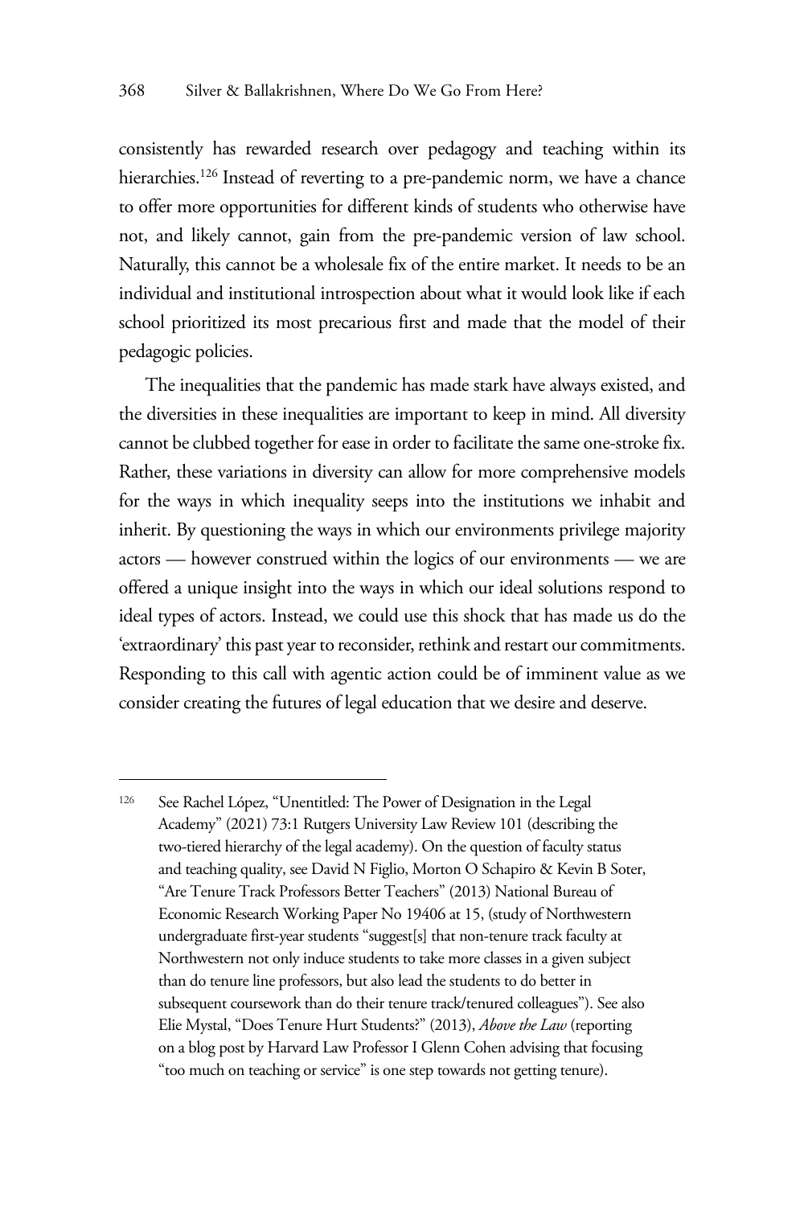consistently has rewarded research over pedagogy and teaching within its hierarchies.[126] Instead of reverting to a pre-pandemic norm, we have a chance to offer more opportunities for different kinds of students who otherwise have not, and likely cannot, gain from the pre-pandemic version of law school. Naturally, this cannot be a wholesale fix of the entire market. It needs to be an individual and institutional introspection about what it would look like if each school prioritized its most precarious first and made that the model of their pedagogic policies.

The inequalities that the pandemic has made stark have always existed, and the diversities in these inequalities are important to keep in mind. All diversity cannot be clubbed together for ease in order to facilitate the same one-stroke fix. Rather, these variations in diversity can allow for more comprehensive models for the ways in which inequality seeps into the institutions we inhabit and inherit. By questioning the ways in which our environments privilege majority actors — however construed within the logics of our environments — we are offered a unique insight into the ways in which our ideal solutions respond to ideal types of actors. Instead, we could use this shock that has made us do the 'extraordinary' this past year to reconsider, rethink and restart our commitments. Responding to this call with agentic action could be of imminent value as we consider creating the futures of legal education that we desire and deserve.

---

[126] See Rachel López, "Unentitled: The Power of Designation in the Legal Academy" (2021) 73:1 Rutgers University Law Review 101 (describing the two-tiered hierarchy of the legal academy). On the question of faculty status and teaching quality, see David N Figlio, Morton O Schapiro & Kevin B Soter, "Are Tenure Track Professors Better Teachers" (2013) National Bureau of Economic Research Working Paper No 19406 at 15, (study of Northwestern undergraduate first-year students "suggest[s] that non-tenure track faculty at Northwestern not only induce students to take more classes in a given subject than do tenure line professors, but also lead the students to do better in subsequent coursework than do their tenure track/tenured colleagues"). See also Elie Mystal, "Does Tenure Hurt Students?" (2013), *Above the Law* (reporting on a blog post by Harvard Law Professor I Glenn Cohen advising that focusing "too much on teaching or service" is one step towards not getting tenure).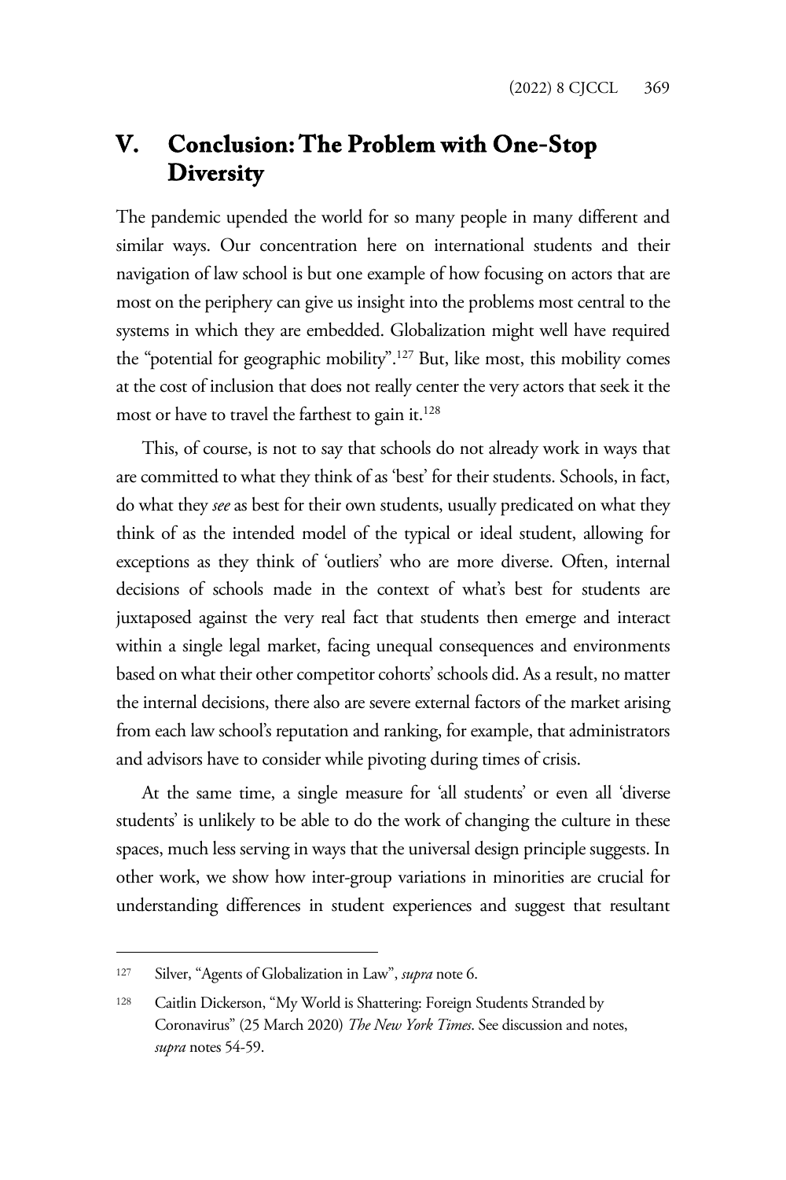## V. Conclusion: The Problem with One-Stop Diversity

The pandemic upended the world for so many people in many different and similar ways. Our concentration here on international students and their navigation of law school is but one example of how focusing on actors that are most on the periphery can give us insight into the problems most central to the systems in which they are embedded. Globalization might well have required the "potential for geographic mobility".[127] But, like most, this mobility comes at the cost of inclusion that does not really center the very actors that seek it the most or have to travel the farthest to gain it.[128]

This, of course, is not to say that schools do not already work in ways that are committed to what they think of as 'best' for their students. Schools, in fact, do what they *see* as best for their own students, usually predicated on what they think of as the intended model of the typical or ideal student, allowing for exceptions as they think of 'outliers' who are more diverse. Often, internal decisions of schools made in the context of what's best for students are juxtaposed against the very real fact that students then emerge and interact within a single legal market, facing unequal consequences and environments based on what their other competitor cohorts' schools did. As a result, no matter the internal decisions, there also are severe external factors of the market arising from each law school's reputation and ranking, for example, that administrators and advisors have to consider while pivoting during times of crisis.

At the same time, a single measure for 'all students' or even all 'diverse students' is unlikely to be able to do the work of changing the culture in these spaces, much less serving in ways that the universal design principle suggests. In other work, we show how inter-group variations in minorities are crucial for understanding differences in student experiences and suggest that resultant

---

127 Silver, "Agents of Globalization in Law", *supra* note 6.

128 Caitlin Dickerson, "My World is Shattering: Foreign Students Stranded by Coronavirus" (25 March 2020) *The New York Times*. See discussion and notes, *supra* notes 54-59.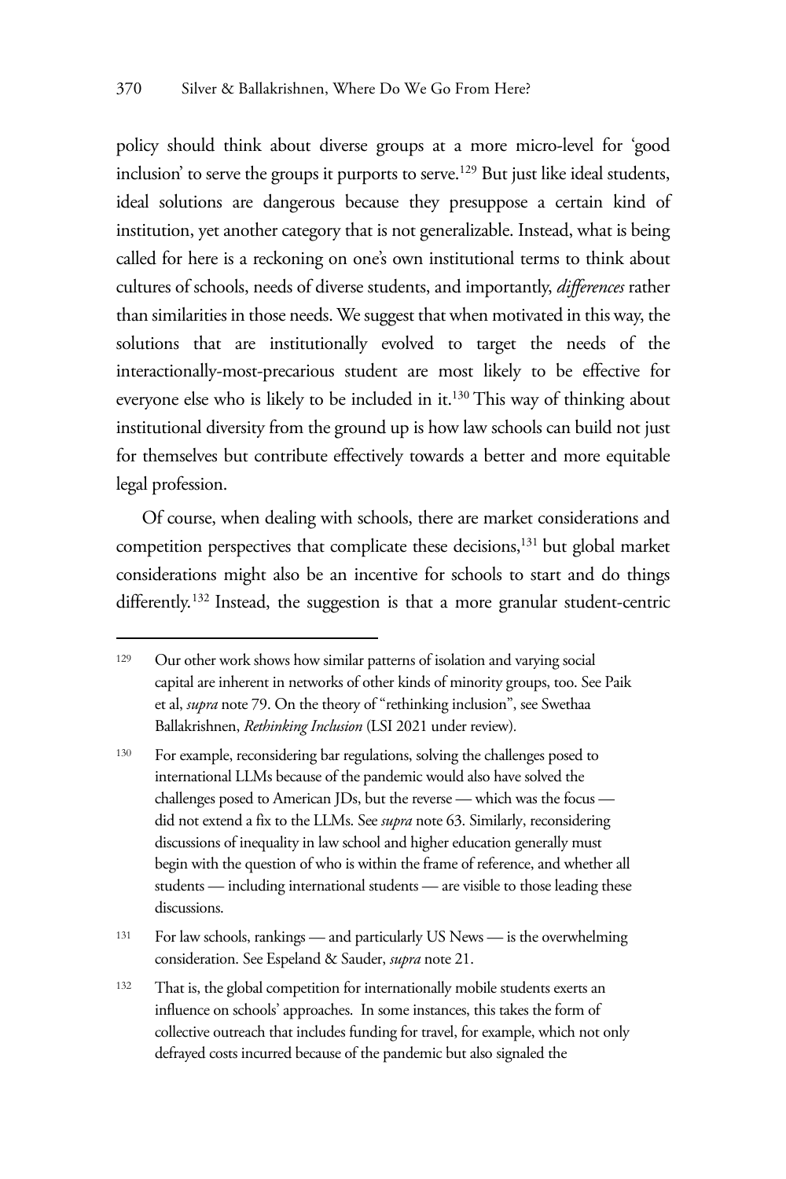policy should think about diverse groups at a more micro-level for 'good inclusion' to serve the groups it purports to serve.[129] But just like ideal students, ideal solutions are dangerous because they presuppose a certain kind of institution, yet another category that is not generalizable. Instead, what is being called for here is a reckoning on one's own institutional terms to think about cultures of schools, needs of diverse students, and importantly, *differences* rather than similarities in those needs. We suggest that when motivated in this way, the solutions that are institutionally evolved to target the needs of the interactionally-most-precarious student are most likely to be effective for everyone else who is likely to be included in it.[130] This way of thinking about institutional diversity from the ground up is how law schools can build not just for themselves but contribute effectively towards a better and more equitable legal profession.

Of course, when dealing with schools, there are market considerations and competition perspectives that complicate these decisions,[131] but global market considerations might also be an incentive for schools to start and do things differently.[132] Instead, the suggestion is that a more granular student-centric

---

[129] Our other work shows how similar patterns of isolation and varying social capital are inherent in networks of other kinds of minority groups, too. See Paik et al, *supra* note 79. On the theory of "rethinking inclusion", see Swethaa Ballakrishnen, *Rethinking Inclusion* (LSI 2021 under review).

[130] For example, reconsidering bar regulations, solving the challenges posed to international LLMs because of the pandemic would also have solved the challenges posed to American JDs, but the reverse — which was the focus — did not extend a fix to the LLMs. See *supra* note 63. Similarly, reconsidering discussions of inequality in law school and higher education generally must begin with the question of who is within the frame of reference, and whether all students — including international students — are visible to those leading these discussions.

[131] For law schools, rankings — and particularly US News — is the overwhelming consideration. See Espeland & Sauder, *supra* note 21.

[132] That is, the global competition for internationally mobile students exerts an influence on schools' approaches. In some instances, this takes the form of collective outreach that includes funding for travel, for example, which not only defrayed costs incurred because of the pandemic but also signaled the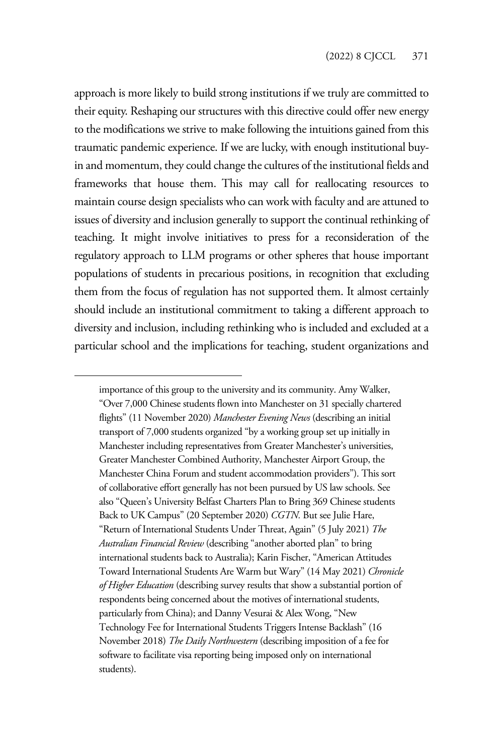approach is more likely to build strong institutions if we truly are committed to their equity. Reshaping our structures with this directive could offer new energy to the modifications we strive to make following the intuitions gained from this traumatic pandemic experience. If we are lucky, with enough institutional buy-in and momentum, they could change the cultures of the institutional fields and frameworks that house them. This may call for reallocating resources to maintain course design specialists who can work with faculty and are attuned to issues of diversity and inclusion generally to support the continual rethinking of teaching. It might involve initiatives to press for a reconsideration of the regulatory approach to LLM programs or other spheres that house important populations of students in precarious positions, in recognition that excluding them from the focus of regulation has not supported them. It almost certainly should include an institutional commitment to taking a different approach to diversity and inclusion, including rethinking who is included and excluded at a particular school and the implications for teaching, student organizations and

---

importance of this group to the university and its community. Amy Walker, "Over 7,000 Chinese students flown into Manchester on 31 specially chartered flights" (11 November 2020) *Manchester Evening News* (describing an initial transport of 7,000 students organized "by a working group set up initially in Manchester including representatives from Greater Manchester's universities, Greater Manchester Combined Authority, Manchester Airport Group, the Manchester China Forum and student accommodation providers"). This sort of collaborative effort generally has not been pursued by US law schools. See also "Queen's University Belfast Charters Plan to Bring 369 Chinese students Back to UK Campus" (20 September 2020) *CGTN*. But see Julie Hare, "Return of International Students Under Threat, Again" (5 July 2021) *The Australian Financial Review* (describing "another aborted plan" to bring international students back to Australia); Karin Fischer, "American Attitudes Toward International Students Are Warm but Wary" (14 May 2021) *Chronicle of Higher Education* (describing survey results that show a substantial portion of respondents being concerned about the motives of international students, particularly from China); and Danny Vesurai & Alex Wong, "New Technology Fee for International Students Triggers Intense Backlash" (16 November 2018) *The Daily Northwestern* (describing imposition of a fee for software to facilitate visa reporting being imposed only on international students).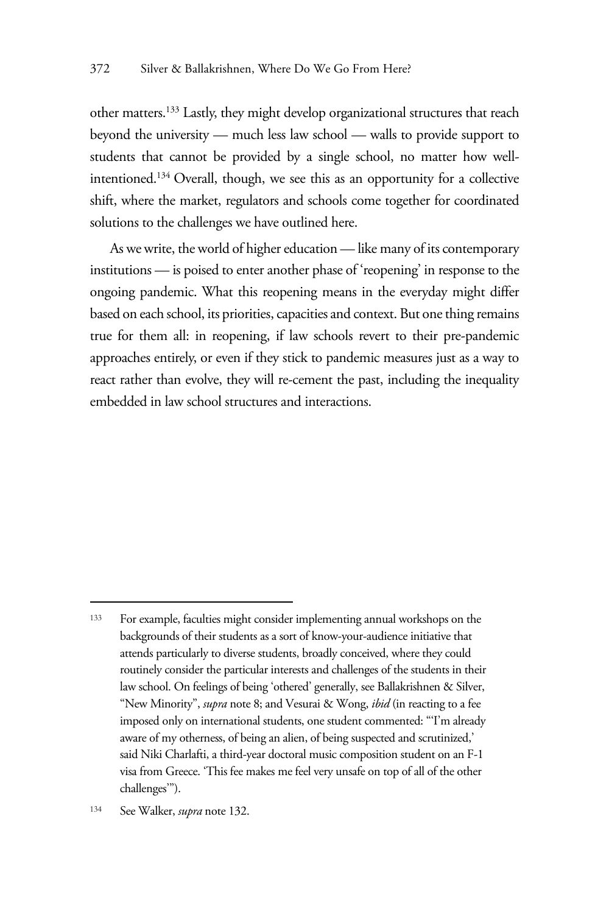other matters.[133] Lastly, they might develop organizational structures that reach beyond the university — much less law school — walls to provide support to students that cannot be provided by a single school, no matter how well-intentioned.[134] Overall, though, we see this as an opportunity for a collective shift, where the market, regulators and schools come together for coordinated solutions to the challenges we have outlined here.

As we write, the world of higher education — like many of its contemporary institutions — is poised to enter another phase of 'reopening' in response to the ongoing pandemic. What this reopening means in the everyday might differ based on each school, its priorities, capacities and context. But one thing remains true for them all: in reopening, if law schools revert to their pre-pandemic approaches entirely, or even if they stick to pandemic measures just as a way to react rather than evolve, they will re-cement the past, including the inequality embedded in law school structures and interactions.

---

133 For example, faculties might consider implementing annual workshops on the backgrounds of their students as a sort of know-your-audience initiative that attends particularly to diverse students, broadly conceived, where they could routinely consider the particular interests and challenges of the students in their law school. On feelings of being 'othered' generally, see Ballakrishnen & Silver, "New Minority", *supra* note 8; and Vesurai & Wong, *ibid* (in reacting to a fee imposed only on international students, one student commented: "'I'm already aware of my otherness, of being an alien, of being suspected and scrutinized,' said Niki Charlafti, a third-year doctoral music composition student on an F-1 visa from Greece. 'This fee makes me feel very unsafe on top of all of the other challenges'").

134 See Walker, *supra* note 132.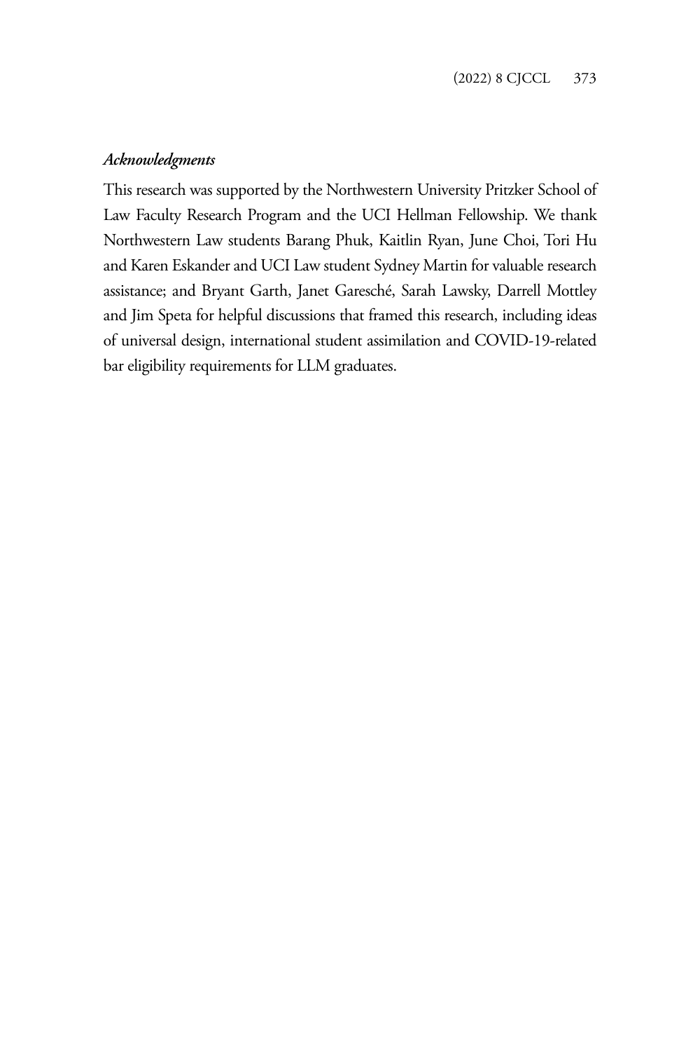***Acknowledgments***

This research was supported by the Northwestern University Pritzker School of Law Faculty Research Program and the UCI Hellman Fellowship. We thank Northwestern Law students Barang Phuk, Kaitlin Ryan, June Choi, Tori Hu and Karen Eskander and UCI Law student Sydney Martin for valuable research assistance; and Bryant Garth, Janet Garesché, Sarah Lawsky, Darrell Mottley and Jim Speta for helpful discussions that framed this research, including ideas of universal design, international student assimilation and COVID-19-related bar eligibility requirements for LLM graduates.